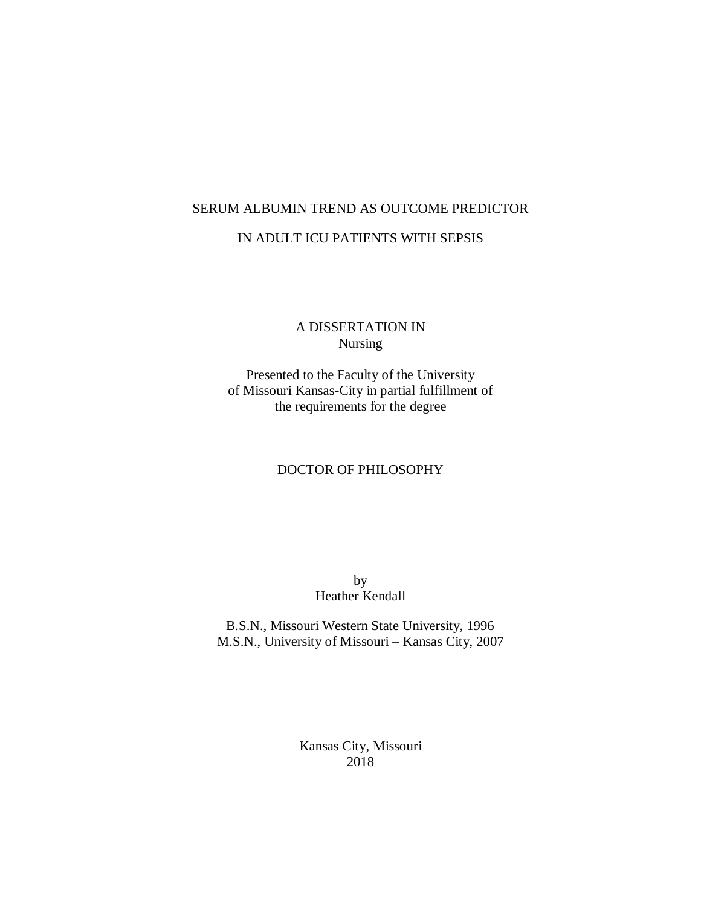# SERUM ALBUMIN TREND AS OUTCOME PREDICTOR

# IN ADULT ICU PATIENTS WITH SEPSIS

A DISSERTATION IN
Nursing

Presented to the Faculty of the University
of Missouri Kansas-City in partial fulfillment of
the requirements for the degree

DOCTOR OF PHILOSOPHY

by
Heather Kendall

B.S.N., Missouri Western State University, 1996
M.S.N., University of Missouri – Kansas City, 2007

Kansas City, Missouri
2018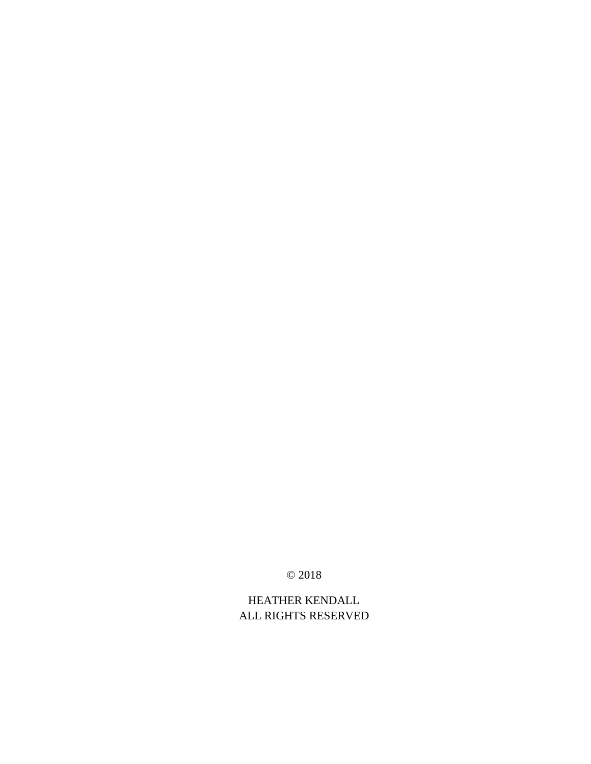© 2018

HEATHER KENDALL
ALL RIGHTS RESERVED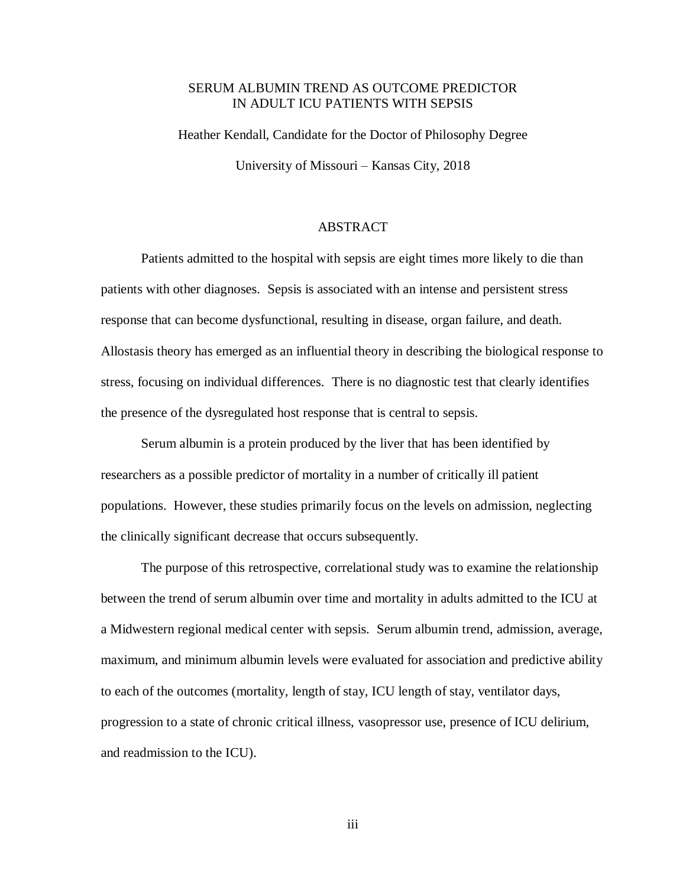# SERUM ALBUMIN TREND AS OUTCOME PREDICTOR IN ADULT ICU PATIENTS WITH SEPSIS

Heather Kendall, Candidate for the Doctor of Philosophy Degree

University of Missouri – Kansas City, 2018

## ABSTRACT

Patients admitted to the hospital with sepsis are eight times more likely to die than patients with other diagnoses. Sepsis is associated with an intense and persistent stress response that can become dysfunctional, resulting in disease, organ failure, and death. Allostasis theory has emerged as an influential theory in describing the biological response to stress, focusing on individual differences. There is no diagnostic test that clearly identifies the presence of the dysregulated host response that is central to sepsis.

Serum albumin is a protein produced by the liver that has been identified by researchers as a possible predictor of mortality in a number of critically ill patient populations. However, these studies primarily focus on the levels on admission, neglecting the clinically significant decrease that occurs subsequently.

The purpose of this retrospective, correlational study was to examine the relationship between the trend of serum albumin over time and mortality in adults admitted to the ICU at a Midwestern regional medical center with sepsis. Serum albumin trend, admission, average, maximum, and minimum albumin levels were evaluated for association and predictive ability to each of the outcomes (mortality, length of stay, ICU length of stay, ventilator days, progression to a state of chronic critical illness, vasopressor use, presence of ICU delirium, and readmission to the ICU).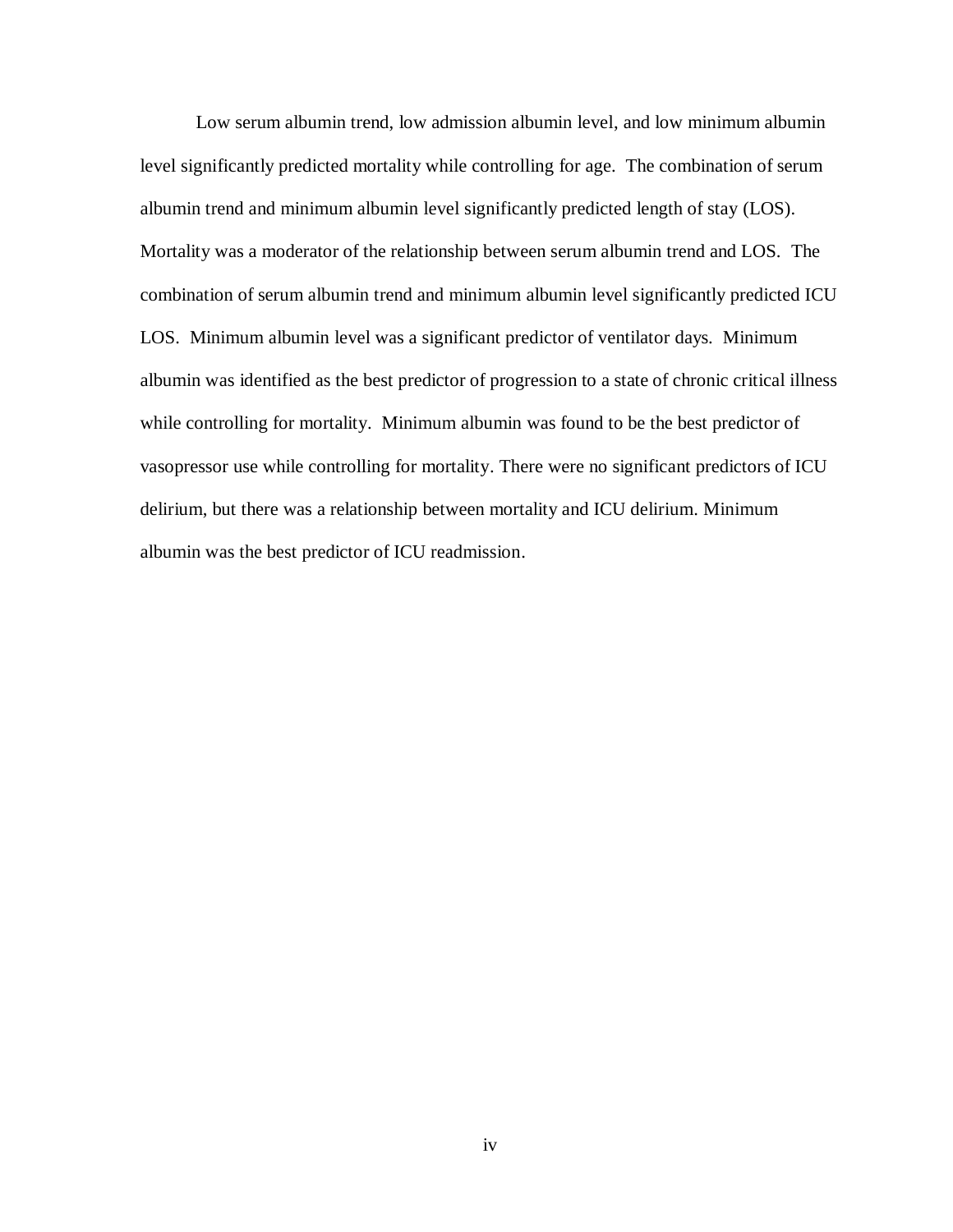Low serum albumin trend, low admission albumin level, and low minimum albumin level significantly predicted mortality while controlling for age. The combination of serum albumin trend and minimum albumin level significantly predicted length of stay (LOS). Mortality was a moderator of the relationship between serum albumin trend and LOS. The combination of serum albumin trend and minimum albumin level significantly predicted ICU LOS. Minimum albumin level was a significant predictor of ventilator days. Minimum albumin was identified as the best predictor of progression to a state of chronic critical illness while controlling for mortality. Minimum albumin was found to be the best predictor of vasopressor use while controlling for mortality. There were no significant predictors of ICU delirium, but there was a relationship between mortality and ICU delirium. Minimum albumin was the best predictor of ICU readmission.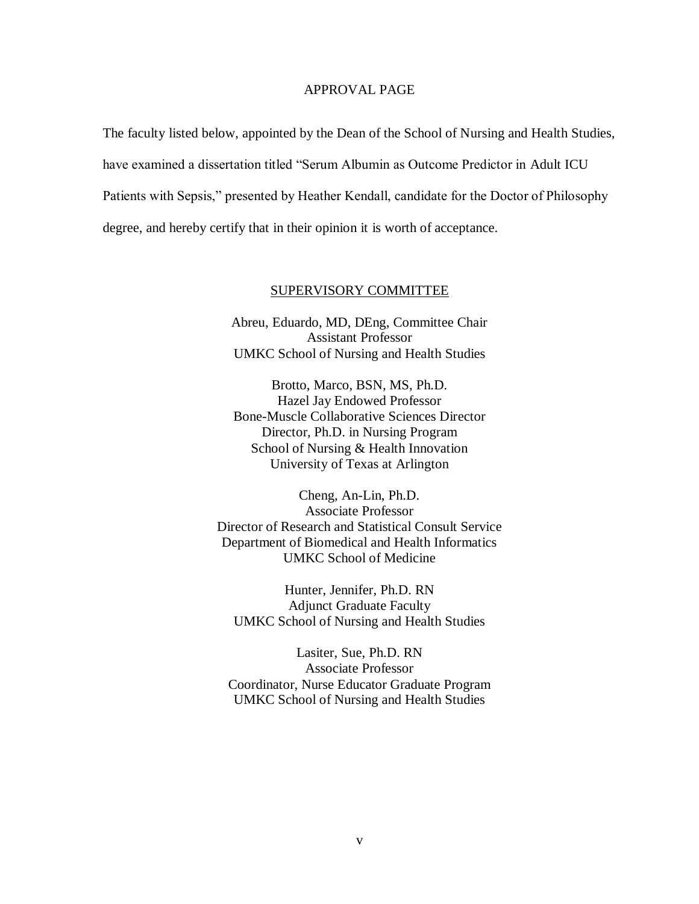# APPROVAL PAGE

The faculty listed below, appointed by the Dean of the School of Nursing and Health Studies, have examined a dissertation titled "Serum Albumin as Outcome Predictor in Adult ICU Patients with Sepsis," presented by Heather Kendall, candidate for the Doctor of Philosophy degree, and hereby certify that in their opinion it is worth of acceptance.

## SUPERVISORY COMMITTEE

Abreu, Eduardo, MD, DEng, Committee Chair
Assistant Professor
UMKC School of Nursing and Health Studies

Brotto, Marco, BSN, MS, Ph.D.
Hazel Jay Endowed Professor
Bone-Muscle Collaborative Sciences Director
Director, Ph.D. in Nursing Program
School of Nursing & Health Innovation
University of Texas at Arlington

Cheng, An-Lin, Ph.D.
Associate Professor
Director of Research and Statistical Consult Service
Department of Biomedical and Health Informatics
UMKC School of Medicine

Hunter, Jennifer, Ph.D. RN
Adjunct Graduate Faculty
UMKC School of Nursing and Health Studies

Lasiter, Sue, Ph.D. RN
Associate Professor
Coordinator, Nurse Educator Graduate Program
UMKC School of Nursing and Health Studies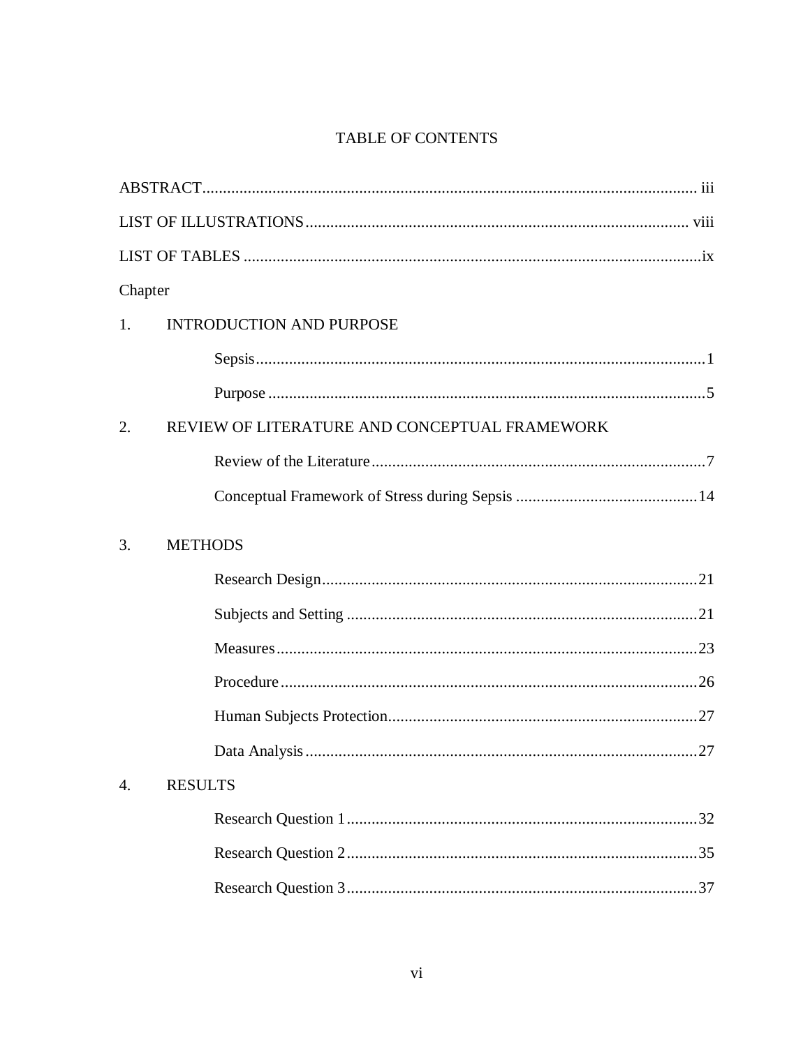# TABLE OF CONTENTS

ABSTRACT ........................................................ iii

LIST OF ILLUSTRATIONS ........................................ viii

LIST OF TABLES ................................................... ix

Chapter

1. INTRODUCTION AND PURPOSE

   Sepsis ........................................................ 1

   Purpose ...................................................... 5

2. REVIEW OF LITERATURE AND CONCEPTUAL FRAMEWORK

   Review of the Literature ...................................... 7

   Conceptual Framework of Stress during Sepsis ................. 14

3. METHODS

   Research Design .............................................. 21

   Subjects and Setting ......................................... 21

   Measures ..................................................... 23

   Procedure .................................................... 26

   Human Subjects Protection .................................... 27

   Data Analysis ................................................ 27

4. RESULTS

   Research Question 1 .......................................... 32

   Research Question 2 .......................................... 35

   Research Question 3 .......................................... 37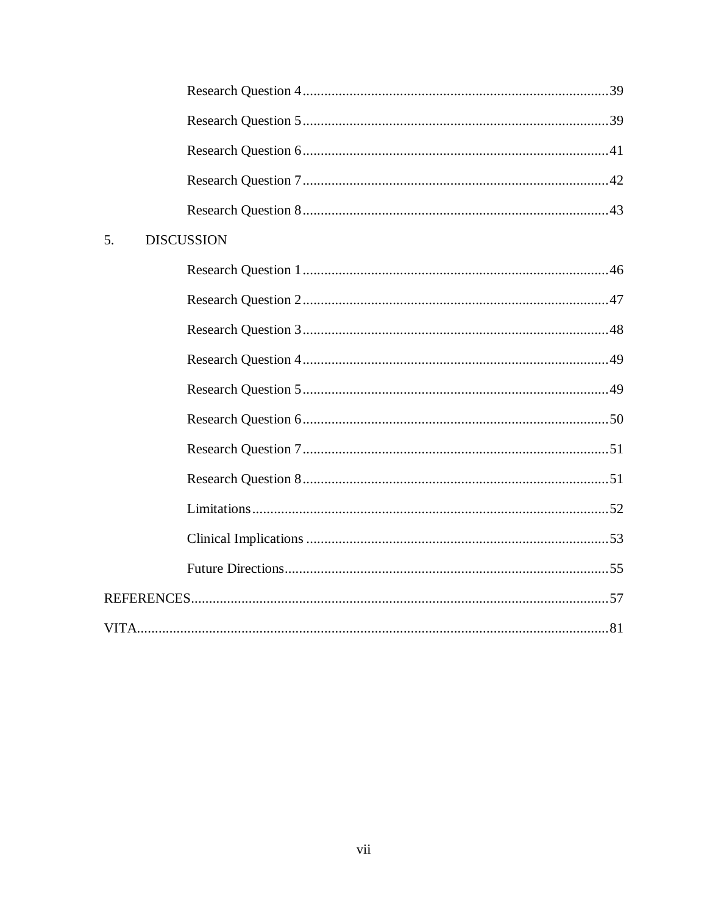Research Question 4 ........................................................................................39

Research Question 5 ........................................................................................39

Research Question 6 ........................................................................................41

Research Question 7 ........................................................................................42

Research Question 8 ........................................................................................43

5. DISCUSSION

Research Question 1 ........................................................................................46

Research Question 2 ........................................................................................47

Research Question 3 ........................................................................................48

Research Question 4 ........................................................................................49

Research Question 5 ........................................................................................49

Research Question 6 ........................................................................................50

Research Question 7 ........................................................................................51

Research Question 8 ........................................................................................51

Limitations ........................................................................................................52

Clinical Implications ........................................................................................53

Future Directions ..............................................................................................55

REFERENCES ...........................................................................................................57

VITA ...........................................................................................................................81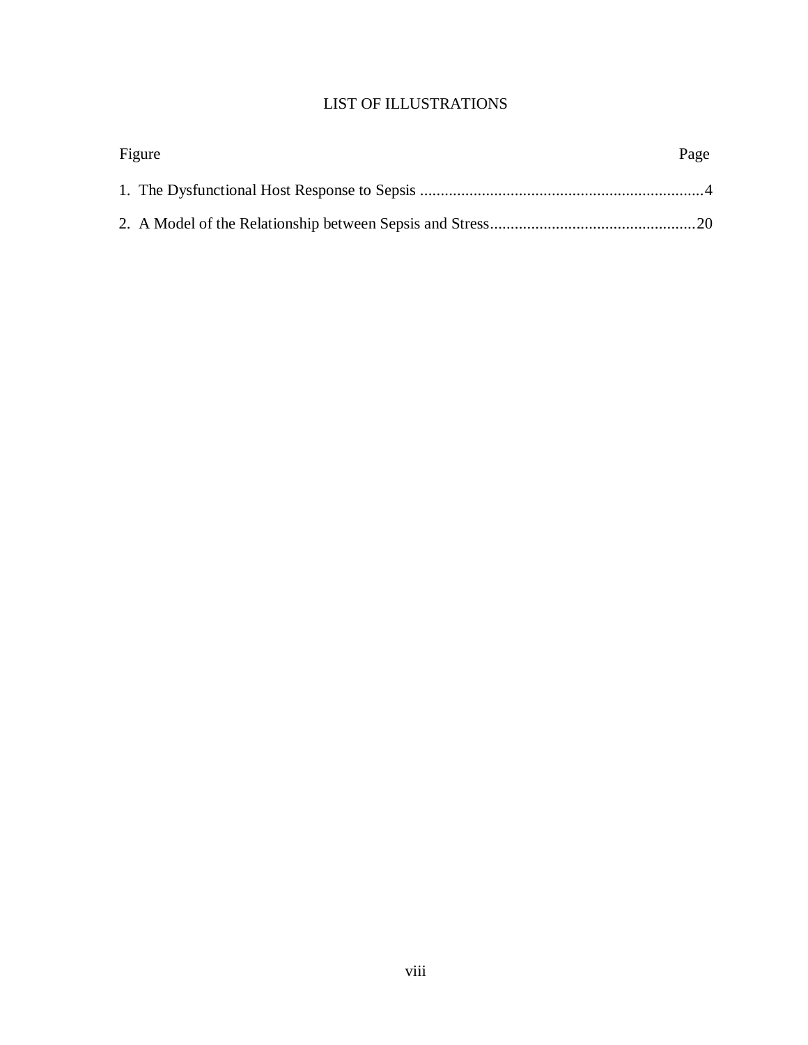# LIST OF ILLUSTRATIONS

| Figure | Page |
|---|---|
| 1. The Dysfunctional Host Response to Sepsis | 4 |
| 2. A Model of the Relationship between Sepsis and Stress | 20 |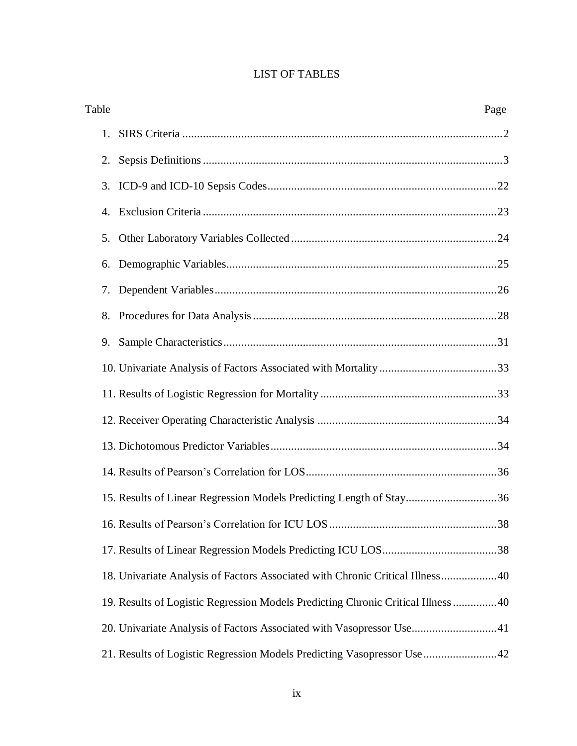# LIST OF TABLES

| Table | Page |
|---|---|
| 1. SIRS Criteria | 2 |
| 2. Sepsis Definitions | 3 |
| 3. ICD-9 and ICD-10 Sepsis Codes | 22 |
| 4. Exclusion Criteria | 23 |
| 5. Other Laboratory Variables Collected | 24 |
| 6. Demographic Variables | 25 |
| 7. Dependent Variables | 26 |
| 8. Procedures for Data Analysis | 28 |
| 9. Sample Characteristics | 31 |
| 10. Univariate Analysis of Factors Associated with Mortality | 33 |
| 11. Results of Logistic Regression for Mortality | 33 |
| 12. Receiver Operating Characteristic Analysis | 34 |
| 13. Dichotomous Predictor Variables | 34 |
| 14. Results of Pearson's Correlation for LOS | 36 |
| 15. Results of Linear Regression Models Predicting Length of Stay | 36 |
| 16. Results of Pearson's Correlation for ICU LOS | 38 |
| 17. Results of Linear Regression Models Predicting ICU LOS | 38 |
| 18. Univariate Analysis of Factors Associated with Chronic Critical Illness | 40 |
| 19. Results of Logistic Regression Models Predicting Chronic Critical Illness | 40 |
| 20. Univariate Analysis of Factors Associated with Vasopressor Use | 41 |
| 21. Results of Logistic Regression Models Predicting Vasopressor Use | 42 |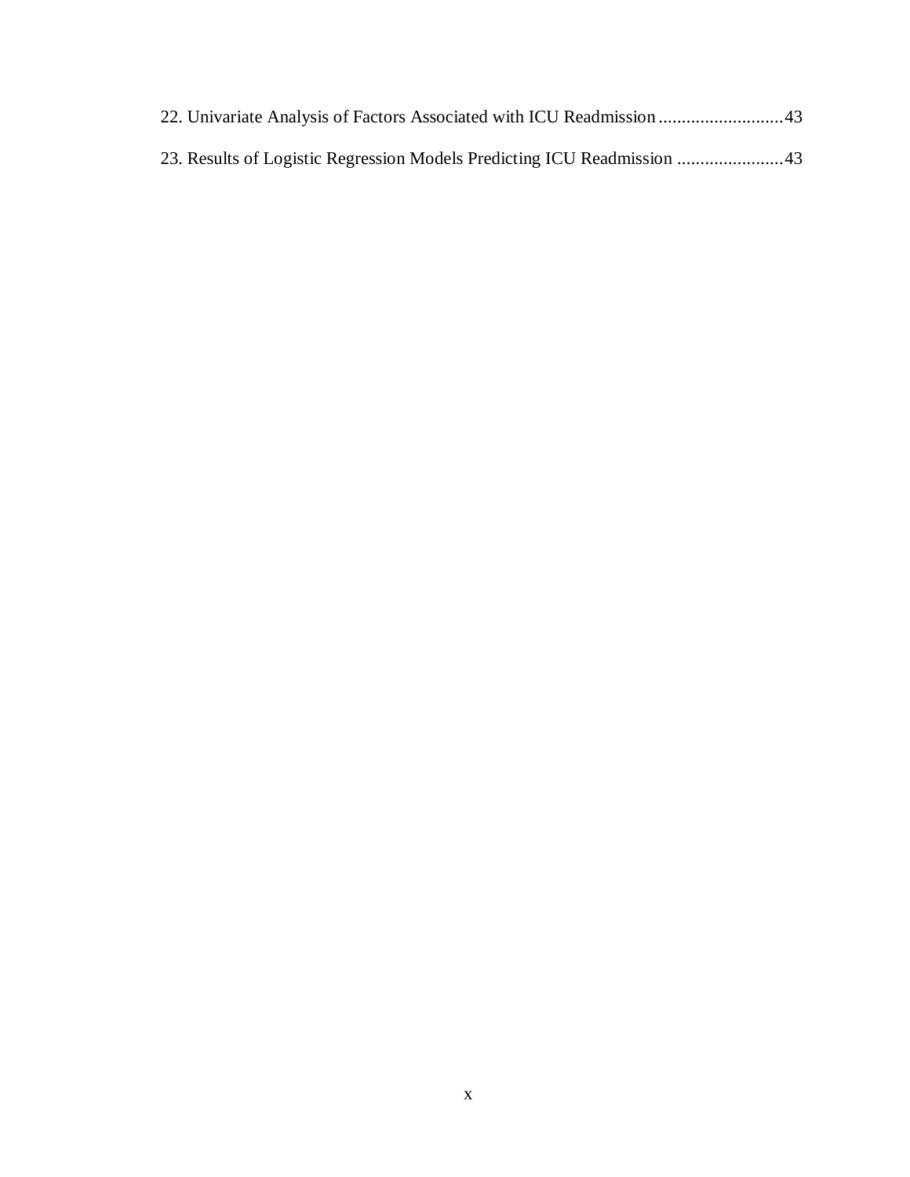22. Univariate Analysis of Factors Associated with ICU Readmission ...........................43

23. Results of Logistic Regression Models Predicting ICU Readmission .......................43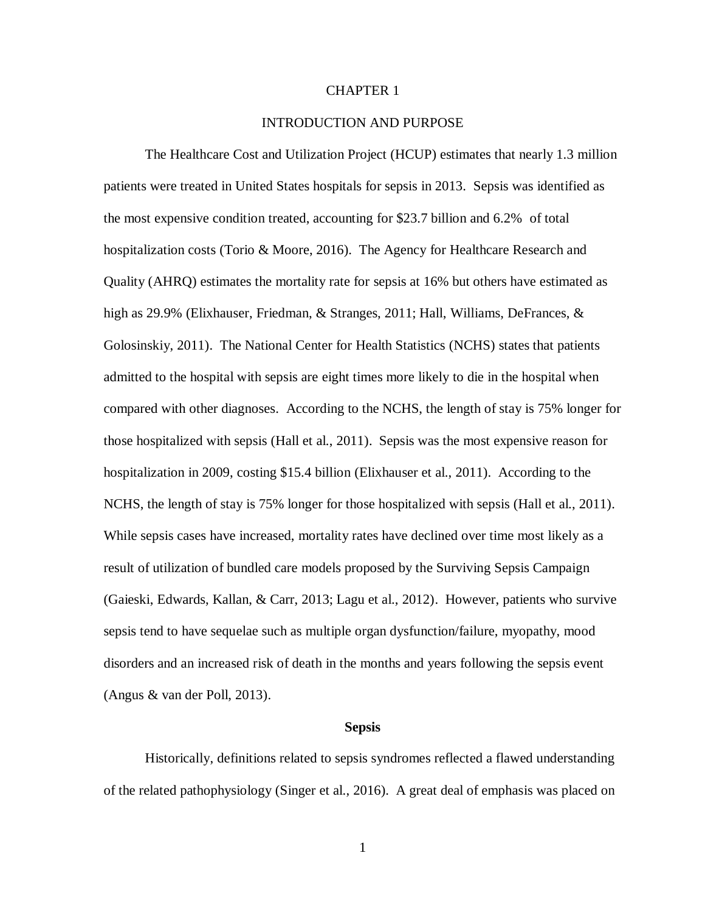# CHAPTER 1

# INTRODUCTION AND PURPOSE

The Healthcare Cost and Utilization Project (HCUP) estimates that nearly 1.3 million patients were treated in United States hospitals for sepsis in 2013. Sepsis was identified as the most expensive condition treated, accounting for $23.7 billion and 6.2% of total hospitalization costs (Torio & Moore, 2016). The Agency for Healthcare Research and Quality (AHRQ) estimates the mortality rate for sepsis at 16% but others have estimated as high as 29.9% (Elixhauser, Friedman, & Stranges, 2011; Hall, Williams, DeFrances, & Golosinskiy, 2011). The National Center for Health Statistics (NCHS) states that patients admitted to the hospital with sepsis are eight times more likely to die in the hospital when compared with other diagnoses. According to the NCHS, the length of stay is 75% longer for those hospitalized with sepsis (Hall et al., 2011). Sepsis was the most expensive reason for hospitalization in 2009, costing $15.4 billion (Elixhauser et al., 2011). According to the NCHS, the length of stay is 75% longer for those hospitalized with sepsis (Hall et al., 2011). While sepsis cases have increased, mortality rates have declined over time most likely as a result of utilization of bundled care models proposed by the Surviving Sepsis Campaign (Gaieski, Edwards, Kallan, & Carr, 2013; Lagu et al., 2012). However, patients who survive sepsis tend to have sequelae such as multiple organ dysfunction/failure, myopathy, mood disorders and an increased risk of death in the months and years following the sepsis event (Angus & van der Poll, 2013).

## Sepsis

Historically, definitions related to sepsis syndromes reflected a flawed understanding of the related pathophysiology (Singer et al., 2016). A great deal of emphasis was placed on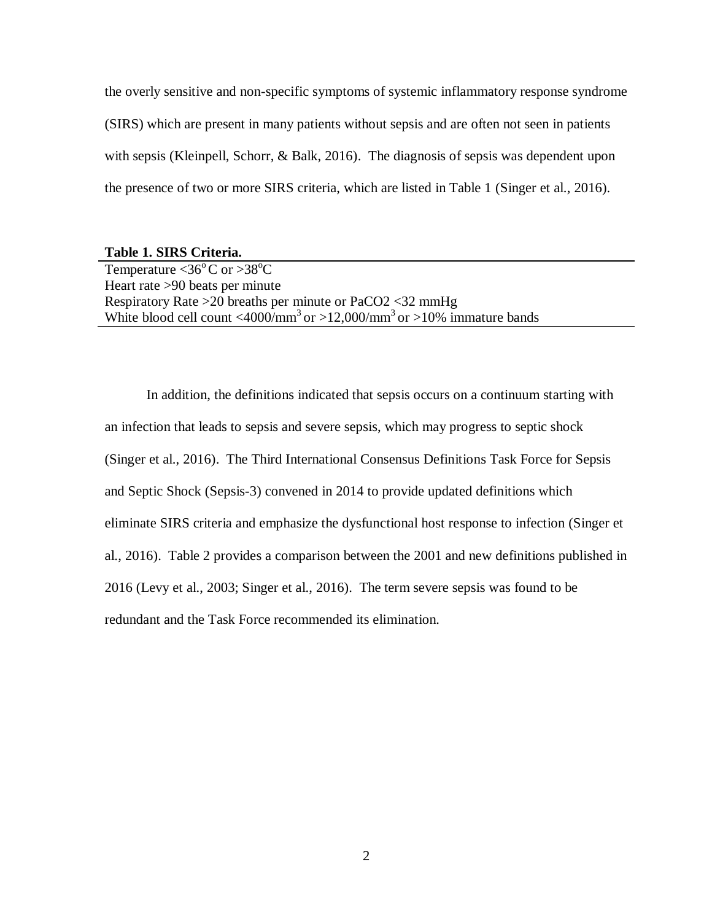the overly sensitive and non-specific symptoms of systemic inflammatory response syndrome (SIRS) which are present in many patients without sepsis and are often not seen in patients with sepsis (Kleinpell, Schorr, & Balk, 2016). The diagnosis of sepsis was dependent upon the presence of two or more SIRS criteria, which are listed in Table 1 (Singer et al., 2016).

**Table 1. SIRS Criteria.**

| |
|---|
| Temperature <36$^{o}$C or >38$^{o}$C |
| Heart rate >90 beats per minute |
| Respiratory Rate >20 breaths per minute or $PaCO_2$ <32 mmHg |
| White blood cell count <4000/mm$^3$ or >12,000/mm$^3$ or >10% immature bands |

In addition, the definitions indicated that sepsis occurs on a continuum starting with an infection that leads to sepsis and severe sepsis, which may progress to septic shock (Singer et al., 2016). The Third International Consensus Definitions Task Force for Sepsis and Septic Shock (Sepsis-3) convened in 2014 to provide updated definitions which eliminate SIRS criteria and emphasize the dysfunctional host response to infection (Singer et al., 2016). Table 2 provides a comparison between the 2001 and new definitions published in 2016 (Levy et al., 2003; Singer et al., 2016). The term severe sepsis was found to be redundant and the Task Force recommended its elimination.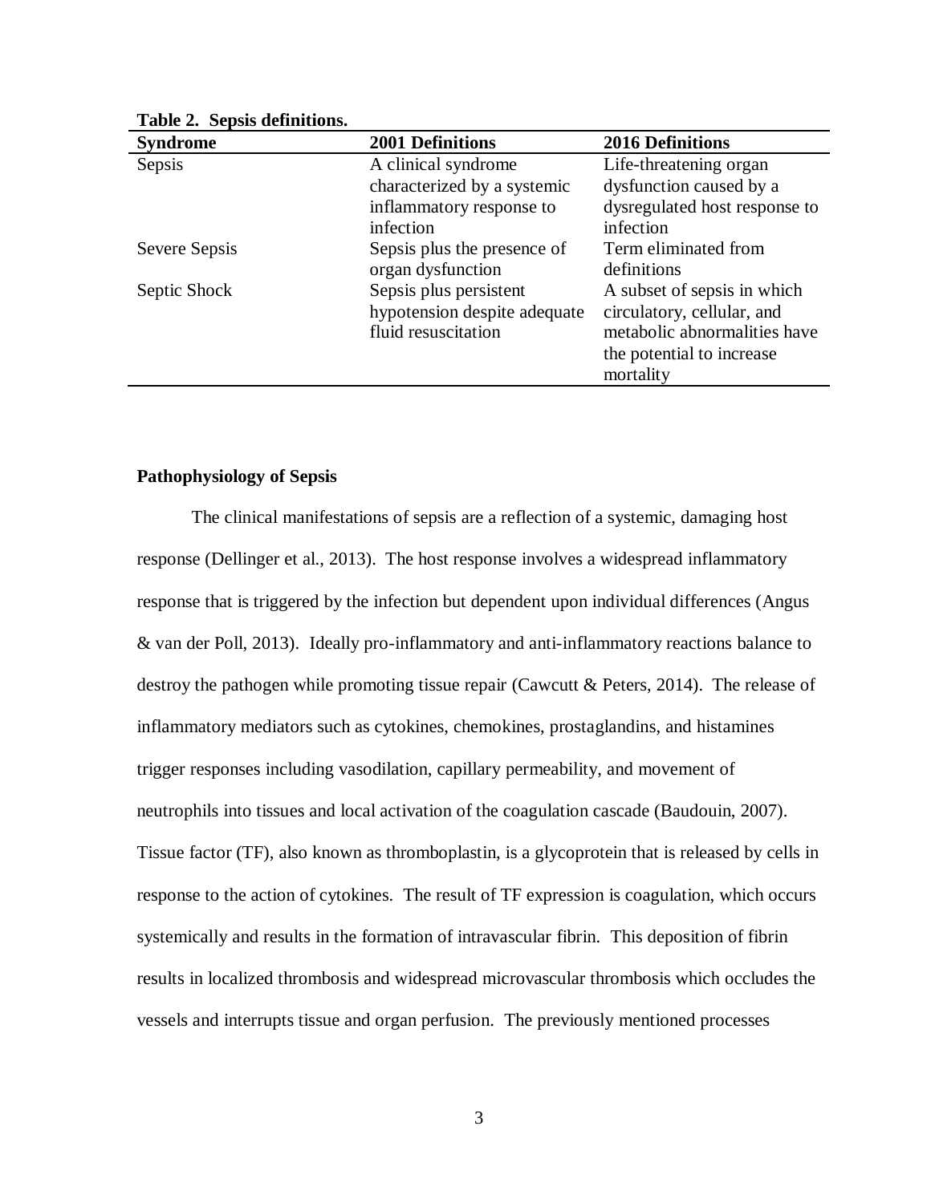**Table 2. Sepsis definitions.**

| Syndrome | 2001 Definitions | 2016 Definitions |
|---|---|---|
| Sepsis | A clinical syndrome characterized by a systemic inflammatory response to infection | Life-threatening organ dysfunction caused by a dysregulated host response to infection |
| Severe Sepsis | Sepsis plus the presence of organ dysfunction | Term eliminated from definitions |
| Septic Shock | Sepsis plus persistent hypotension despite adequate fluid resuscitation | A subset of sepsis in which circulatory, cellular, and metabolic abnormalities have the potential to increase mortality |

**Pathophysiology of Sepsis**

The clinical manifestations of sepsis are a reflection of a systemic, damaging host response (Dellinger et al., 2013). The host response involves a widespread inflammatory response that is triggered by the infection but dependent upon individual differences (Angus & van der Poll, 2013). Ideally pro-inflammatory and anti-inflammatory reactions balance to destroy the pathogen while promoting tissue repair (Cawcutt & Peters, 2014). The release of inflammatory mediators such as cytokines, chemokines, prostaglandins, and histamines trigger responses including vasodilation, capillary permeability, and movement of neutrophils into tissues and local activation of the coagulation cascade (Baudouin, 2007). Tissue factor (TF), also known as thromboplastin, is a glycoprotein that is released by cells in response to the action of cytokines. The result of TF expression is coagulation, which occurs systemically and results in the formation of intravascular fibrin. This deposition of fibrin results in localized thrombosis and widespread microvascular thrombosis which occludes the vessels and interrupts tissue and organ perfusion. The previously mentioned processes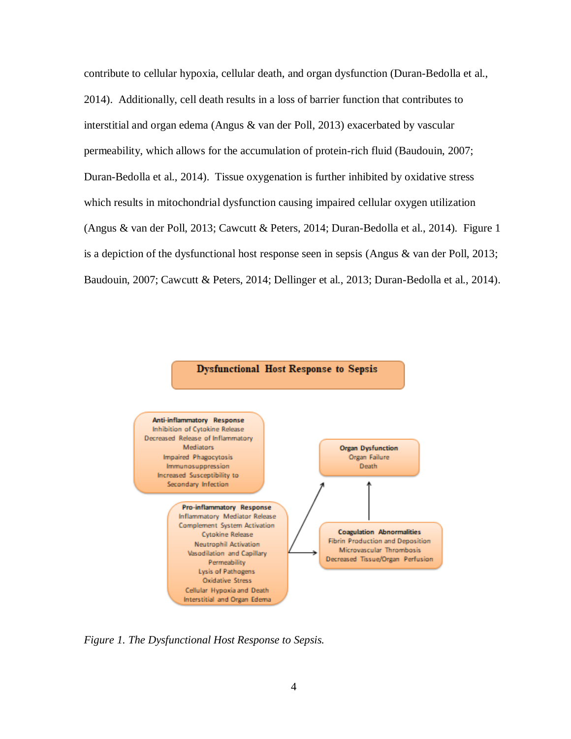contribute to cellular hypoxia, cellular death, and organ dysfunction (Duran-Bedolla et al., 2014). Additionally, cell death results in a loss of barrier function that contributes to interstitial and organ edema (Angus & van der Poll, 2013) exacerbated by vascular permeability, which allows for the accumulation of protein-rich fluid (Baudouin, 2007; Duran-Bedolla et al., 2014). Tissue oxygenation is further inhibited by oxidative stress which results in mitochondrial dysfunction causing impaired cellular oxygen utilization (Angus & van der Poll, 2013; Cawcutt & Peters, 2014; Duran-Bedolla et al., 2014). Figure 1 is a depiction of the dysfunctional host response seen in sepsis (Angus & van der Poll, 2013; Baudouin, 2007; Cawcutt & Peters, 2014; Dellinger et al., 2013; Duran-Bedolla et al., 2014).

**Dysfunctional Host Response to Sepsis**

**Anti-inflammatory Response**
Inhibition of Cytokine Release
Decreased Release of Inflammatory Mediators
Impaired Phagocytosis
Immunosuppression
Increased Susceptibility to Secondary Infection

**Pro-inflammatory Response**
Inflammatory Mediator Release
Complement System Activation
Cytokine Release
Neutrophil Activation
Vasodilation and Capillary Permeability
Lysis of Pathogens
Oxidative Stress
Cellular Hypoxia and Death
Interstitial and Organ Edema

**Organ Dysfunction**
Organ Failure
Death

**Coagulation Abnormalities**
Fibrin Production and Deposition
Microvascular Thrombosis
Decreased Tissue/Organ Perfusion

*Figure 1. The Dysfunctional Host Response to Sepsis.*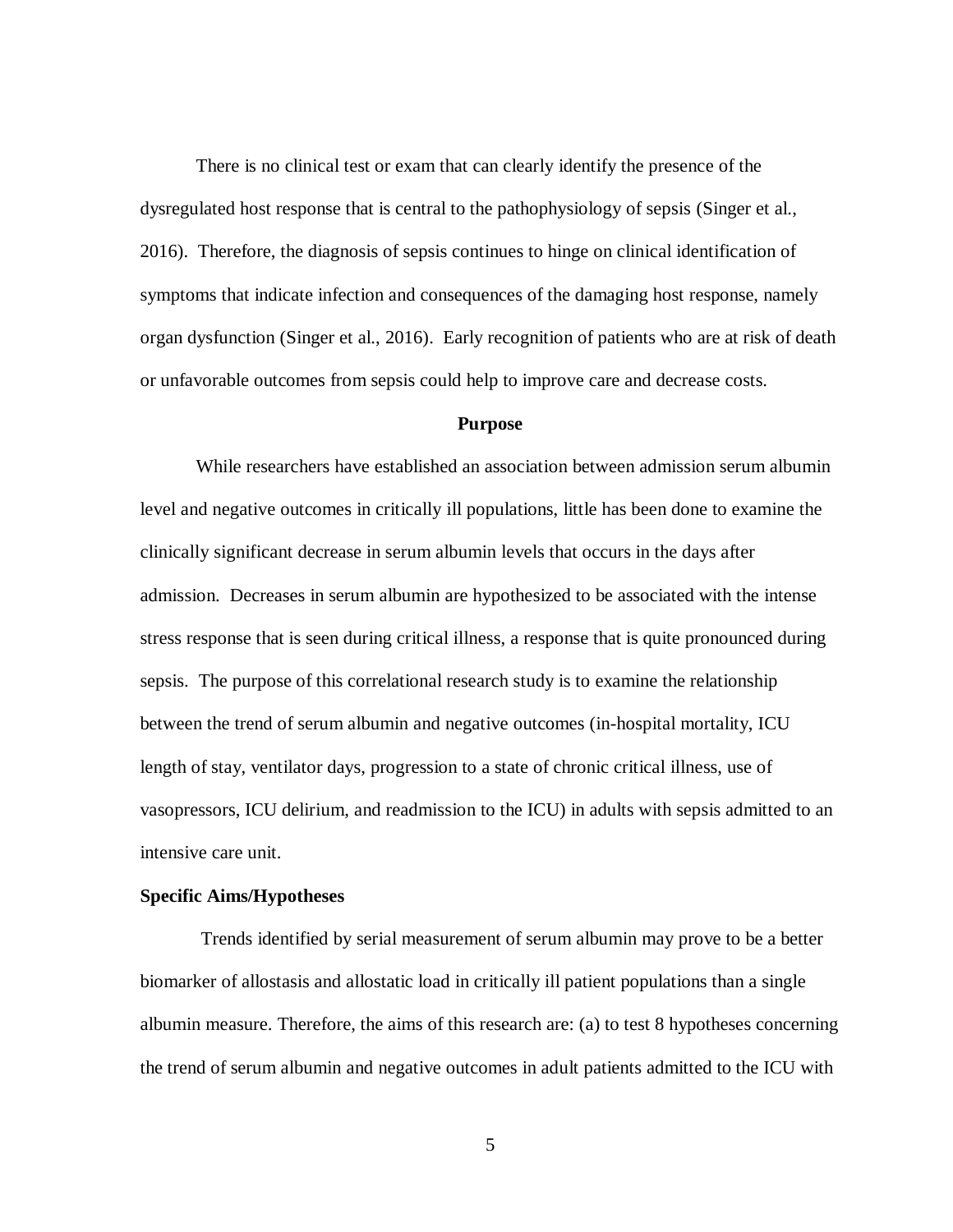There is no clinical test or exam that can clearly identify the presence of the dysregulated host response that is central to the pathophysiology of sepsis (Singer et al., 2016). Therefore, the diagnosis of sepsis continues to hinge on clinical identification of symptoms that indicate infection and consequences of the damaging host response, namely organ dysfunction (Singer et al., 2016). Early recognition of patients who are at risk of death or unfavorable outcomes from sepsis could help to improve care and decrease costs.

## Purpose

While researchers have established an association between admission serum albumin level and negative outcomes in critically ill populations, little has been done to examine the clinically significant decrease in serum albumin levels that occurs in the days after admission. Decreases in serum albumin are hypothesized to be associated with the intense stress response that is seen during critical illness, a response that is quite pronounced during sepsis. The purpose of this correlational research study is to examine the relationship between the trend of serum albumin and negative outcomes (in-hospital mortality, ICU length of stay, ventilator days, progression to a state of chronic critical illness, use of vasopressors, ICU delirium, and readmission to the ICU) in adults with sepsis admitted to an intensive care unit.

### Specific Aims/Hypotheses

Trends identified by serial measurement of serum albumin may prove to be a better biomarker of allostasis and allostatic load in critically ill patient populations than a single albumin measure. Therefore, the aims of this research are: (a) to test 8 hypotheses concerning the trend of serum albumin and negative outcomes in adult patients admitted to the ICU with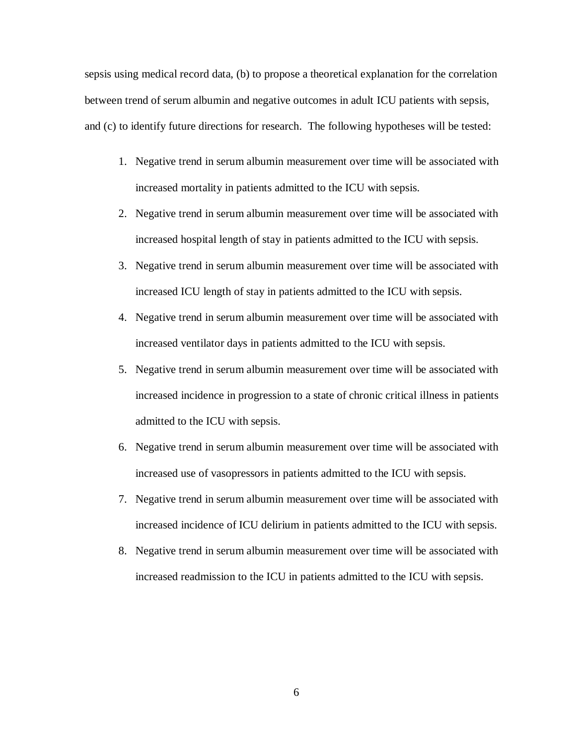sepsis using medical record data, (b) to propose a theoretical explanation for the correlation between trend of serum albumin and negative outcomes in adult ICU patients with sepsis, and (c) to identify future directions for research. The following hypotheses will be tested:

1. Negative trend in serum albumin measurement over time will be associated with increased mortality in patients admitted to the ICU with sepsis.
2. Negative trend in serum albumin measurement over time will be associated with increased hospital length of stay in patients admitted to the ICU with sepsis.
3. Negative trend in serum albumin measurement over time will be associated with increased ICU length of stay in patients admitted to the ICU with sepsis.
4. Negative trend in serum albumin measurement over time will be associated with increased ventilator days in patients admitted to the ICU with sepsis.
5. Negative trend in serum albumin measurement over time will be associated with increased incidence in progression to a state of chronic critical illness in patients admitted to the ICU with sepsis.
6. Negative trend in serum albumin measurement over time will be associated with increased use of vasopressors in patients admitted to the ICU with sepsis.
7. Negative trend in serum albumin measurement over time will be associated with increased incidence of ICU delirium in patients admitted to the ICU with sepsis.
8. Negative trend in serum albumin measurement over time will be associated with increased readmission to the ICU in patients admitted to the ICU with sepsis.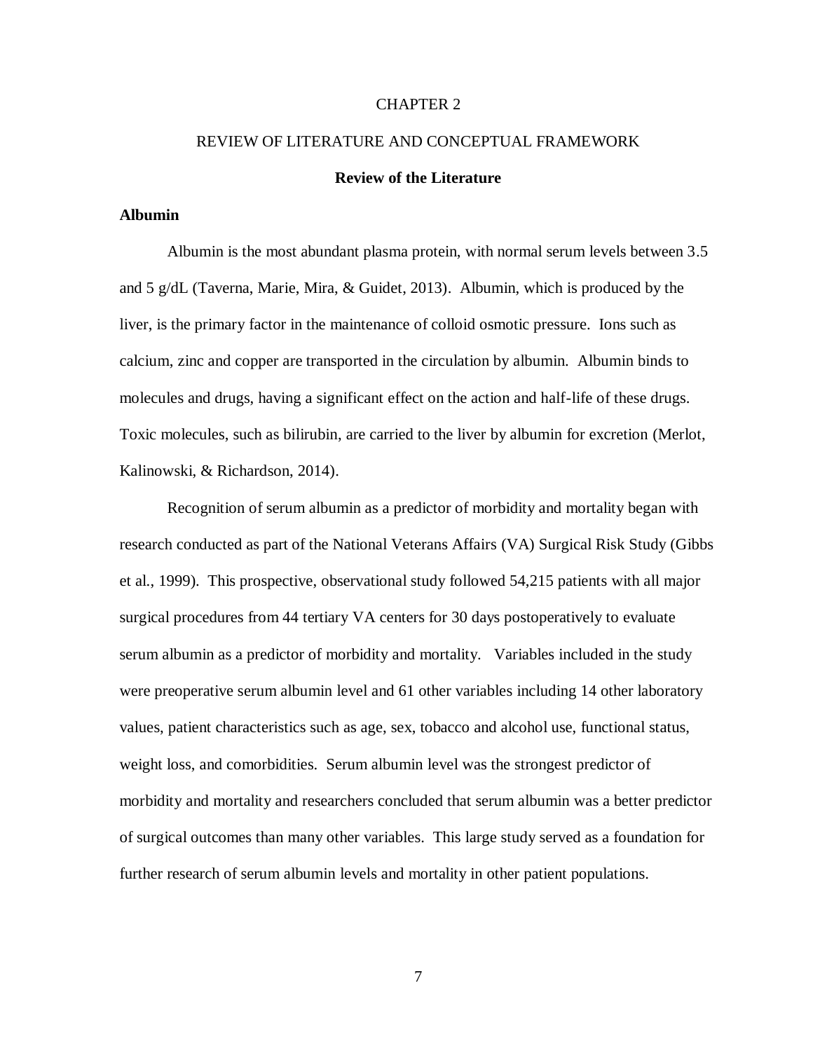# CHAPTER 2

# REVIEW OF LITERATURE AND CONCEPTUAL FRAMEWORK

## Review of the Literature

### Albumin

Albumin is the most abundant plasma protein, with normal serum levels between 3.5 and 5 g/dL (Taverna, Marie, Mira, & Guidet, 2013). Albumin, which is produced by the liver, is the primary factor in the maintenance of colloid osmotic pressure. Ions such as calcium, zinc and copper are transported in the circulation by albumin. Albumin binds to molecules and drugs, having a significant effect on the action and half-life of these drugs. Toxic molecules, such as bilirubin, are carried to the liver by albumin for excretion (Merlot, Kalinowski, & Richardson, 2014).

Recognition of serum albumin as a predictor of morbidity and mortality began with research conducted as part of the National Veterans Affairs (VA) Surgical Risk Study (Gibbs et al., 1999). This prospective, observational study followed 54,215 patients with all major surgical procedures from 44 tertiary VA centers for 30 days postoperatively to evaluate serum albumin as a predictor of morbidity and mortality. Variables included in the study were preoperative serum albumin level and 61 other variables including 14 other laboratory values, patient characteristics such as age, sex, tobacco and alcohol use, functional status, weight loss, and comorbidities. Serum albumin level was the strongest predictor of morbidity and mortality and researchers concluded that serum albumin was a better predictor of surgical outcomes than many other variables. This large study served as a foundation for further research of serum albumin levels and mortality in other patient populations.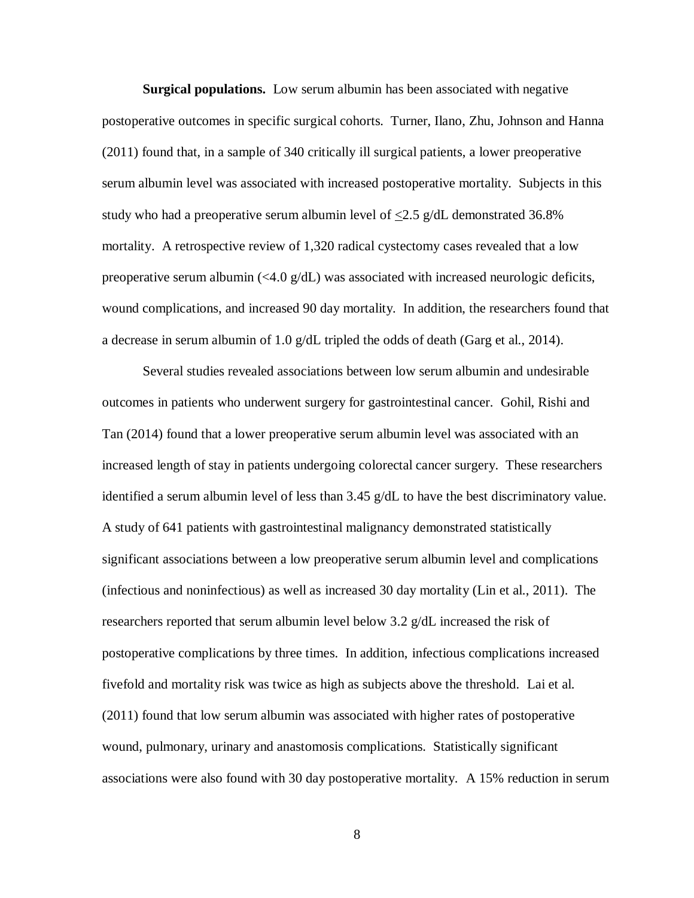**Surgical populations.** Low serum albumin has been associated with negative postoperative outcomes in specific surgical cohorts. Turner, Ilano, Zhu, Johnson and Hanna (2011) found that, in a sample of 340 critically ill surgical patients, a lower preoperative serum albumin level was associated with increased postoperative mortality. Subjects in this study who had a preoperative serum albumin level of $\leq$2.5 g/dL demonstrated 36.8% mortality. A retrospective review of 1,320 radical cystectomy cases revealed that a low preoperative serum albumin (<4.0 g/dL) was associated with increased neurologic deficits, wound complications, and increased 90 day mortality. In addition, the researchers found that a decrease in serum albumin of 1.0 g/dL tripled the odds of death (Garg et al., 2014).

Several studies revealed associations between low serum albumin and undesirable outcomes in patients who underwent surgery for gastrointestinal cancer. Gohil, Rishi and Tan (2014) found that a lower preoperative serum albumin level was associated with an increased length of stay in patients undergoing colorectal cancer surgery. These researchers identified a serum albumin level of less than 3.45 g/dL to have the best discriminatory value. A study of 641 patients with gastrointestinal malignancy demonstrated statistically significant associations between a low preoperative serum albumin level and complications (infectious and noninfectious) as well as increased 30 day mortality (Lin et al., 2011). The researchers reported that serum albumin level below 3.2 g/dL increased the risk of postoperative complications by three times. In addition, infectious complications increased fivefold and mortality risk was twice as high as subjects above the threshold. Lai et al. (2011) found that low serum albumin was associated with higher rates of postoperative wound, pulmonary, urinary and anastomosis complications. Statistically significant associations were also found with 30 day postoperative mortality. A 15% reduction in serum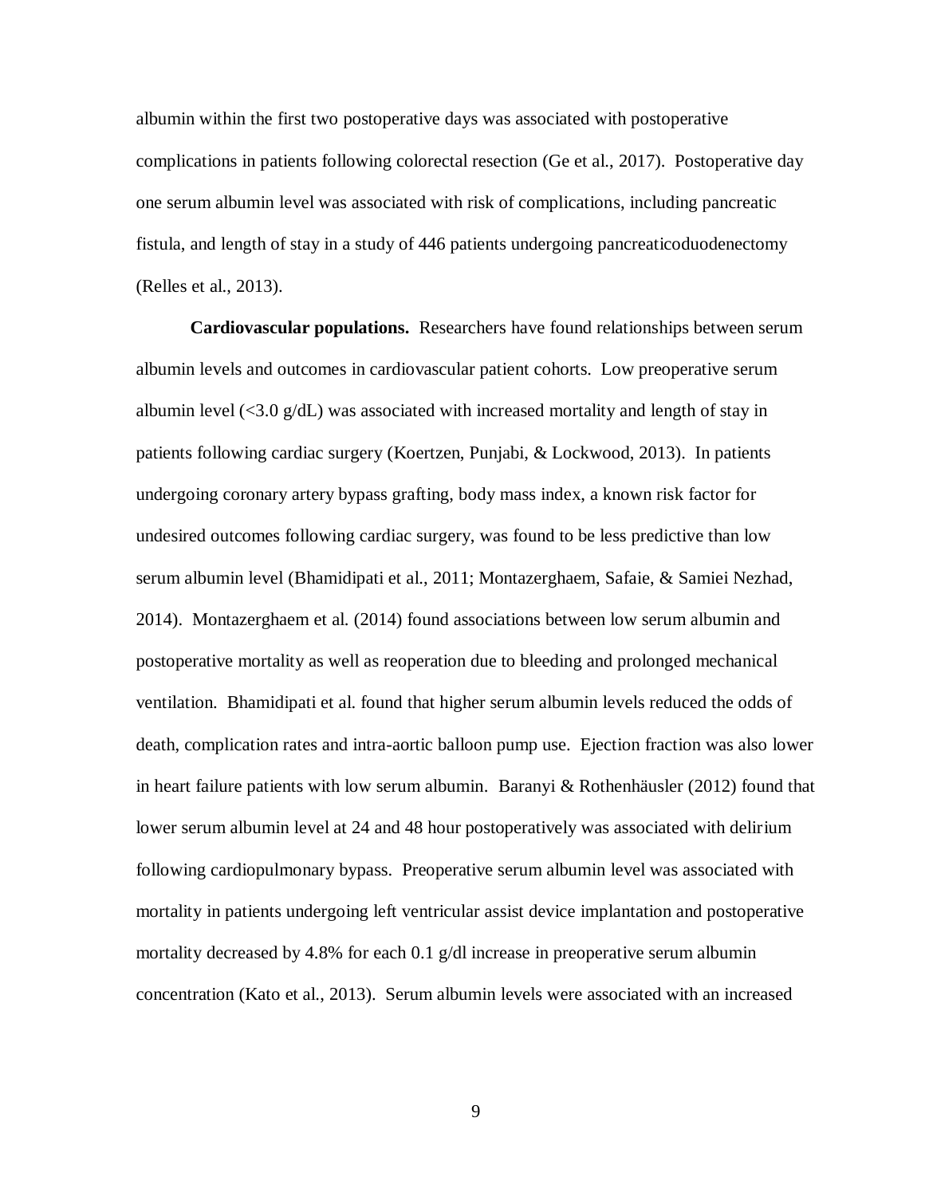albumin within the first two postoperative days was associated with postoperative complications in patients following colorectal resection (Ge et al., 2017). Postoperative day one serum albumin level was associated with risk of complications, including pancreatic fistula, and length of stay in a study of 446 patients undergoing pancreaticoduodenectomy (Relles et al., 2013).

**Cardiovascular populations.** Researchers have found relationships between serum albumin levels and outcomes in cardiovascular patient cohorts. Low preoperative serum albumin level (<3.0 g/dL) was associated with increased mortality and length of stay in patients following cardiac surgery (Koertzen, Punjabi, & Lockwood, 2013). In patients undergoing coronary artery bypass grafting, body mass index, a known risk factor for undesired outcomes following cardiac surgery, was found to be less predictive than low serum albumin level (Bhamidipati et al., 2011; Montazerghaem, Safaie, & Samiei Nezhad, 2014). Montazerghaem et al. (2014) found associations between low serum albumin and postoperative mortality as well as reoperation due to bleeding and prolonged mechanical ventilation. Bhamidipati et al. found that higher serum albumin levels reduced the odds of death, complication rates and intra-aortic balloon pump use. Ejection fraction was also lower in heart failure patients with low serum albumin. Baranyi & Rothenhäusler (2012) found that lower serum albumin level at 24 and 48 hour postoperatively was associated with delirium following cardiopulmonary bypass. Preoperative serum albumin level was associated with mortality in patients undergoing left ventricular assist device implantation and postoperative mortality decreased by 4.8% for each 0.1 g/dl increase in preoperative serum albumin concentration (Kato et al., 2013). Serum albumin levels were associated with an increased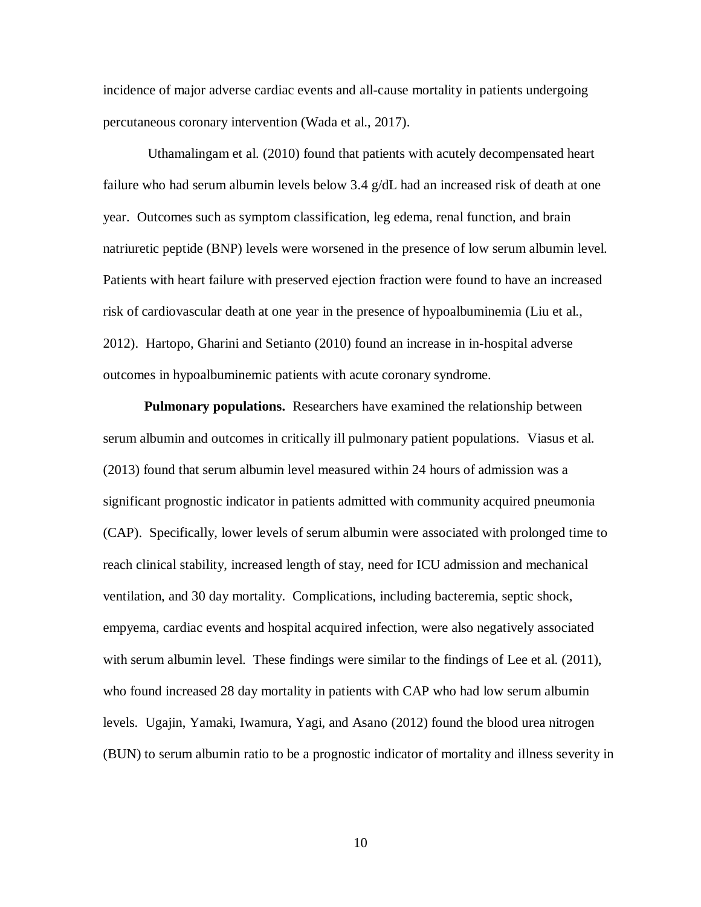incidence of major adverse cardiac events and all-cause mortality in patients undergoing percutaneous coronary intervention (Wada et al., 2017).

Uthamalingam et al. (2010) found that patients with acutely decompensated heart failure who had serum albumin levels below 3.4 g/dL had an increased risk of death at one year. Outcomes such as symptom classification, leg edema, renal function, and brain natriuretic peptide (BNP) levels were worsened in the presence of low serum albumin level. Patients with heart failure with preserved ejection fraction were found to have an increased risk of cardiovascular death at one year in the presence of hypoalbuminemia (Liu et al., 2012). Hartopo, Gharini and Setianto (2010) found an increase in in-hospital adverse outcomes in hypoalbuminemic patients with acute coronary syndrome.

**Pulmonary populations.** Researchers have examined the relationship between serum albumin and outcomes in critically ill pulmonary patient populations. Viasus et al. (2013) found that serum albumin level measured within 24 hours of admission was a significant prognostic indicator in patients admitted with community acquired pneumonia (CAP). Specifically, lower levels of serum albumin were associated with prolonged time to reach clinical stability, increased length of stay, need for ICU admission and mechanical ventilation, and 30 day mortality. Complications, including bacteremia, septic shock, empyema, cardiac events and hospital acquired infection, were also negatively associated with serum albumin level. These findings were similar to the findings of Lee et al. (2011), who found increased 28 day mortality in patients with CAP who had low serum albumin levels. Ugajin, Yamaki, Iwamura, Yagi, and Asano (2012) found the blood urea nitrogen (BUN) to serum albumin ratio to be a prognostic indicator of mortality and illness severity in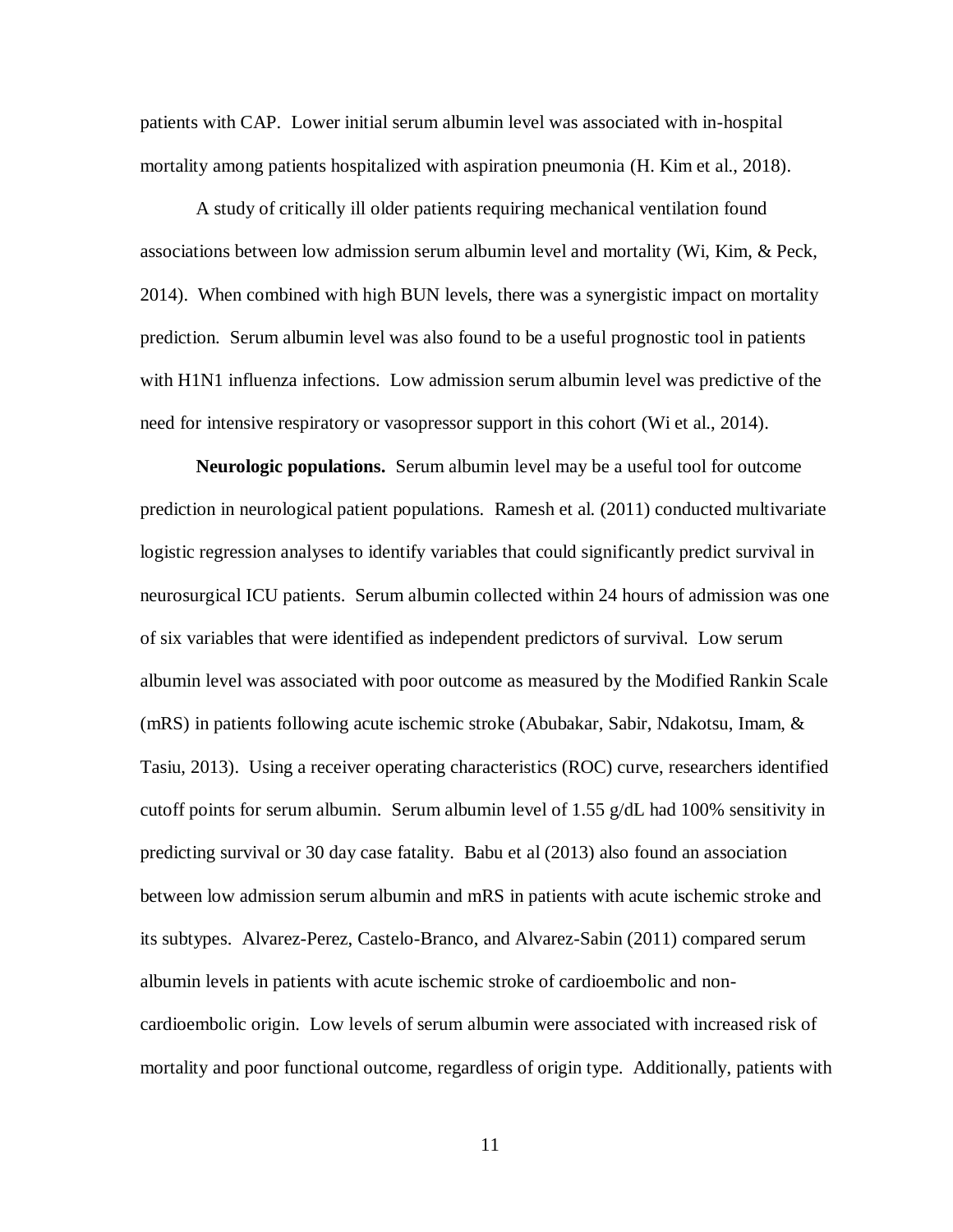patients with CAP. Lower initial serum albumin level was associated with in-hospital mortality among patients hospitalized with aspiration pneumonia (H. Kim et al., 2018).

A study of critically ill older patients requiring mechanical ventilation found associations between low admission serum albumin level and mortality (Wi, Kim, & Peck, 2014). When combined with high BUN levels, there was a synergistic impact on mortality prediction. Serum albumin level was also found to be a useful prognostic tool in patients with H1N1 influenza infections. Low admission serum albumin level was predictive of the need for intensive respiratory or vasopressor support in this cohort (Wi et al., 2014).

**Neurologic populations.** Serum albumin level may be a useful tool for outcome prediction in neurological patient populations. Ramesh et al. (2011) conducted multivariate logistic regression analyses to identify variables that could significantly predict survival in neurosurgical ICU patients. Serum albumin collected within 24 hours of admission was one of six variables that were identified as independent predictors of survival. Low serum albumin level was associated with poor outcome as measured by the Modified Rankin Scale (mRS) in patients following acute ischemic stroke (Abubakar, Sabir, Ndakotsu, Imam, & Tasiu, 2013). Using a receiver operating characteristics (ROC) curve, researchers identified cutoff points for serum albumin. Serum albumin level of 1.55 g/dL had 100% sensitivity in predicting survival or 30 day case fatality. Babu et al (2013) also found an association between low admission serum albumin and mRS in patients with acute ischemic stroke and its subtypes. Alvarez-Perez, Castelo-Branco, and Alvarez-Sabin (2011) compared serum albumin levels in patients with acute ischemic stroke of cardioembolic and non-cardioembolic origin. Low levels of serum albumin were associated with increased risk of mortality and poor functional outcome, regardless of origin type. Additionally, patients with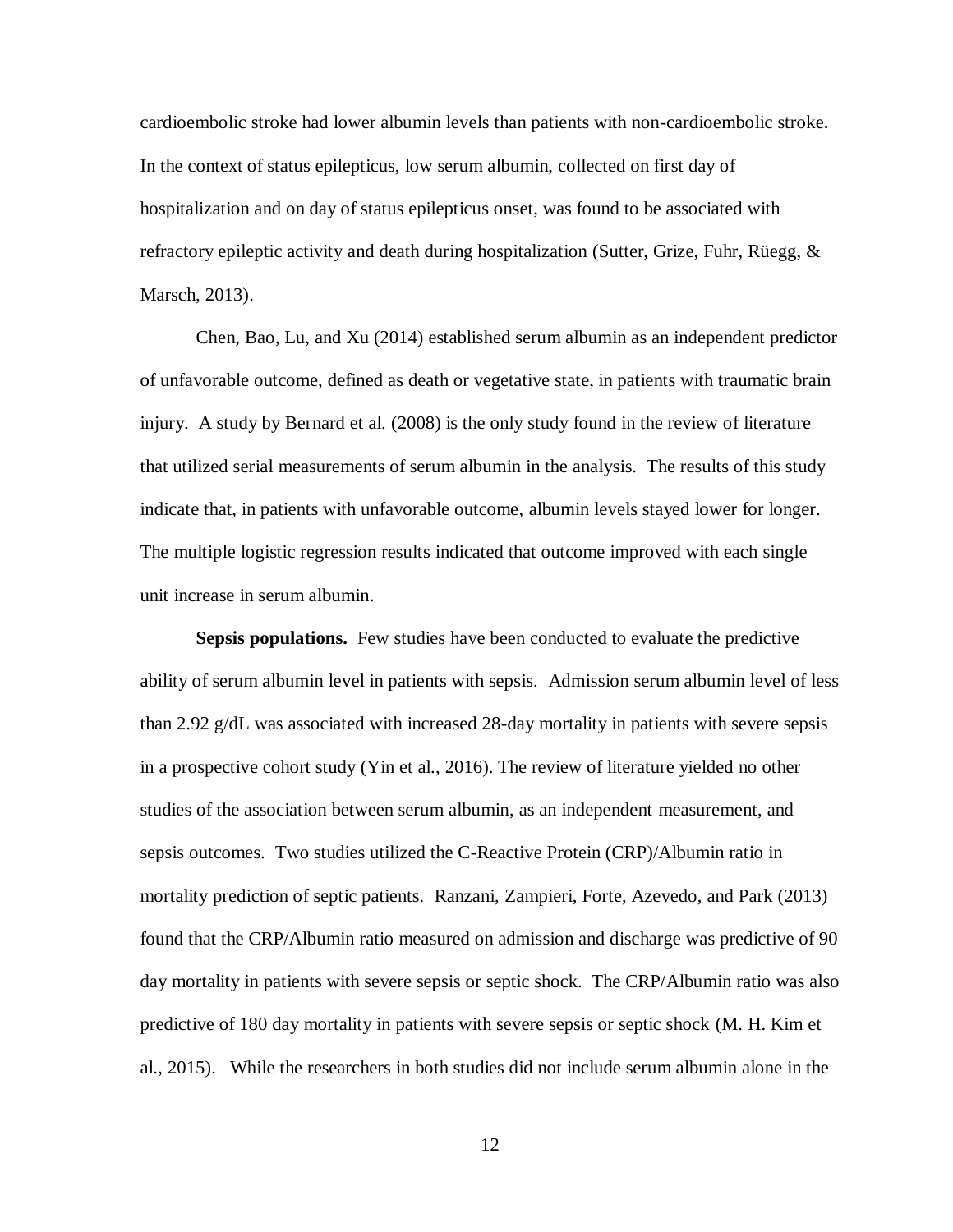cardioembolic stroke had lower albumin levels than patients with non-cardioembolic stroke. In the context of status epilepticus, low serum albumin, collected on first day of hospitalization and on day of status epilepticus onset, was found to be associated with refractory epileptic activity and death during hospitalization (Sutter, Grize, Fuhr, Rüegg, & Marsch, 2013).

Chen, Bao, Lu, and Xu (2014) established serum albumin as an independent predictor of unfavorable outcome, defined as death or vegetative state, in patients with traumatic brain injury. A study by Bernard et al. (2008) is the only study found in the review of literature that utilized serial measurements of serum albumin in the analysis. The results of this study indicate that, in patients with unfavorable outcome, albumin levels stayed lower for longer. The multiple logistic regression results indicated that outcome improved with each single unit increase in serum albumin.

**Sepsis populations.** Few studies have been conducted to evaluate the predictive ability of serum albumin level in patients with sepsis. Admission serum albumin level of less than 2.92 g/dL was associated with increased 28-day mortality in patients with severe sepsis in a prospective cohort study (Yin et al., 2016). The review of literature yielded no other studies of the association between serum albumin, as an independent measurement, and sepsis outcomes. Two studies utilized the C-Reactive Protein (CRP)/Albumin ratio in mortality prediction of septic patients. Ranzani, Zampieri, Forte, Azevedo, and Park (2013) found that the CRP/Albumin ratio measured on admission and discharge was predictive of 90 day mortality in patients with severe sepsis or septic shock. The CRP/Albumin ratio was also predictive of 180 day mortality in patients with severe sepsis or septic shock (M. H. Kim et al., 2015). While the researchers in both studies did not include serum albumin alone in the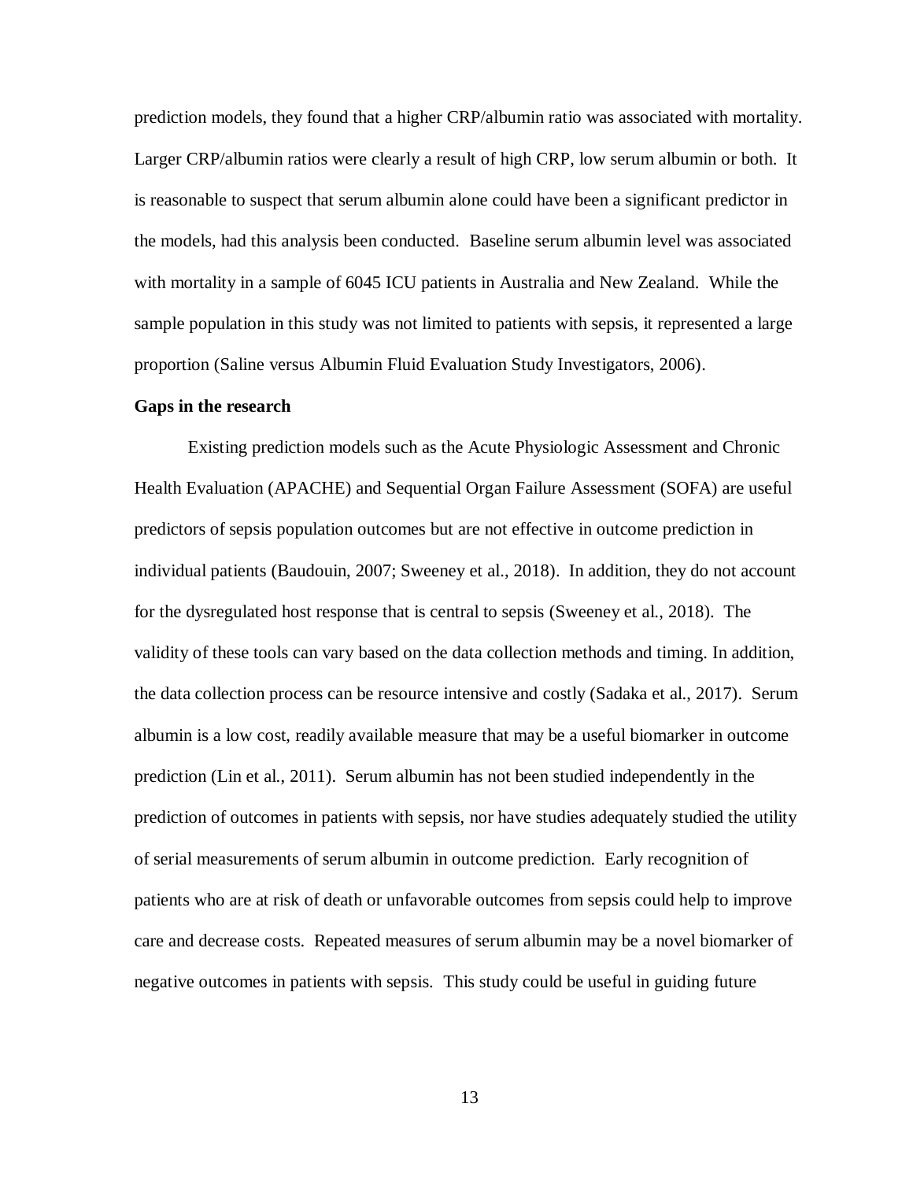prediction models, they found that a higher CRP/albumin ratio was associated with mortality. Larger CRP/albumin ratios were clearly a result of high CRP, low serum albumin or both. It is reasonable to suspect that serum albumin alone could have been a significant predictor in the models, had this analysis been conducted. Baseline serum albumin level was associated with mortality in a sample of 6045 ICU patients in Australia and New Zealand. While the sample population in this study was not limited to patients with sepsis, it represented a large proportion (Saline versus Albumin Fluid Evaluation Study Investigators, 2006).

**Gaps in the research**

Existing prediction models such as the Acute Physiologic Assessment and Chronic Health Evaluation (APACHE) and Sequential Organ Failure Assessment (SOFA) are useful predictors of sepsis population outcomes but are not effective in outcome prediction in individual patients (Baudouin, 2007; Sweeney et al., 2018). In addition, they do not account for the dysregulated host response that is central to sepsis (Sweeney et al., 2018). The validity of these tools can vary based on the data collection methods and timing. In addition, the data collection process can be resource intensive and costly (Sadaka et al., 2017). Serum albumin is a low cost, readily available measure that may be a useful biomarker in outcome prediction (Lin et al., 2011). Serum albumin has not been studied independently in the prediction of outcomes in patients with sepsis, nor have studies adequately studied the utility of serial measurements of serum albumin in outcome prediction. Early recognition of patients who are at risk of death or unfavorable outcomes from sepsis could help to improve care and decrease costs. Repeated measures of serum albumin may be a novel biomarker of negative outcomes in patients with sepsis. This study could be useful in guiding future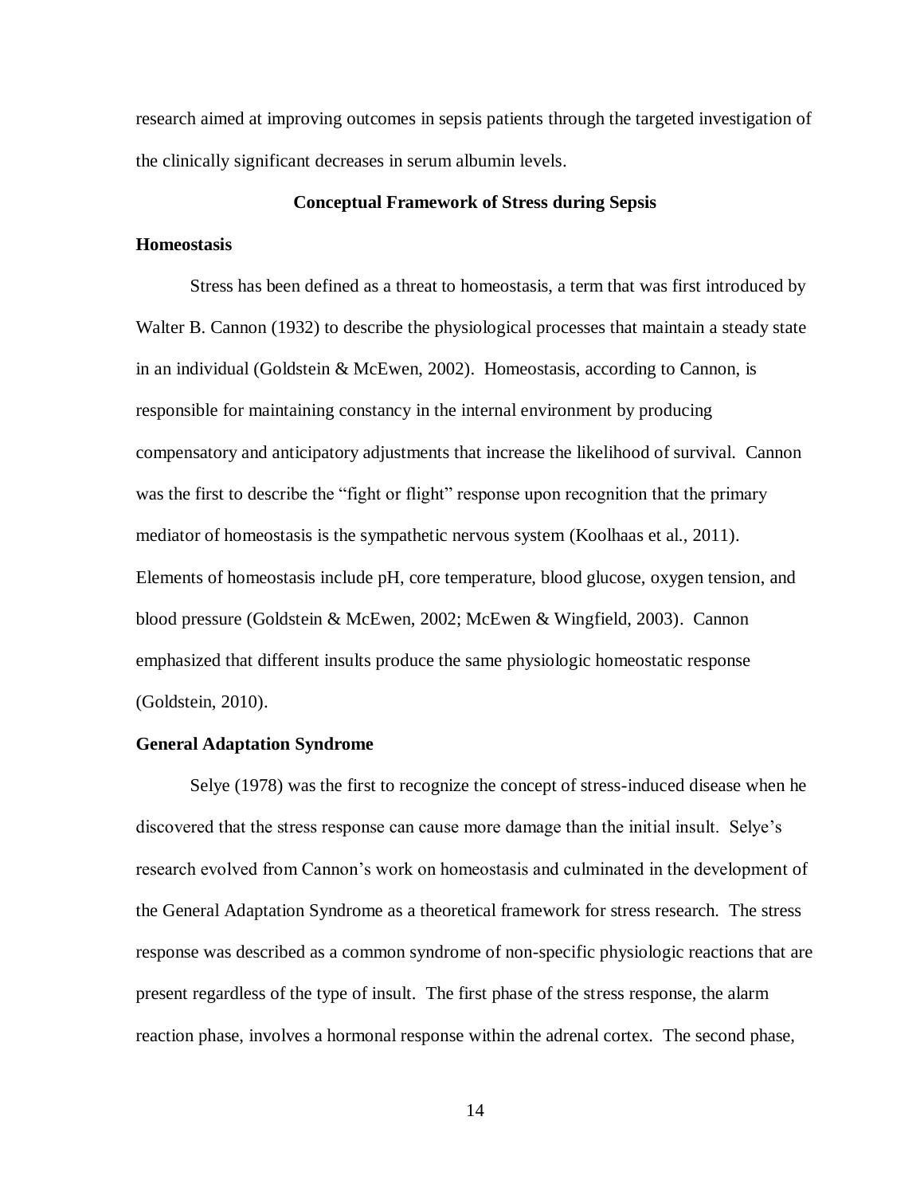research aimed at improving outcomes in sepsis patients through the targeted investigation of the clinically significant decreases in serum albumin levels.

## Conceptual Framework of Stress during Sepsis

### Homeostasis

Stress has been defined as a threat to homeostasis, a term that was first introduced by Walter B. Cannon (1932) to describe the physiological processes that maintain a steady state in an individual (Goldstein & McEwen, 2002). Homeostasis, according to Cannon, is responsible for maintaining constancy in the internal environment by producing compensatory and anticipatory adjustments that increase the likelihood of survival. Cannon was the first to describe the "fight or flight" response upon recognition that the primary mediator of homeostasis is the sympathetic nervous system (Koolhaas et al., 2011). Elements of homeostasis include pH, core temperature, blood glucose, oxygen tension, and blood pressure (Goldstein & McEwen, 2002; McEwen & Wingfield, 2003). Cannon emphasized that different insults produce the same physiologic homeostatic response (Goldstein, 2010).

### General Adaptation Syndrome

Selye (1978) was the first to recognize the concept of stress-induced disease when he discovered that the stress response can cause more damage than the initial insult. Selye's research evolved from Cannon's work on homeostasis and culminated in the development of the General Adaptation Syndrome as a theoretical framework for stress research. The stress response was described as a common syndrome of non-specific physiologic reactions that are present regardless of the type of insult. The first phase of the stress response, the alarm reaction phase, involves a hormonal response within the adrenal cortex. The second phase,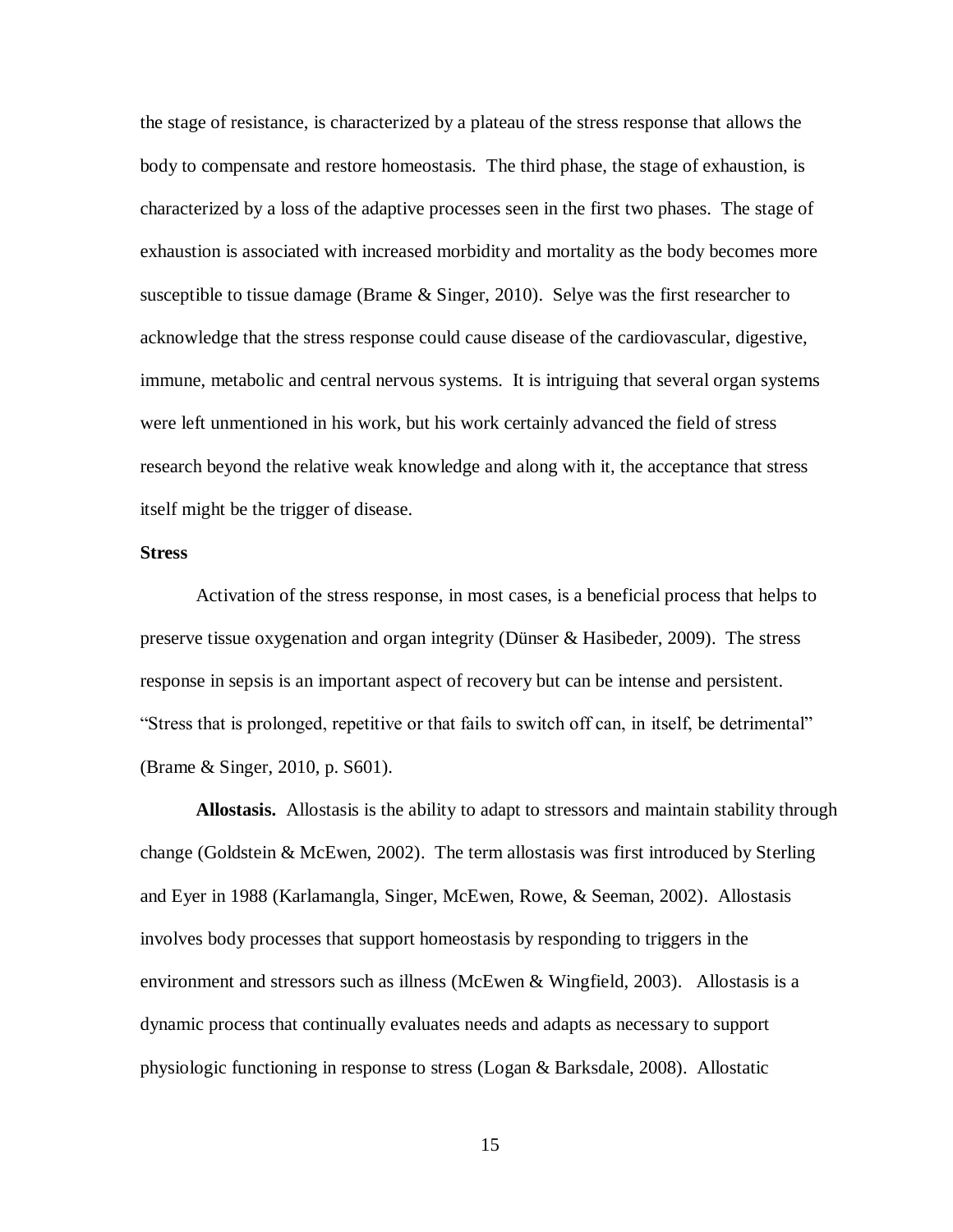the stage of resistance, is characterized by a plateau of the stress response that allows the body to compensate and restore homeostasis. The third phase, the stage of exhaustion, is characterized by a loss of the adaptive processes seen in the first two phases. The stage of exhaustion is associated with increased morbidity and mortality as the body becomes more susceptible to tissue damage (Brame & Singer, 2010). Selye was the first researcher to acknowledge that the stress response could cause disease of the cardiovascular, digestive, immune, metabolic and central nervous systems. It is intriguing that several organ systems were left unmentioned in his work, but his work certainly advanced the field of stress research beyond the relative weak knowledge and along with it, the acceptance that stress itself might be the trigger of disease.

### Stress

Activation of the stress response, in most cases, is a beneficial process that helps to preserve tissue oxygenation and organ integrity (Dünser & Hasibeder, 2009). The stress response in sepsis is an important aspect of recovery but can be intense and persistent. "Stress that is prolonged, repetitive or that fails to switch off can, in itself, be detrimental" (Brame & Singer, 2010, p. S601).

**Allostasis.** Allostasis is the ability to adapt to stressors and maintain stability through change (Goldstein & McEwen, 2002). The term allostasis was first introduced by Sterling and Eyer in 1988 (Karlamangla, Singer, McEwen, Rowe, & Seeman, 2002). Allostasis involves body processes that support homeostasis by responding to triggers in the environment and stressors such as illness (McEwen & Wingfield, 2003). Allostasis is a dynamic process that continually evaluates needs and adapts as necessary to support physiologic functioning in response to stress (Logan & Barksdale, 2008). Allostatic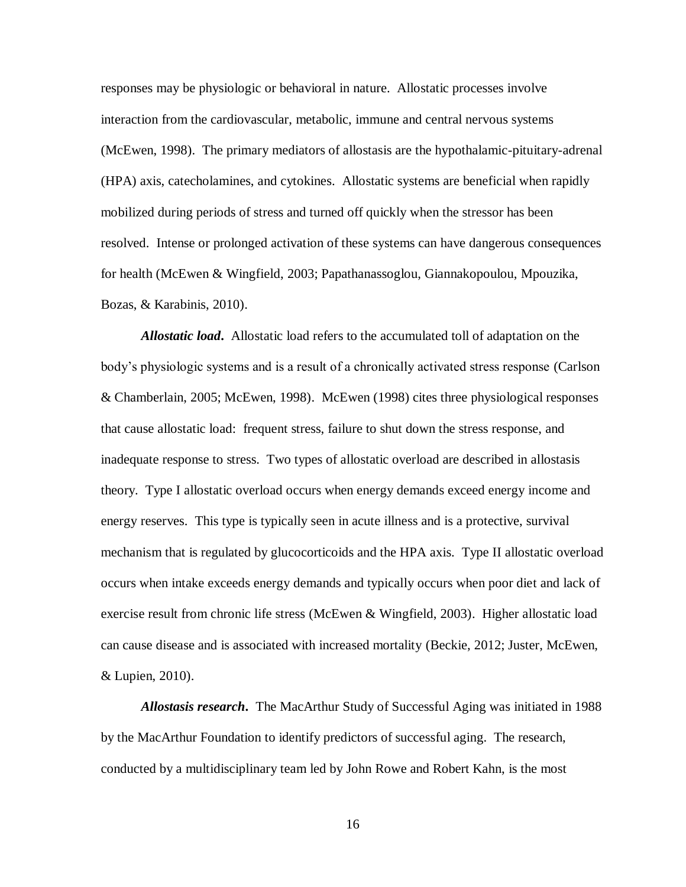responses may be physiologic or behavioral in nature. Allostatic processes involve interaction from the cardiovascular, metabolic, immune and central nervous systems (McEwen, 1998). The primary mediators of allostasis are the hypothalamic-pituitary-adrenal (HPA) axis, catecholamines, and cytokines. Allostatic systems are beneficial when rapidly mobilized during periods of stress and turned off quickly when the stressor has been resolved. Intense or prolonged activation of these systems can have dangerous consequences for health (McEwen & Wingfield, 2003; Papathanassoglou, Giannakopoulou, Mpouzika, Bozas, & Karabinis, 2010).

***Allostatic load***. Allostatic load refers to the accumulated toll of adaptation on the body's physiologic systems and is a result of a chronically activated stress response (Carlson & Chamberlain, 2005; McEwen, 1998). McEwen (1998) cites three physiological responses that cause allostatic load: frequent stress, failure to shut down the stress response, and inadequate response to stress. Two types of allostatic overload are described in allostasis theory. Type I allostatic overload occurs when energy demands exceed energy income and energy reserves. This type is typically seen in acute illness and is a protective, survival mechanism that is regulated by glucocorticoids and the HPA axis. Type II allostatic overload occurs when intake exceeds energy demands and typically occurs when poor diet and lack of exercise result from chronic life stress (McEwen & Wingfield, 2003). Higher allostatic load can cause disease and is associated with increased mortality (Beckie, 2012; Juster, McEwen, & Lupien, 2010).

***Allostasis research***. The MacArthur Study of Successful Aging was initiated in 1988 by the MacArthur Foundation to identify predictors of successful aging. The research, conducted by a multidisciplinary team led by John Rowe and Robert Kahn, is the most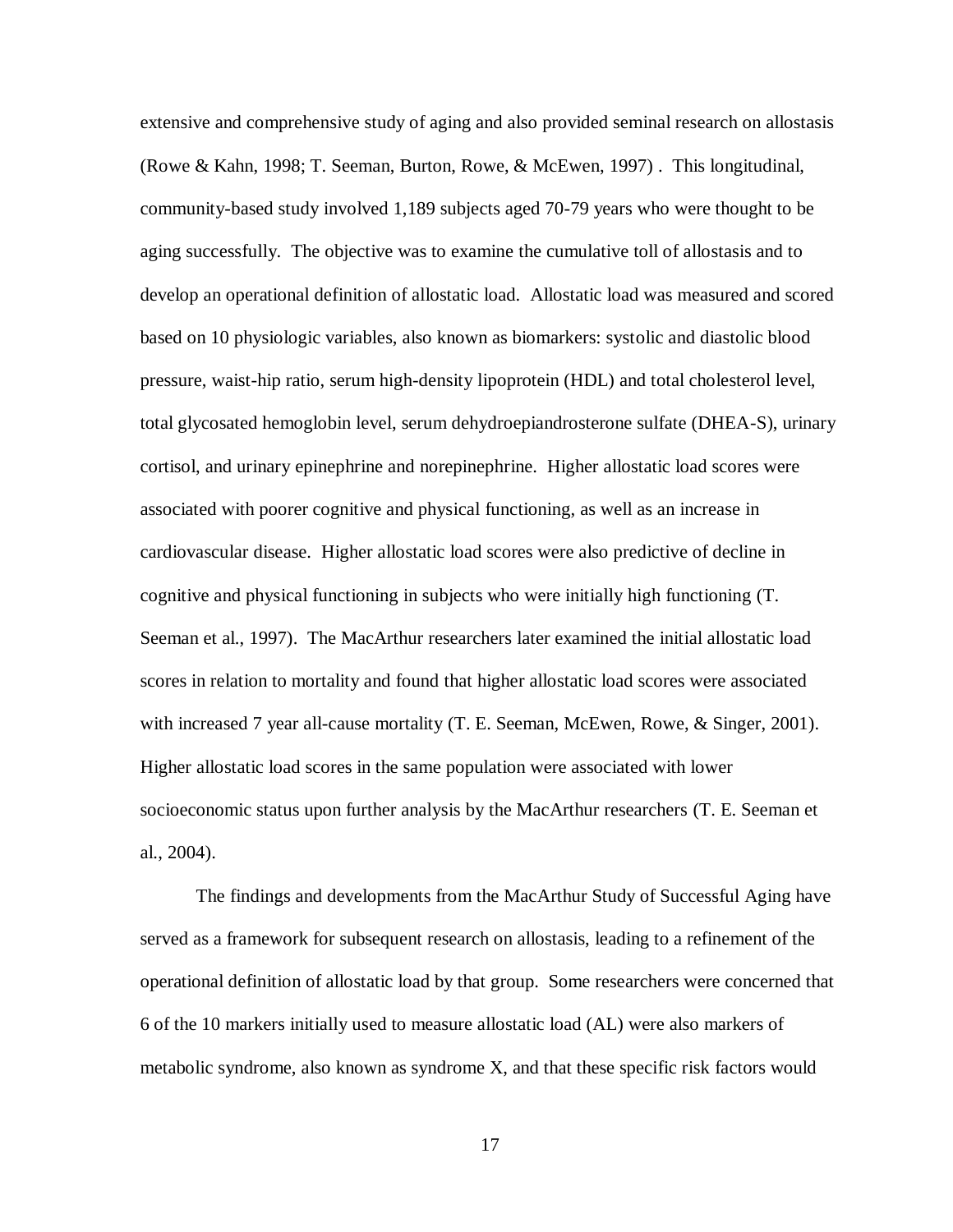extensive and comprehensive study of aging and also provided seminal research on allostasis (Rowe & Kahn, 1998; T. Seeman, Burton, Rowe, & McEwen, 1997) . This longitudinal, community-based study involved 1,189 subjects aged 70-79 years who were thought to be aging successfully. The objective was to examine the cumulative toll of allostasis and to develop an operational definition of allostatic load. Allostatic load was measured and scored based on 10 physiologic variables, also known as biomarkers: systolic and diastolic blood pressure, waist-hip ratio, serum high-density lipoprotein (HDL) and total cholesterol level, total glycosated hemoglobin level, serum dehydroepiandrosterone sulfate (DHEA-S), urinary cortisol, and urinary epinephrine and norepinephrine. Higher allostatic load scores were associated with poorer cognitive and physical functioning, as well as an increase in cardiovascular disease. Higher allostatic load scores were also predictive of decline in cognitive and physical functioning in subjects who were initially high functioning (T. Seeman et al., 1997). The MacArthur researchers later examined the initial allostatic load scores in relation to mortality and found that higher allostatic load scores were associated with increased 7 year all-cause mortality (T. E. Seeman, McEwen, Rowe, & Singer, 2001). Higher allostatic load scores in the same population were associated with lower socioeconomic status upon further analysis by the MacArthur researchers (T. E. Seeman et al., 2004).

The findings and developments from the MacArthur Study of Successful Aging have served as a framework for subsequent research on allostasis, leading to a refinement of the operational definition of allostatic load by that group. Some researchers were concerned that 6 of the 10 markers initially used to measure allostatic load (AL) were also markers of metabolic syndrome, also known as syndrome X, and that these specific risk factors would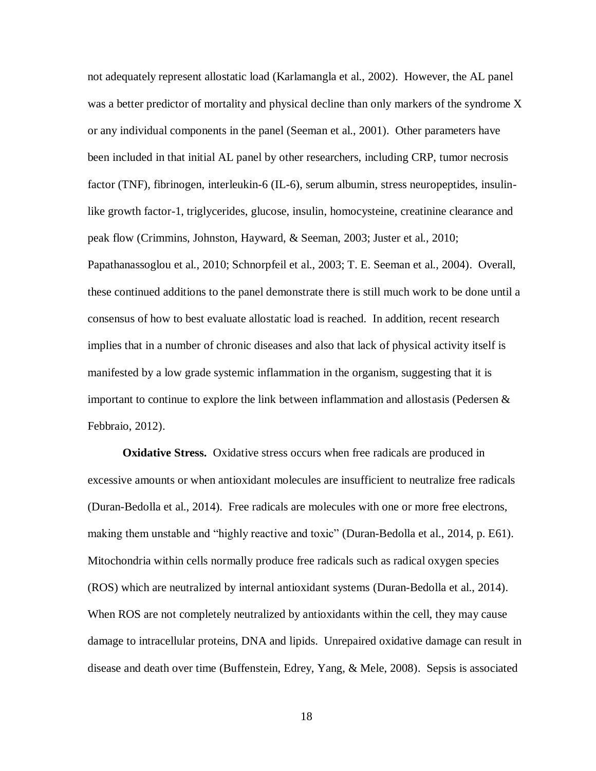not adequately represent allostatic load (Karlamangla et al., 2002). However, the AL panel was a better predictor of mortality and physical decline than only markers of the syndrome X or any individual components in the panel (Seeman et al., 2001). Other parameters have been included in that initial AL panel by other researchers, including CRP, tumor necrosis factor (TNF), fibrinogen, interleukin-6 (IL-6), serum albumin, stress neuropeptides, insulin-like growth factor-1, triglycerides, glucose, insulin, homocysteine, creatinine clearance and peak flow (Crimmins, Johnston, Hayward, & Seeman, 2003; Juster et al., 2010; Papathanassoglou et al., 2010; Schnorpfeil et al., 2003; T. E. Seeman et al., 2004). Overall, these continued additions to the panel demonstrate there is still much work to be done until a consensus of how to best evaluate allostatic load is reached. In addition, recent research implies that in a number of chronic diseases and also that lack of physical activity itself is manifested by a low grade systemic inflammation in the organism, suggesting that it is important to continue to explore the link between inflammation and allostasis (Pedersen & Febbraio, 2012).

**Oxidative Stress.** Oxidative stress occurs when free radicals are produced in excessive amounts or when antioxidant molecules are insufficient to neutralize free radicals (Duran-Bedolla et al., 2014). Free radicals are molecules with one or more free electrons, making them unstable and "highly reactive and toxic" (Duran-Bedolla et al., 2014, p. E61). Mitochondria within cells normally produce free radicals such as radical oxygen species (ROS) which are neutralized by internal antioxidant systems (Duran-Bedolla et al., 2014). When ROS are not completely neutralized by antioxidants within the cell, they may cause damage to intracellular proteins, DNA and lipids. Unrepaired oxidative damage can result in disease and death over time (Buffenstein, Edrey, Yang, & Mele, 2008). Sepsis is associated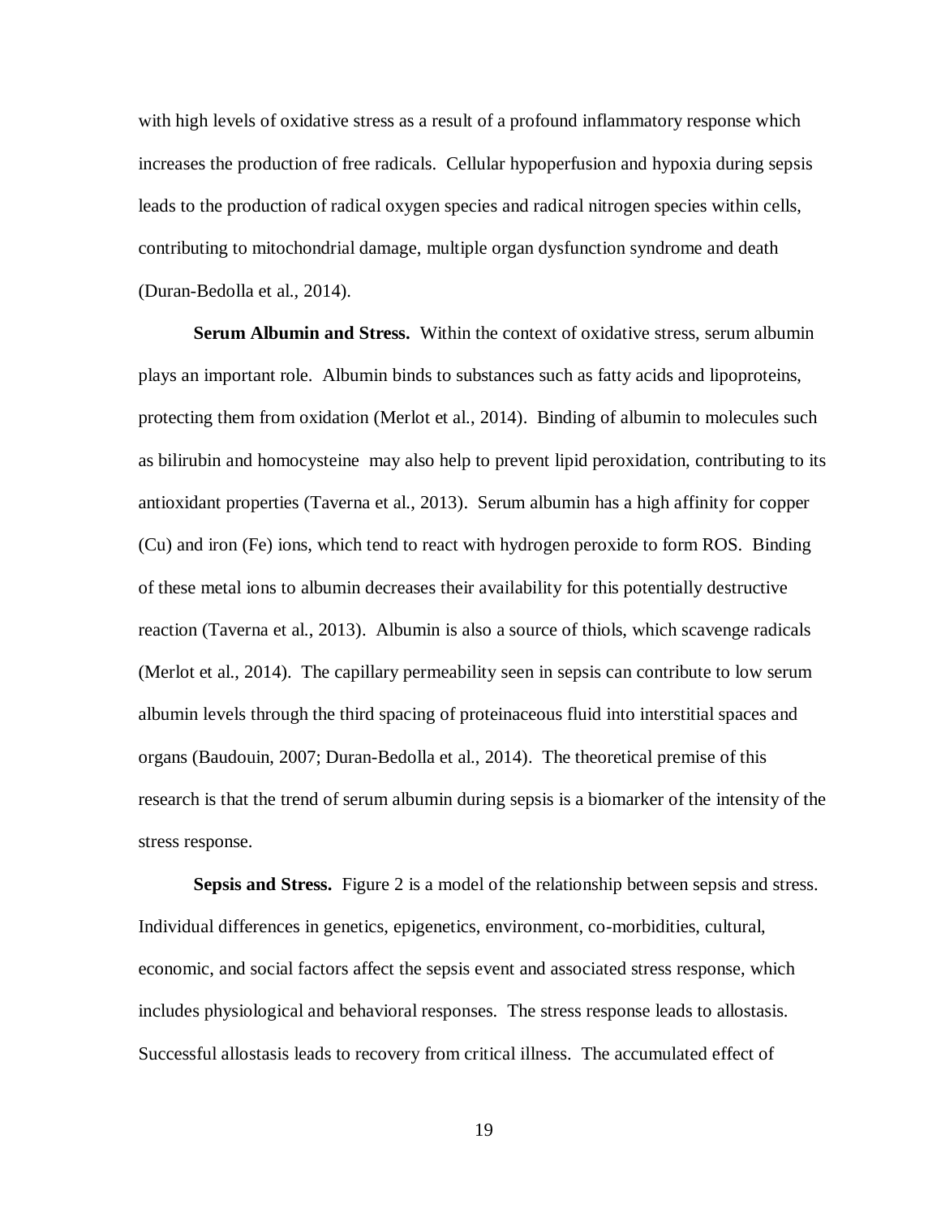with high levels of oxidative stress as a result of a profound inflammatory response which increases the production of free radicals. Cellular hypoperfusion and hypoxia during sepsis leads to the production of radical oxygen species and radical nitrogen species within cells, contributing to mitochondrial damage, multiple organ dysfunction syndrome and death (Duran-Bedolla et al., 2014).

**Serum Albumin and Stress.** Within the context of oxidative stress, serum albumin plays an important role. Albumin binds to substances such as fatty acids and lipoproteins, protecting them from oxidation (Merlot et al., 2014). Binding of albumin to molecules such as bilirubin and homocysteine may also help to prevent lipid peroxidation, contributing to its antioxidant properties (Taverna et al., 2013). Serum albumin has a high affinity for copper (Cu) and iron (Fe) ions, which tend to react with hydrogen peroxide to form ROS. Binding of these metal ions to albumin decreases their availability for this potentially destructive reaction (Taverna et al., 2013). Albumin is also a source of thiols, which scavenge radicals (Merlot et al., 2014). The capillary permeability seen in sepsis can contribute to low serum albumin levels through the third spacing of proteinaceous fluid into interstitial spaces and organs (Baudouin, 2007; Duran-Bedolla et al., 2014). The theoretical premise of this research is that the trend of serum albumin during sepsis is a biomarker of the intensity of the stress response.

**Sepsis and Stress.** Figure 2 is a model of the relationship between sepsis and stress. Individual differences in genetics, epigenetics, environment, co-morbidities, cultural, economic, and social factors affect the sepsis event and associated stress response, which includes physiological and behavioral responses. The stress response leads to allostasis. Successful allostasis leads to recovery from critical illness. The accumulated effect of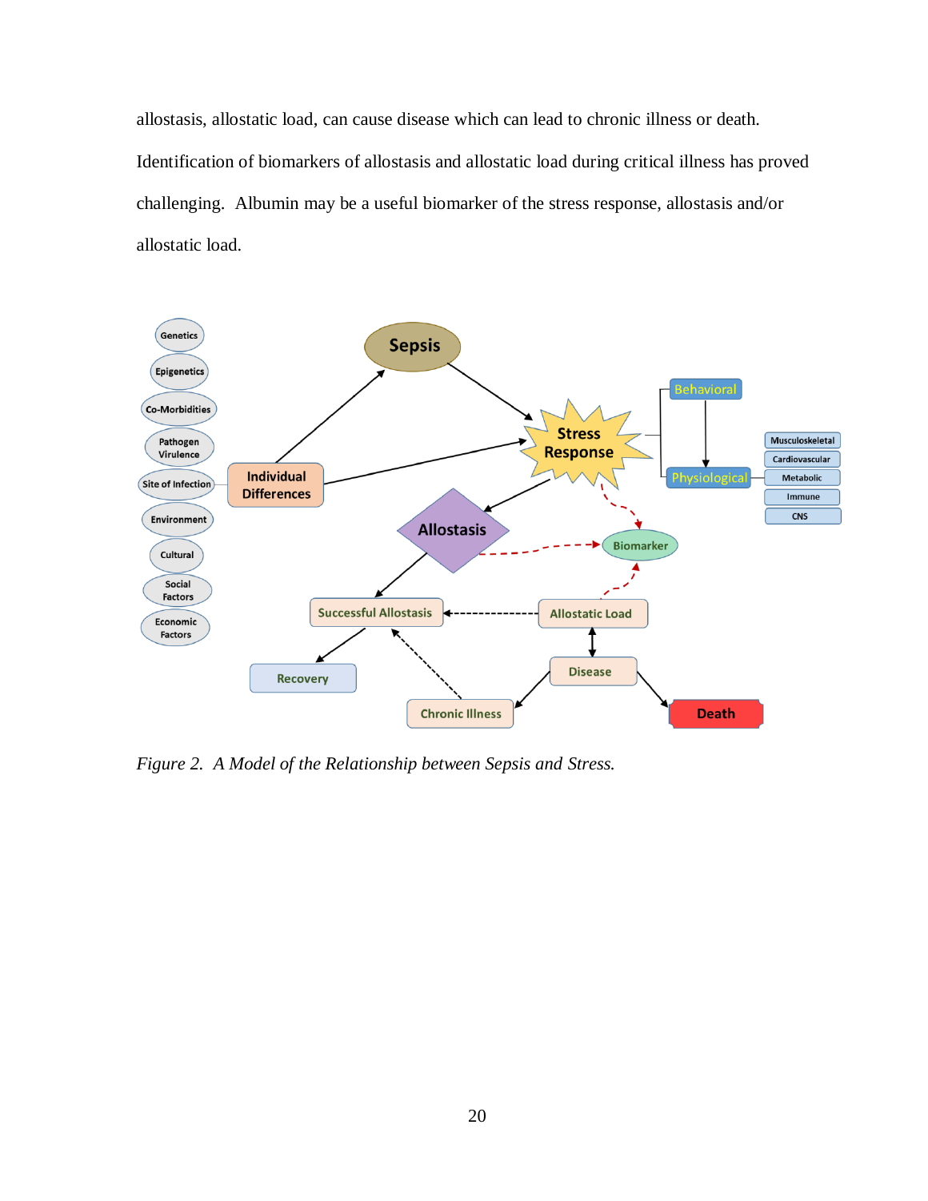allostasis, allostatic load, can cause disease which can lead to chronic illness or death. Identification of biomarkers of allostasis and allostatic load during critical illness has proved challenging. Albumin may be a useful biomarker of the stress response, allostasis and/or allostatic load.

*Figure 2. A Model of the Relationship between Sepsis and Stress.*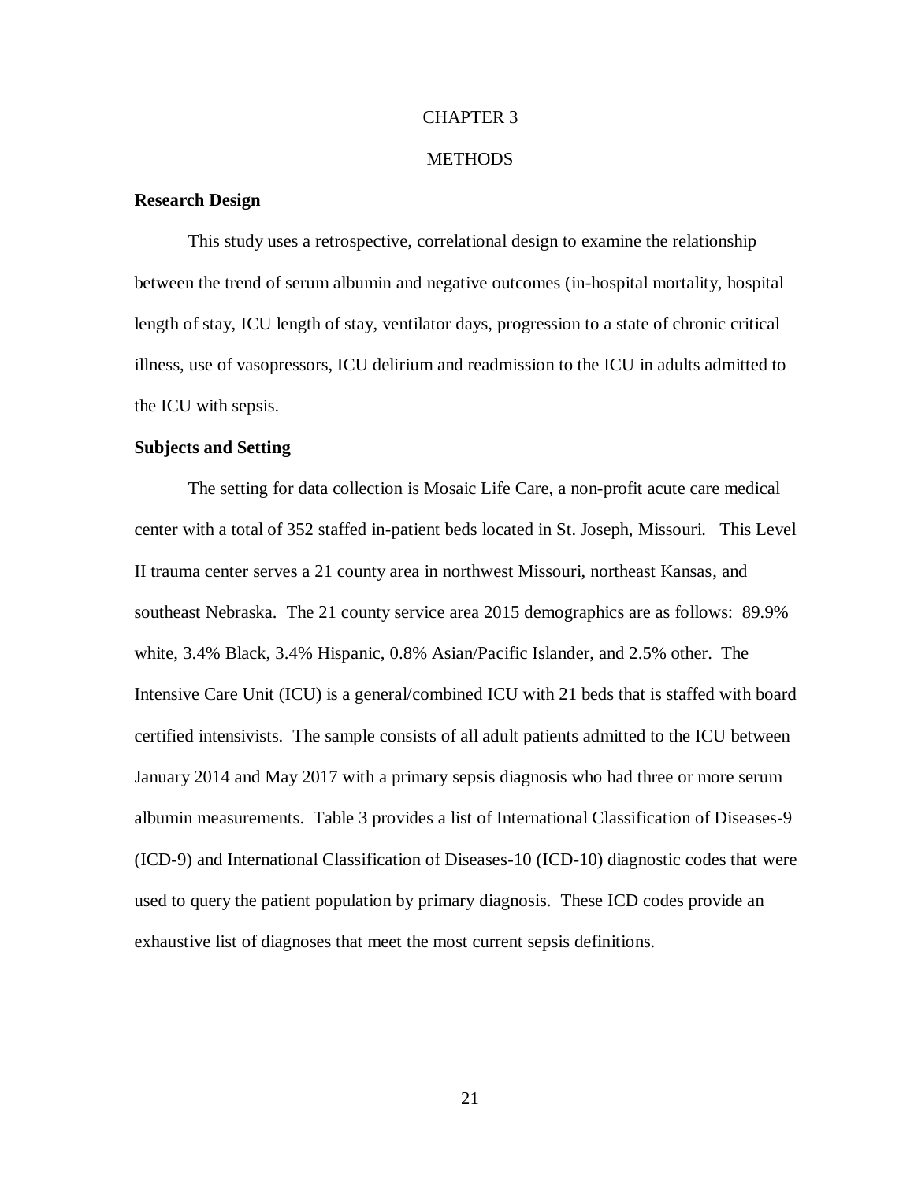# CHAPTER 3

# METHODS

**Research Design**

This study uses a retrospective, correlational design to examine the relationship between the trend of serum albumin and negative outcomes (in-hospital mortality, hospital length of stay, ICU length of stay, ventilator days, progression to a state of chronic critical illness, use of vasopressors, ICU delirium and readmission to the ICU in adults admitted to the ICU with sepsis.

**Subjects and Setting**

The setting for data collection is Mosaic Life Care, a non-profit acute care medical center with a total of 352 staffed in-patient beds located in St. Joseph, Missouri. This Level II trauma center serves a 21 county area in northwest Missouri, northeast Kansas, and southeast Nebraska. The 21 county service area 2015 demographics are as follows: 89.9% white, 3.4% Black, 3.4% Hispanic, 0.8% Asian/Pacific Islander, and 2.5% other. The Intensive Care Unit (ICU) is a general/combined ICU with 21 beds that is staffed with board certified intensivists. The sample consists of all adult patients admitted to the ICU between January 2014 and May 2017 with a primary sepsis diagnosis who had three or more serum albumin measurements. Table 3 provides a list of International Classification of Diseases-9 (ICD-9) and International Classification of Diseases-10 (ICD-10) diagnostic codes that were used to query the patient population by primary diagnosis. These ICD codes provide an exhaustive list of diagnoses that meet the most current sepsis definitions.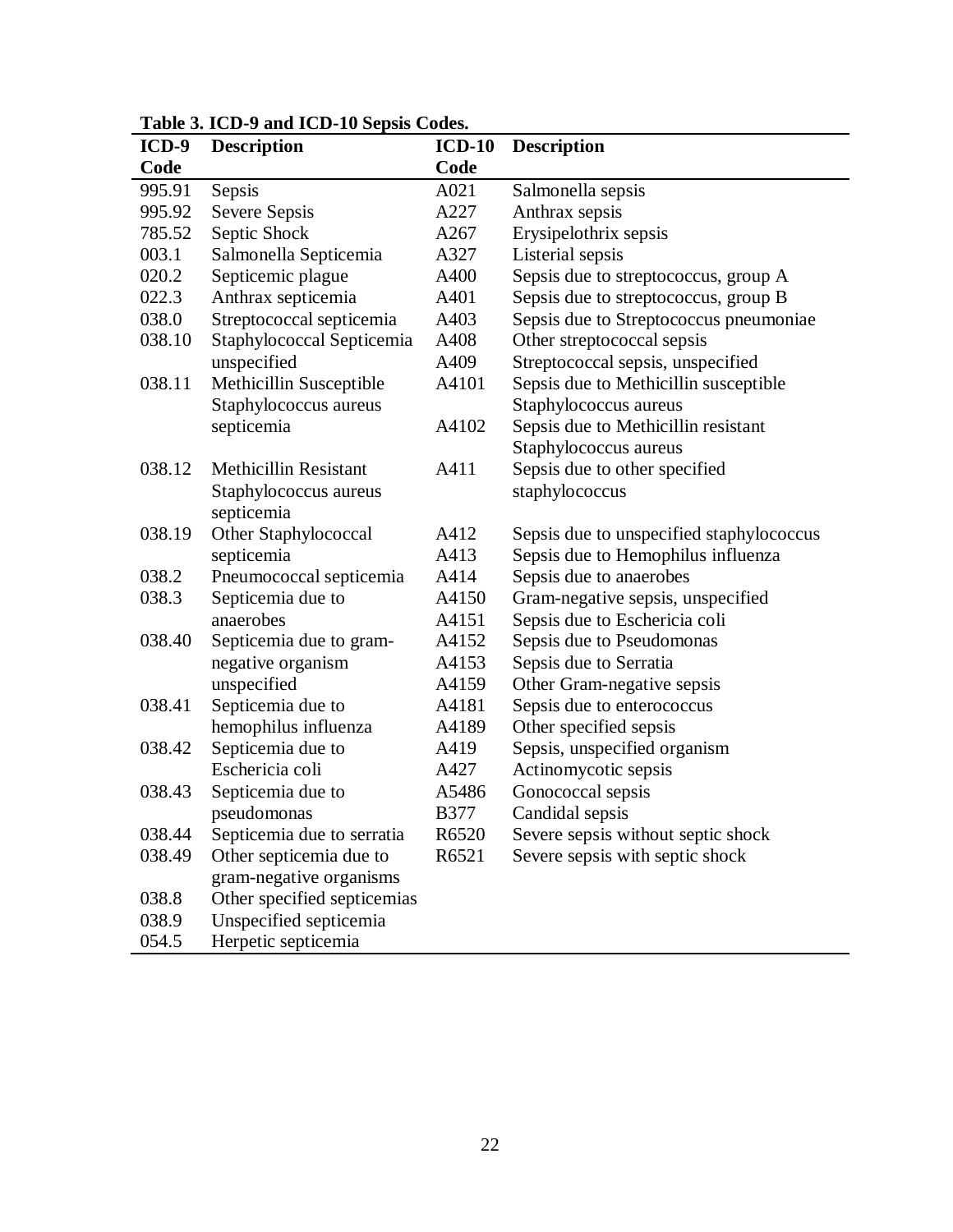**Table 3. ICD-9 and ICD-10 Sepsis Codes.**

| ICD-9 Code | Description | ICD-10 Code | Description |
|---|---|---|---|
| 995.91 | Sepsis | A021 | Salmonella sepsis |
| 995.92 | Severe Sepsis | A227 | Anthrax sepsis |
| 785.52 | Septic Shock | A267 | Erysipelothrix sepsis |
| 003.1 | Salmonella Septicemia | A327 | Listerial sepsis |
| 020.2 | Septicemic plague | A400 | Sepsis due to streptococcus, group A |
| 022.3 | Anthrax septicemia | A401 | Sepsis due to streptococcus, group B |
| 038.0 | Streptococcal septicemia | A403 | Sepsis due to Streptococcus pneumoniae |
| 038.10 | Staphylococcal Septicemia unspecified | A408 | Other streptococcal sepsis |
| | | A409 | Streptococcal sepsis, unspecified |
| 038.11 | Methicillin Susceptible Staphylococcus aureus septicemia | A4101 | Sepsis due to Methicillin susceptible Staphylococcus aureus |
| | | A4102 | Sepsis due to Methicillin resistant Staphylococcus aureus |
| 038.12 | Methicillin Resistant Staphylococcus aureus septicemia | A411 | Sepsis due to other specified staphylococcus |
| 038.19 | Other Staphylococcal septicemia | A412 | Sepsis due to unspecified staphylococcus |
| | | A413 | Sepsis due to Hemophilus influenza |
| 038.2 | Pneumococcal septicemia | A414 | Sepsis due to anaerobes |
| 038.3 | Septicemia due to anaerobes | A4150 | Gram-negative sepsis, unspecified |
| | | A4151 | Sepsis due to Eschericia coli |
| 038.40 | Septicemia due to gram-negative organism unspecified | A4152 | Sepsis due to Pseudomonas |
| | | A4153 | Sepsis due to Serratia |
| | | A4159 | Other Gram-negative sepsis |
| 038.41 | Septicemia due to hemophilus influenza | A4181 | Sepsis due to enterococcus |
| | | A4189 | Other specified sepsis |
| 038.42 | Septicemia due to Eschericia coli | A419 | Sepsis, unspecified organism |
| | | A427 | Actinomycotic sepsis |
| 038.43 | Septicemia due to pseudomonas | A5486 | Gonococcal sepsis |
| | | B377 | Candidal sepsis |
| 038.44 | Septicemia due to serratia | R6520 | Severe sepsis without septic shock |
| 038.49 | Other septicemia due to gram-negative organisms | R6521 | Severe sepsis with septic shock |
| 038.8 | Other specified septicemias | | |
| 038.9 | Unspecified septicemia | | |
| 054.5 | Herpetic septicemia | | |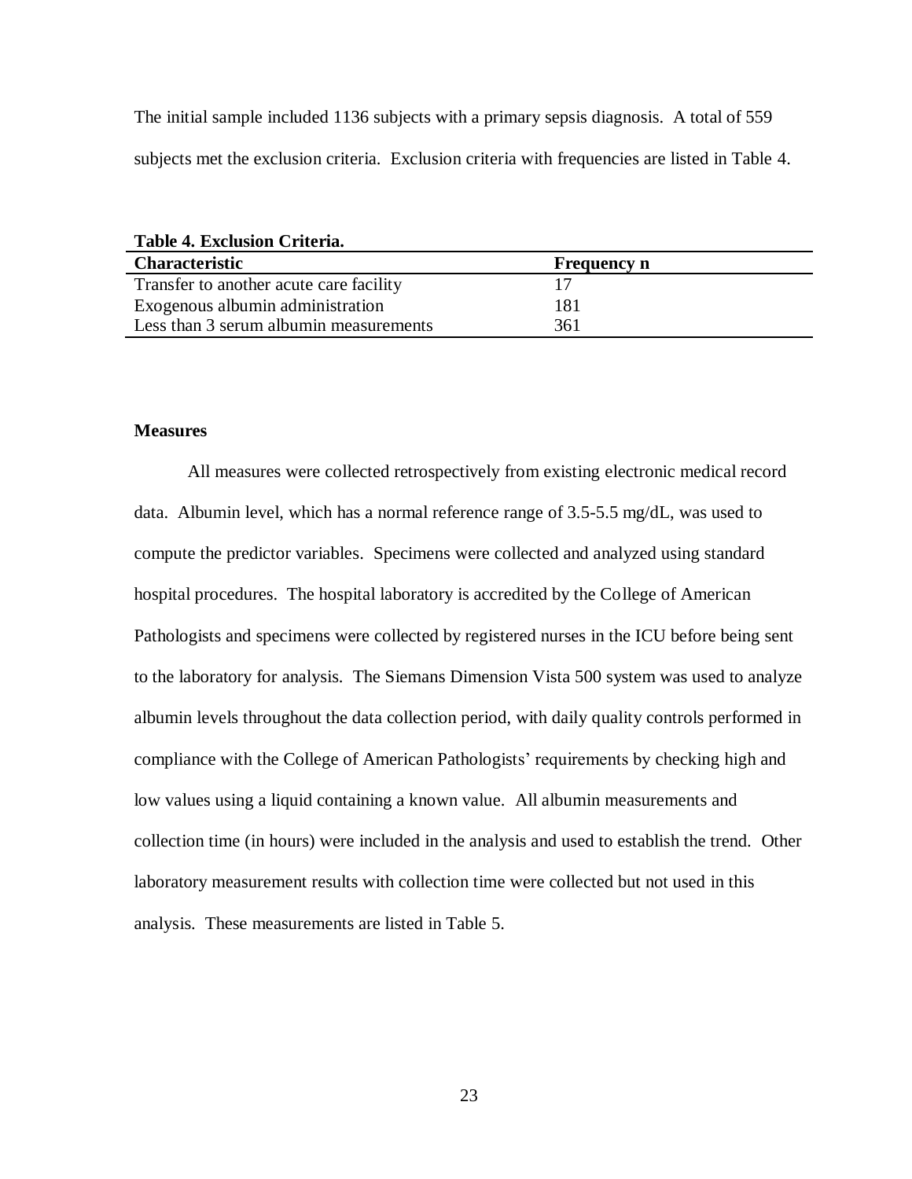The initial sample included 1136 subjects with a primary sepsis diagnosis. A total of 559 subjects met the exclusion criteria. Exclusion criteria with frequencies are listed in Table 4.

**Table 4. Exclusion Criteria.**

| Characteristic | Frequency n |
|---|---|
| Transfer to another acute care facility | 17 |
| Exogenous albumin administration | 181 |
| Less than 3 serum albumin measurements | 361 |

### Measures

All measures were collected retrospectively from existing electronic medical record data. Albumin level, which has a normal reference range of 3.5-5.5 mg/dL, was used to compute the predictor variables. Specimens were collected and analyzed using standard hospital procedures. The hospital laboratory is accredited by the College of American Pathologists and specimens were collected by registered nurses in the ICU before being sent to the laboratory for analysis. The Siemans Dimension Vista 500 system was used to analyze albumin levels throughout the data collection period, with daily quality controls performed in compliance with the College of American Pathologists' requirements by checking high and low values using a liquid containing a known value. All albumin measurements and collection time (in hours) were included in the analysis and used to establish the trend. Other laboratory measurement results with collection time were collected but not used in this analysis. These measurements are listed in Table 5.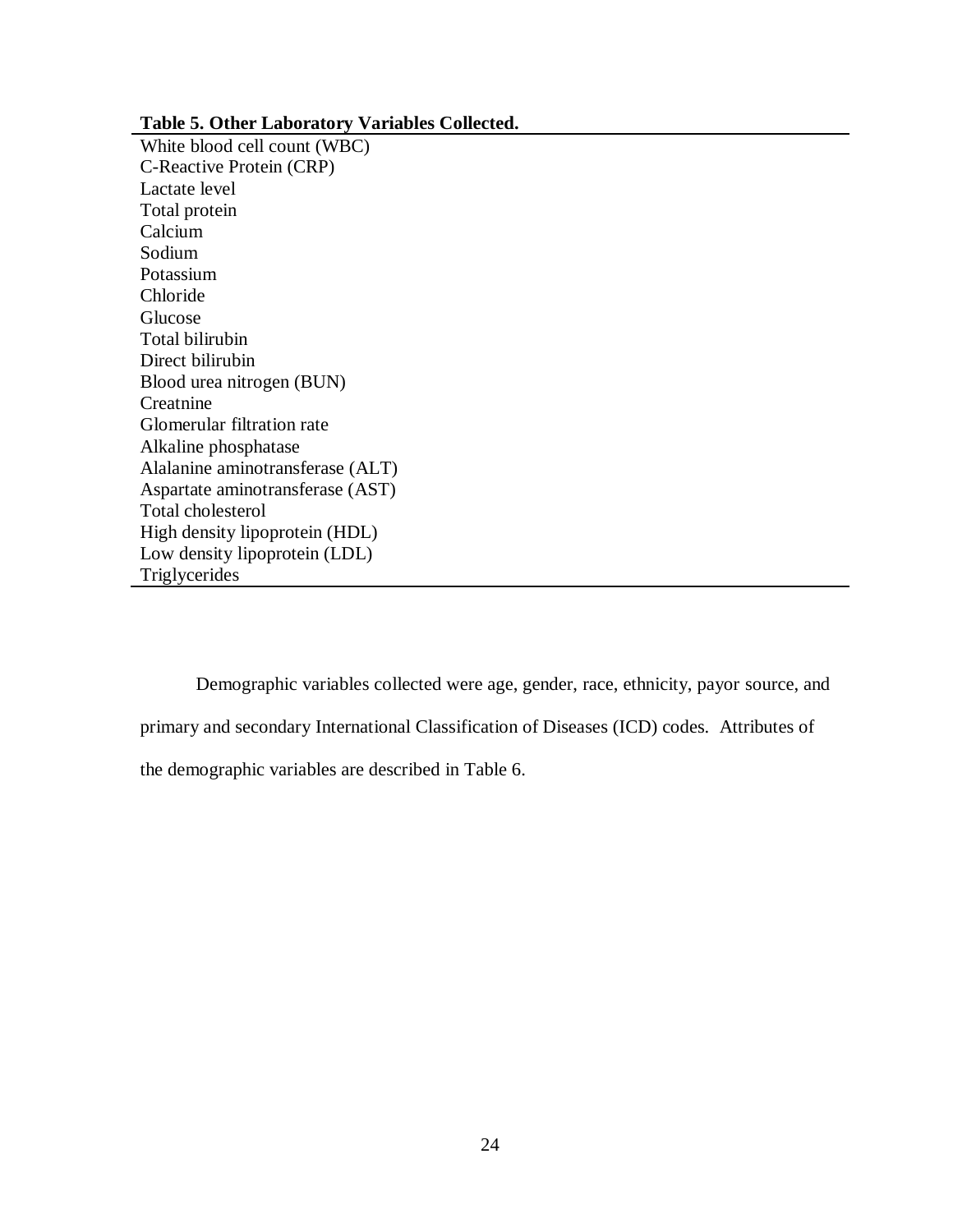**Table 5. Other Laboratory Variables Collected.**

| |
|---|
| White blood cell count (WBC) |
| C-Reactive Protein (CRP) |
| Lactate level |
| Total protein |
| Calcium |
| Sodium |
| Potassium |
| Chloride |
| Glucose |
| Total bilirubin |
| Direct bilirubin |
| Blood urea nitrogen (BUN) |
| Creatnine |
| Glomerular filtration rate |
| Alkaline phosphatase |
| Alalanine aminotransferase (ALT) |
| Aspartate aminotransferase (AST) |
| Total cholesterol |
| High density lipoprotein (HDL) |
| Low density lipoprotein (LDL) |
| Triglycerides |

Demographic variables collected were age, gender, race, ethnicity, payor source, and primary and secondary International Classification of Diseases (ICD) codes. Attributes of the demographic variables are described in Table 6.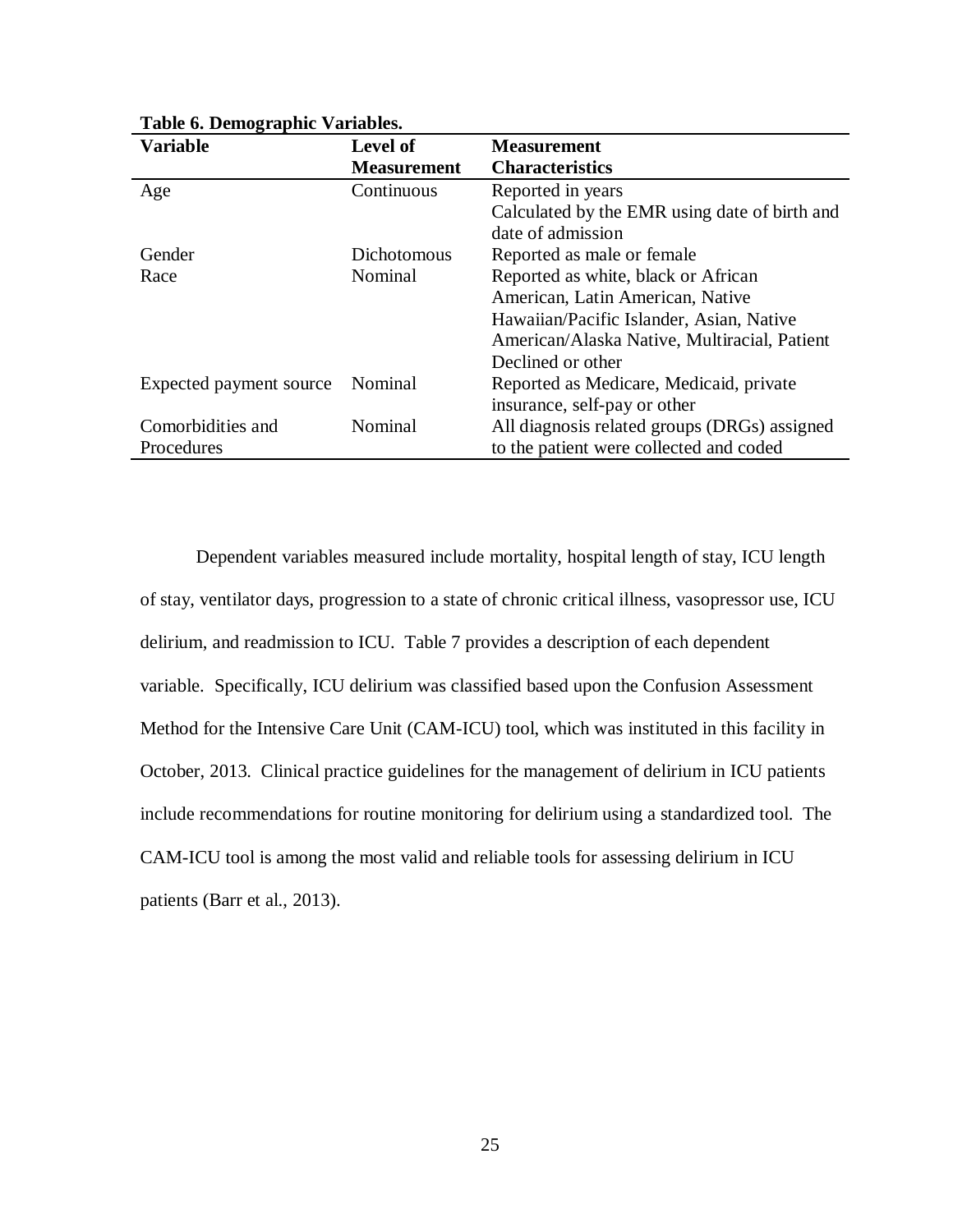**Table 6. Demographic Variables.**

| Variable | Level of Measurement | Measurement Characteristics |
|---|---|---|
| Age | Continuous | Reported in years<br>Calculated by the EMR using date of birth and date of admission |
| Gender | Dichotomous | Reported as male or female |
| Race | Nominal | Reported as white, black or African American, Latin American, Native Hawaiian/Pacific Islander, Asian, Native American/Alaska Native, Multiracial, Patient Declined or other |
| Expected payment source | Nominal | Reported as Medicare, Medicaid, private insurance, self-pay or other |
| Comorbidities and Procedures | Nominal | All diagnosis related groups (DRGs) assigned to the patient were collected and coded |

Dependent variables measured include mortality, hospital length of stay, ICU length of stay, ventilator days, progression to a state of chronic critical illness, vasopressor use, ICU delirium, and readmission to ICU. Table 7 provides a description of each dependent variable. Specifically, ICU delirium was classified based upon the Confusion Assessment Method for the Intensive Care Unit (CAM-ICU) tool, which was instituted in this facility in October, 2013. Clinical practice guidelines for the management of delirium in ICU patients include recommendations for routine monitoring for delirium using a standardized tool. The CAM-ICU tool is among the most valid and reliable tools for assessing delirium in ICU patients (Barr et al., 2013).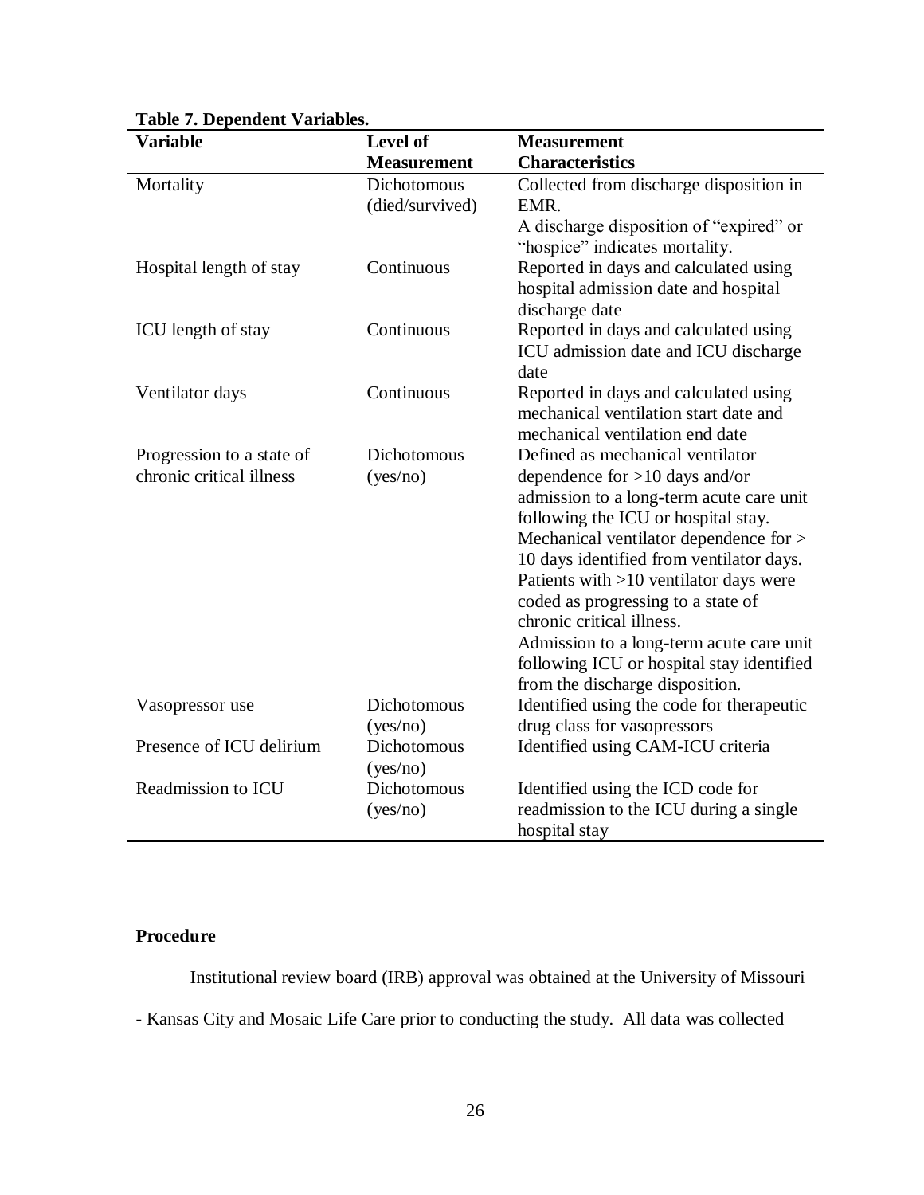**Table 7. Dependent Variables.**

| Variable | Level of Measurement | Measurement Characteristics |
|---|---|---|
| Mortality | Dichotomous (died/survived) | Collected from discharge disposition in EMR. A discharge disposition of "expired" or "hospice" indicates mortality. |
| Hospital length of stay | Continuous | Reported in days and calculated using hospital admission date and hospital discharge date |
| ICU length of stay | Continuous | Reported in days and calculated using ICU admission date and ICU discharge date |
| Ventilator days | Continuous | Reported in days and calculated using mechanical ventilation start date and mechanical ventilation end date |
| Progression to a state of chronic critical illness | Dichotomous (yes/no) | Defined as mechanical ventilator dependence for >10 days and/or admission to a long-term acute care unit following the ICU or hospital stay. Mechanical ventilator dependence for > 10 days identified from ventilator days. Patients with >10 ventilator days were coded as progressing to a state of chronic critical illness. Admission to a long-term acute care unit following ICU or hospital stay identified from the discharge disposition. |
| Vasopressor use | Dichotomous (yes/no) | Identified using the code for therapeutic drug class for vasopressors |
| Presence of ICU delirium | Dichotomous (yes/no) | Identified using CAM-ICU criteria |
| Readmission to ICU | Dichotomous (yes/no) | Identified using the ICD code for readmission to the ICU during a single hospital stay |

**Procedure**

Institutional review board (IRB) approval was obtained at the University of Missouri - Kansas City and Mosaic Life Care prior to conducting the study. All data was collected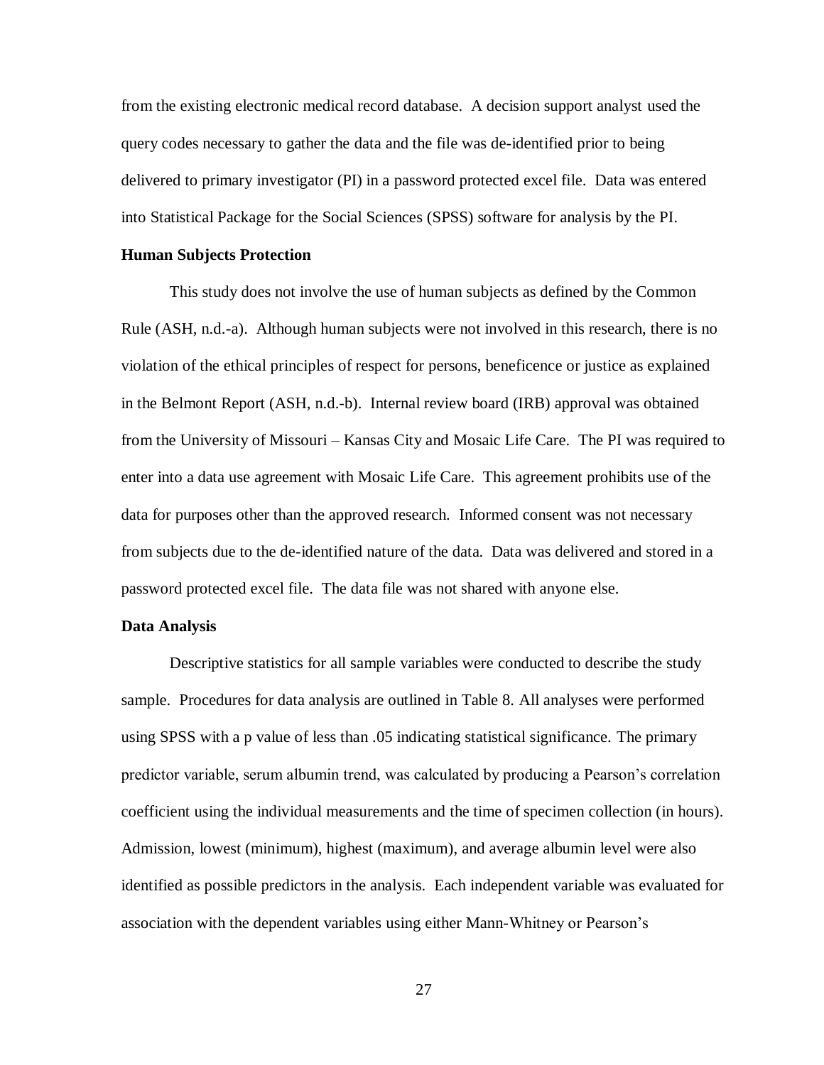from the existing electronic medical record database. A decision support analyst used the query codes necessary to gather the data and the file was de-identified prior to being delivered to primary investigator (PI) in a password protected excel file. Data was entered into Statistical Package for the Social Sciences (SPSS) software for analysis by the PI.

**Human Subjects Protection**

This study does not involve the use of human subjects as defined by the Common Rule (ASH, n.d.-a). Although human subjects were not involved in this research, there is no violation of the ethical principles of respect for persons, beneficence or justice as explained in the Belmont Report (ASH, n.d.-b). Internal review board (IRB) approval was obtained from the University of Missouri – Kansas City and Mosaic Life Care. The PI was required to enter into a data use agreement with Mosaic Life Care. This agreement prohibits use of the data for purposes other than the approved research. Informed consent was not necessary from subjects due to the de-identified nature of the data. Data was delivered and stored in a password protected excel file. The data file was not shared with anyone else.

**Data Analysis**

Descriptive statistics for all sample variables were conducted to describe the study sample. Procedures for data analysis are outlined in Table 8. All analyses were performed using SPSS with a p value of less than .05 indicating statistical significance. The primary predictor variable, serum albumin trend, was calculated by producing a Pearson's correlation coefficient using the individual measurements and the time of specimen collection (in hours). Admission, lowest (minimum), highest (maximum), and average albumin level were also identified as possible predictors in the analysis. Each independent variable was evaluated for association with the dependent variables using either Mann-Whitney or Pearson's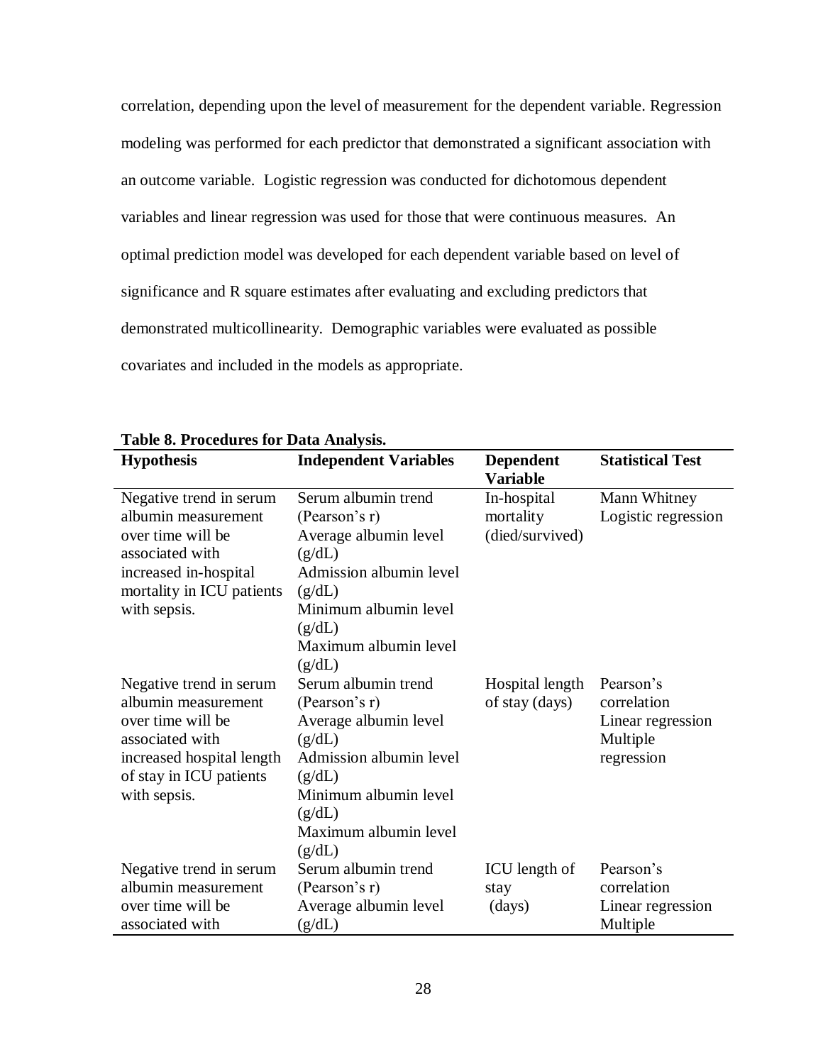correlation, depending upon the level of measurement for the dependent variable. Regression modeling was performed for each predictor that demonstrated a significant association with an outcome variable. Logistic regression was conducted for dichotomous dependent variables and linear regression was used for those that were continuous measures. An optimal prediction model was developed for each dependent variable based on level of significance and R square estimates after evaluating and excluding predictors that demonstrated multicollinearity. Demographic variables were evaluated as possible covariates and included in the models as appropriate.

**Table 8. Procedures for Data Analysis.**

| Hypothesis | Independent Variables | Dependent Variable | Statistical Test |
|---|---|---|---|
| Negative trend in serum albumin measurement over time will be associated with increased in-hospital mortality in ICU patients with sepsis. | Serum albumin trend (Pearson's r)<br>Average albumin level (g/dL)<br>Admission albumin level (g/dL)<br>Minimum albumin level (g/dL)<br>Maximum albumin level (g/dL) | In-hospital mortality (died/survived) | Mann Whitney<br>Logistic regression |
| Negative trend in serum albumin measurement over time will be associated with increased hospital length of stay in ICU patients with sepsis. | Serum albumin trend (Pearson's r)<br>Average albumin level (g/dL)<br>Admission albumin level (g/dL)<br>Minimum albumin level (g/dL)<br>Maximum albumin level (g/dL) | Hospital length of stay (days) | Pearson's correlation<br>Linear regression<br>Multiple regression |
| Negative trend in serum albumin measurement over time will be associated with | Serum albumin trend (Pearson's r)<br>Average albumin level (g/dL) | ICU length of stay (days) | Pearson's correlation<br>Linear regression<br>Multiple |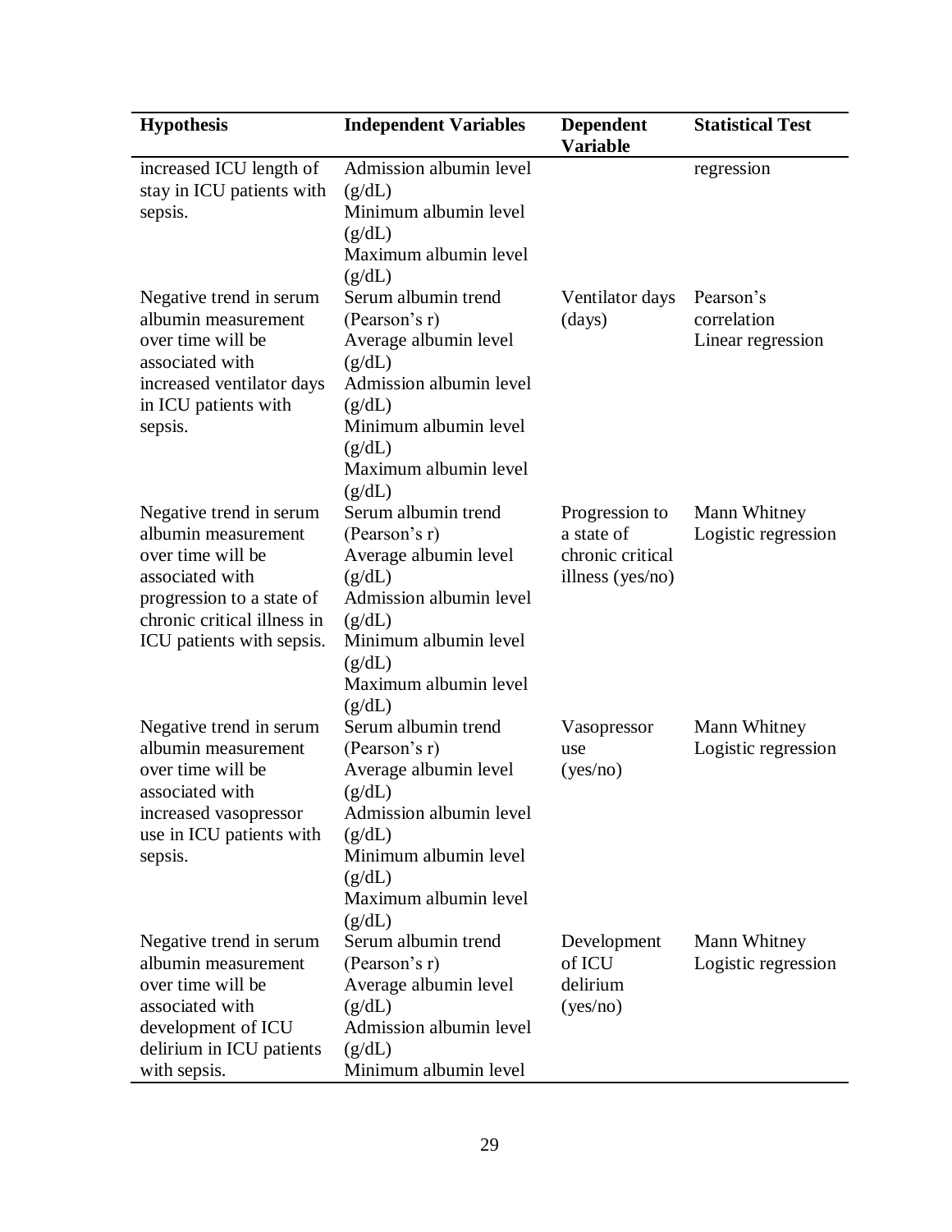| Hypothesis | Independent Variables | Dependent Variable | Statistical Test |
| --- | --- | --- | --- |
| increased ICU length of stay in ICU patients with sepsis. | Admission albumin level (g/dL)<br>Minimum albumin level (g/dL)<br>Maximum albumin level (g/dL) | | regression |
| Negative trend in serum albumin measurement over time will be associated with increased ventilator days in ICU patients with sepsis. | Serum albumin trend (Pearson's r)<br>Average albumin level (g/dL)<br>Admission albumin level (g/dL)<br>Minimum albumin level (g/dL)<br>Maximum albumin level (g/dL) | Ventilator days (days) | Pearson's correlation<br>Linear regression |
| Negative trend in serum albumin measurement over time will be associated with progression to a state of chronic critical illness in ICU patients with sepsis. | Serum albumin trend (Pearson's r)<br>Average albumin level (g/dL)<br>Admission albumin level (g/dL)<br>Minimum albumin level (g/dL)<br>Maximum albumin level (g/dL) | Progression to a state of chronic critical illness (yes/no) | Mann Whitney<br>Logistic regression |
| Negative trend in serum albumin measurement over time will be associated with increased vasopressor use in ICU patients with sepsis. | Serum albumin trend (Pearson's r)<br>Average albumin level (g/dL)<br>Admission albumin level (g/dL)<br>Minimum albumin level (g/dL)<br>Maximum albumin level (g/dL) | Vasopressor use (yes/no) | Mann Whitney<br>Logistic regression |
| Negative trend in serum albumin measurement over time will be associated with development of ICU delirium in ICU patients with sepsis. | Serum albumin trend (Pearson's r)<br>Average albumin level (g/dL)<br>Admission albumin level (g/dL)<br>Minimum albumin level | Development of ICU delirium (yes/no) | Mann Whitney<br>Logistic regression |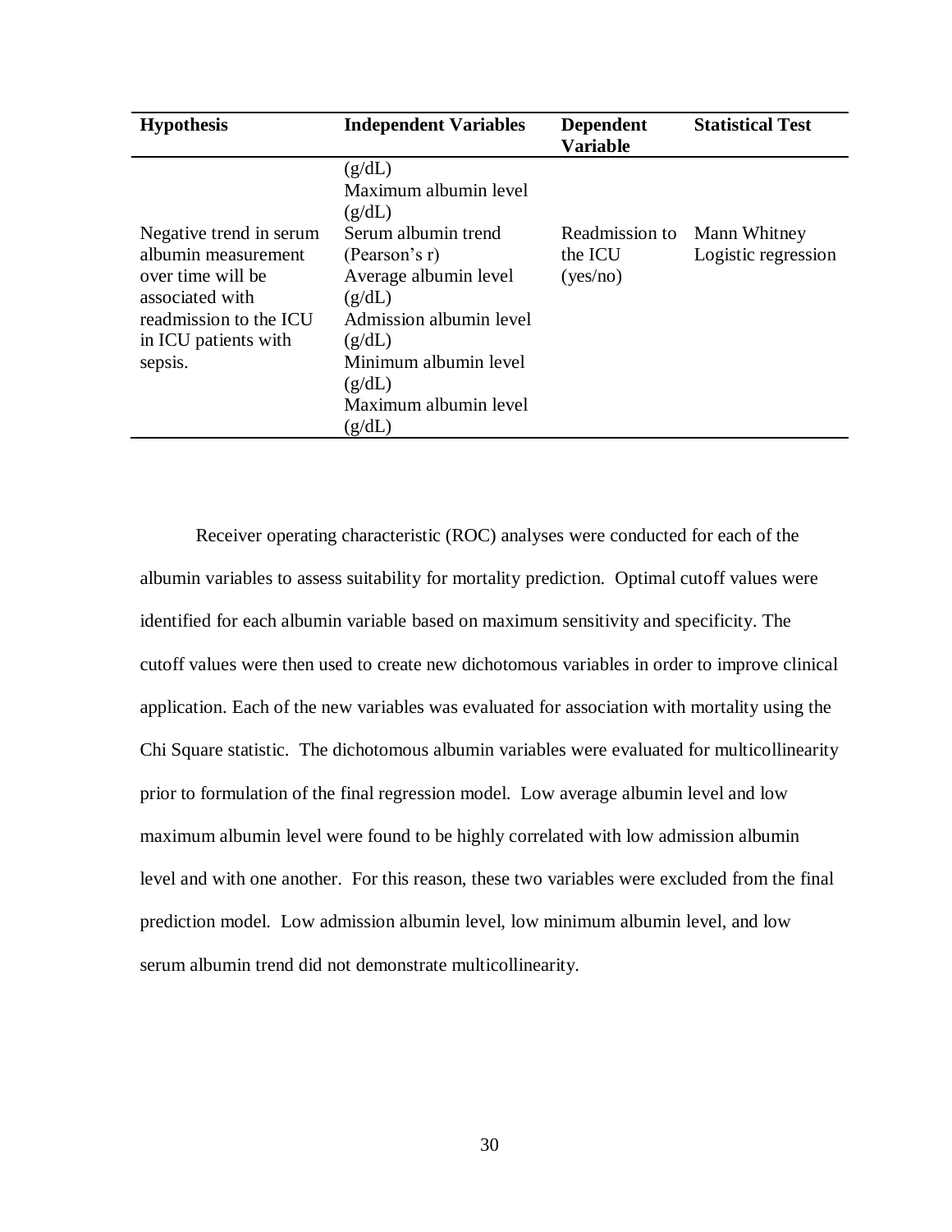| Hypothesis | Independent Variables | Dependent Variable | Statistical Test |
|---|---|---|---|
| | (g/dL)<br>Maximum albumin level (g/dL) | | |
| Negative trend in serum albumin measurement over time will be associated with readmission to the ICU in ICU patients with sepsis. | Serum albumin trend (Pearson's r)<br>Average albumin level (g/dL)<br>Admission albumin level (g/dL)<br>Minimum albumin level (g/dL)<br>Maximum albumin level (g/dL) | Readmission to the ICU (yes/no) | Mann Whitney<br>Logistic regression |

Receiver operating characteristic (ROC) analyses were conducted for each of the albumin variables to assess suitability for mortality prediction. Optimal cutoff values were identified for each albumin variable based on maximum sensitivity and specificity. The cutoff values were then used to create new dichotomous variables in order to improve clinical application. Each of the new variables was evaluated for association with mortality using the Chi Square statistic. The dichotomous albumin variables were evaluated for multicollinearity prior to formulation of the final regression model. Low average albumin level and low maximum albumin level were found to be highly correlated with low admission albumin level and with one another. For this reason, these two variables were excluded from the final prediction model. Low admission albumin level, low minimum albumin level, and low serum albumin trend did not demonstrate multicollinearity.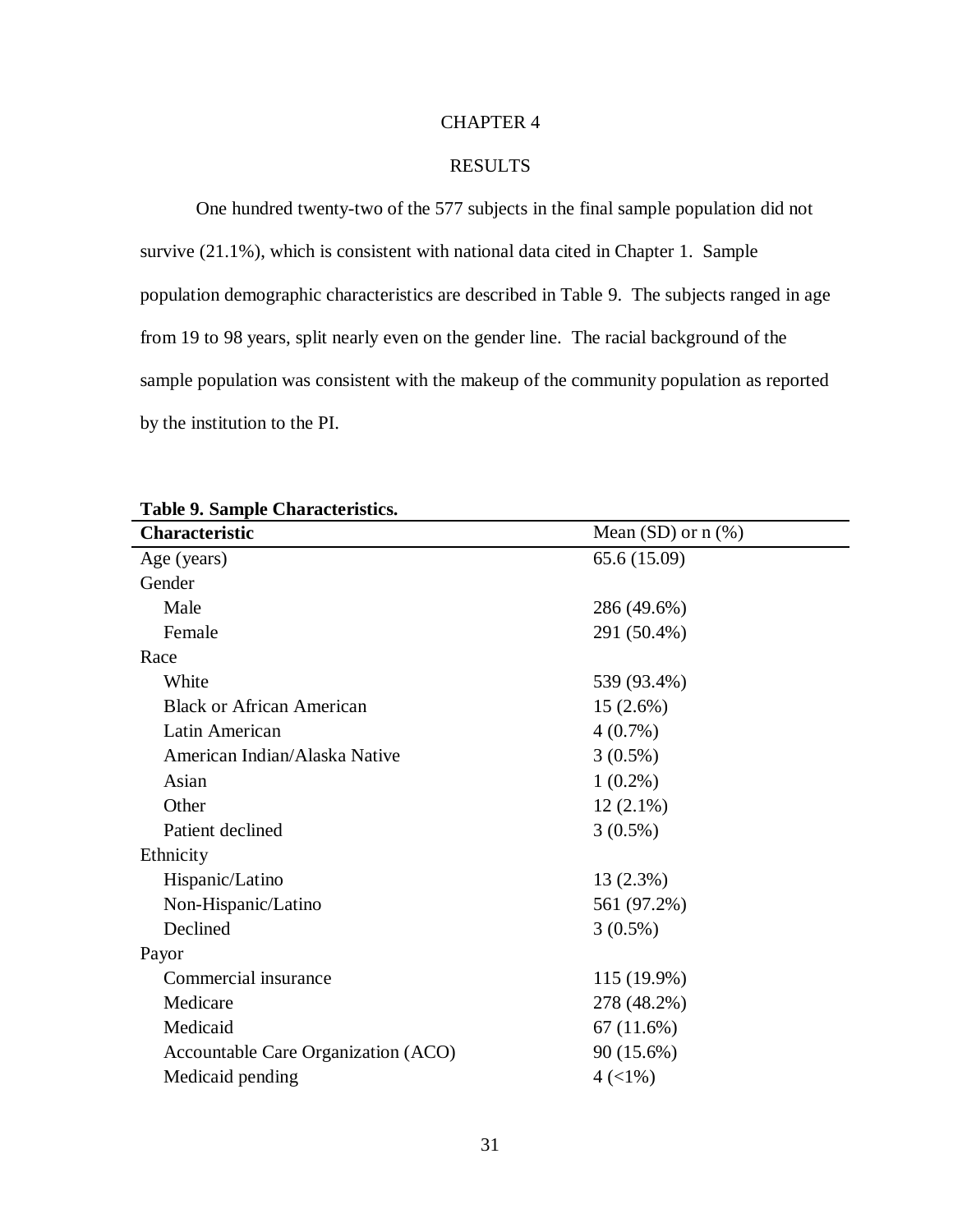# CHAPTER 4

## RESULTS

One hundred twenty-two of the 577 subjects in the final sample population did not survive (21.1%), which is consistent with national data cited in Chapter 1. Sample population demographic characteristics are described in Table 9. The subjects ranged in age from 19 to 98 years, split nearly even on the gender line. The racial background of the sample population was consistent with the makeup of the community population as reported by the institution to the PI.

**Table 9. Sample Characteristics.**

| **Characteristic** | Mean (SD) or n (%) |
|---|---|
| Age (years) | 65.6 (15.09) |
| Gender | |
| Male | 286 (49.6%) |
| Female | 291 (50.4%) |
| Race | |
| White | 539 (93.4%) |
| Black or African American | 15 (2.6%) |
| Latin American | 4 (0.7%) |
| American Indian/Alaska Native | 3 (0.5%) |
| Asian | 1 (0.2%) |
| Other | 12 (2.1%) |
| Patient declined | 3 (0.5%) |
| Ethnicity | |
| Hispanic/Latino | 13 (2.3%) |
| Non-Hispanic/Latino | 561 (97.2%) |
| Declined | 3 (0.5%) |
| Payor | |
| Commercial insurance | 115 (19.9%) |
| Medicare | 278 (48.2%) |
| Medicaid | 67 (11.6%) |
| Accountable Care Organization (ACO) | 90 (15.6%) |
| Medicaid pending | 4 (<1%) |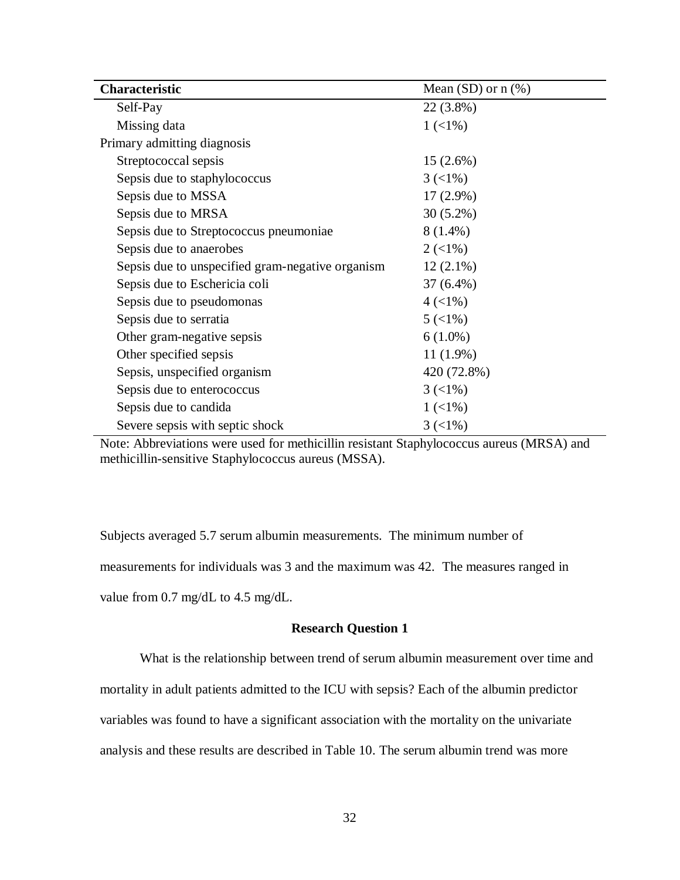| Characteristic | Mean (SD) or n (%) |
|---|---|
| Self-Pay | 22 (3.8%) |
| Missing data | 1 (<1%) |
| Primary admitting diagnosis | |
| Streptococcal sepsis | 15 (2.6%) |
| Sepsis due to staphylococcus | 3 (<1%) |
| Sepsis due to MSSA | 17 (2.9%) |
| Sepsis due to MRSA | 30 (5.2%) |
| Sepsis due to Streptococcus pneumoniae | 8 (1.4%) |
| Sepsis due to anaerobes | 2 (<1%) |
| Sepsis due to unspecified gram-negative organism | 12 (2.1%) |
| Sepsis due to Eschericia coli | 37 (6.4%) |
| Sepsis due to pseudomonas | 4 (<1%) |
| Sepsis due to serratia | 5 (<1%) |
| Other gram-negative sepsis | 6 (1.0%) |
| Other specified sepsis | 11 (1.9%) |
| Sepsis, unspecified organism | 420 (72.8%) |
| Sepsis due to enterococcus | 3 (<1%) |
| Sepsis due to candida | 1 (<1%) |
| Severe sepsis with septic shock | 3 (<1%) |

Note: Abbreviations were used for methicillin resistant Staphylococcus aureus (MRSA) and methicillin-sensitive Staphylococcus aureus (MSSA).

Subjects averaged 5.7 serum albumin measurements. The minimum number of measurements for individuals was 3 and the maximum was 42. The measures ranged in value from 0.7 mg/dL to 4.5 mg/dL.

### Research Question 1

What is the relationship between trend of serum albumin measurement over time and mortality in adult patients admitted to the ICU with sepsis? Each of the albumin predictor variables was found to have a significant association with the mortality on the univariate analysis and these results are described in Table 10. The serum albumin trend was more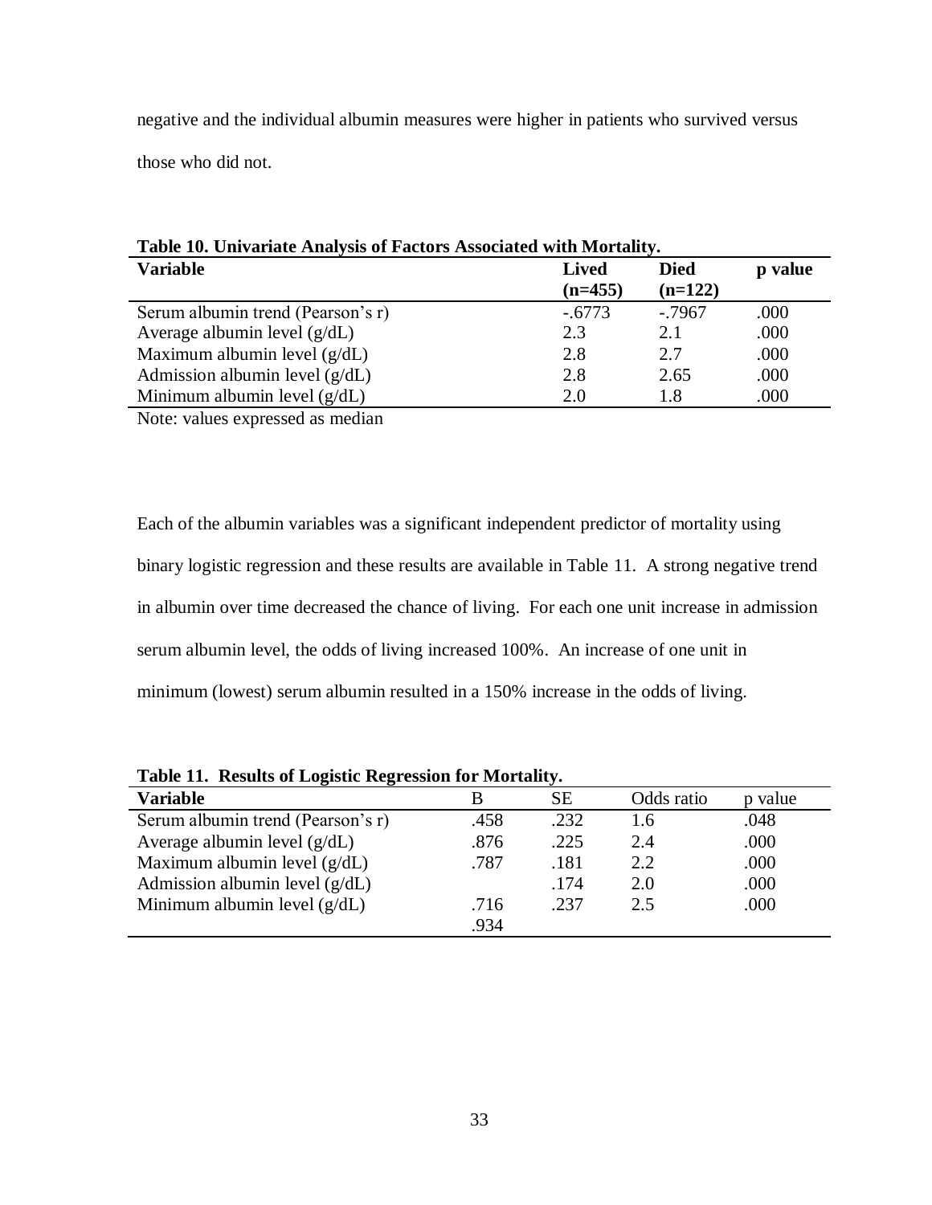negative and the individual albumin measures were higher in patients who survived versus those who did not.

**Table 10. Univariate Analysis of Factors Associated with Mortality.**

| Variable | Lived (n=455) | Died (n=122) | p value |
|---|---|---|---|
| Serum albumin trend (Pearson's r) | -.6773 | -.7967 | .000 |
| Average albumin level (g/dL) | 2.3 | 2.1 | .000 |
| Maximum albumin level (g/dL) | 2.8 | 2.7 | .000 |
| Admission albumin level (g/dL) | 2.8 | 2.65 | .000 |
| Minimum albumin level (g/dL) | 2.0 | 1.8 | .000 |

Note: values expressed as median

Each of the albumin variables was a significant independent predictor of mortality using binary logistic regression and these results are available in Table 11. A strong negative trend in albumin over time decreased the chance of living. For each one unit increase in admission serum albumin level, the odds of living increased 100%. An increase of one unit in minimum (lowest) serum albumin resulted in a 150% increase in the odds of living.

**Table 11. Results of Logistic Regression for Mortality.**

| Variable | B | SE | Odds ratio | p value |
|---|---|---|---|---|
| Serum albumin trend (Pearson's r) | .458 | .232 | 1.6 | .048 |
| Average albumin level (g/dL) | .876 | .225 | 2.4 | .000 |
| Maximum albumin level (g/dL) | .787 | .181 | 2.2 | .000 |
| Admission albumin level (g/dL) | | .174 | 2.0 | .000 |
| Minimum albumin level (g/dL) | .716 | .237 | 2.5 | .000 |
| | .934 | | | |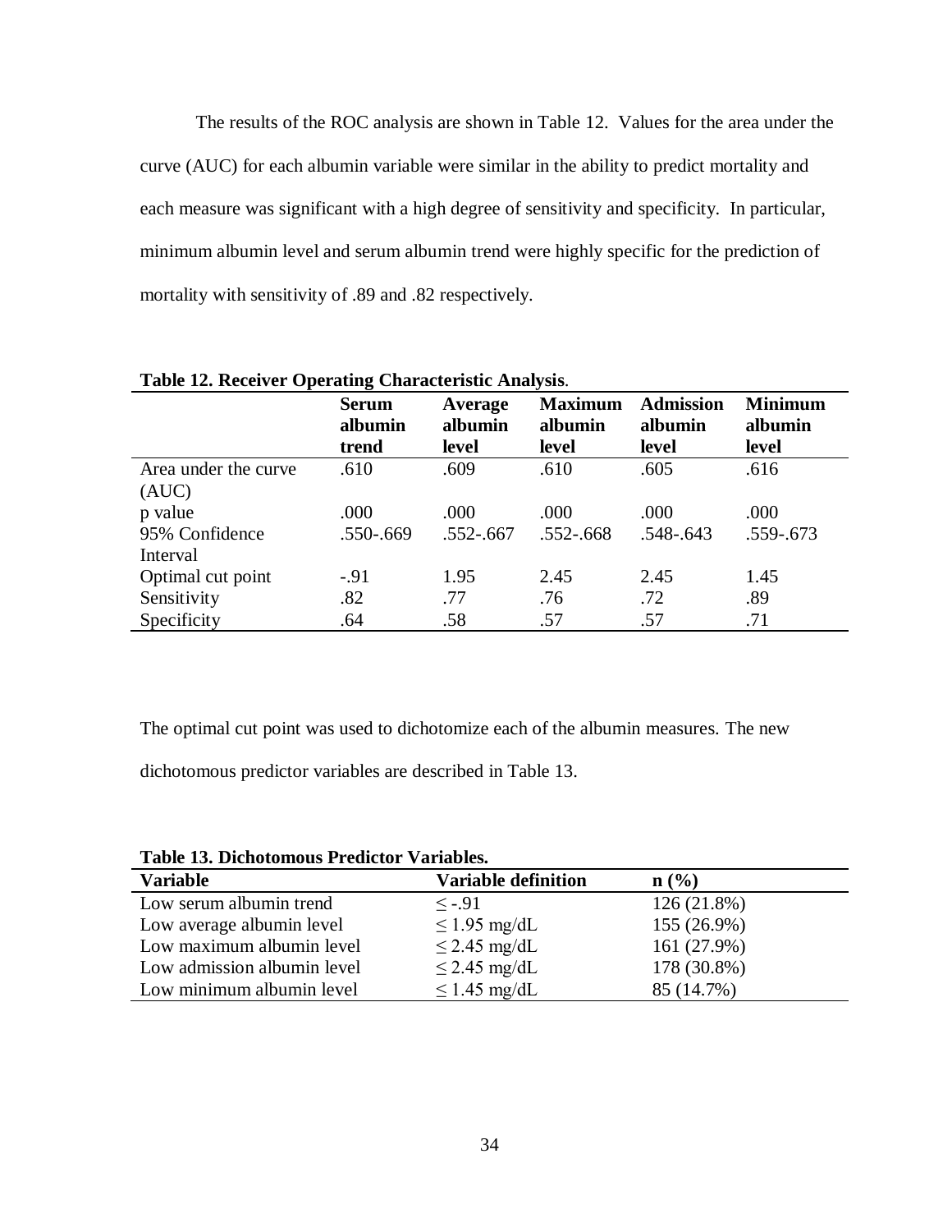The results of the ROC analysis are shown in Table 12. Values for the area under the curve (AUC) for each albumin variable were similar in the ability to predict mortality and each measure was significant with a high degree of sensitivity and specificity. In particular, minimum albumin level and serum albumin trend were highly specific for the prediction of mortality with sensitivity of .89 and .82 respectively.

**Table 12. Receiver Operating Characteristic Analysis.**

| | Serum albumin trend | Average albumin level | Maximum albumin level | Admission albumin level | Minimum albumin level |
|---|---|---|---|---|---|
| Area under the curve (AUC) | .610 | .609 | .610 | .605 | .616 |
| p value | .000 | .000 | .000 | .000 | .000 |
| 95% Confidence Interval | .550-.669 | .552-.667 | .552-.668 | .548-.643 | .559-.673 |
| Optimal cut point | -.91 | 1.95 | 2.45 | 2.45 | 1.45 |
| Sensitivity | .82 | .77 | .76 | .72 | .89 |
| Specificity | .64 | .58 | .57 | .57 | .71 |

The optimal cut point was used to dichotomize each of the albumin measures. The new dichotomous predictor variables are described in Table 13.

**Table 13. Dichotomous Predictor Variables.**

| Variable | Variable definition | n (%) |
|---|---|---|
| Low serum albumin trend | $\leq$ -.91 | 126 (21.8%) |
| Low average albumin level | $\leq$ 1.95 mg/dL | 155 (26.9%) |
| Low maximum albumin level | $\leq$ 2.45 mg/dL | 161 (27.9%) |
| Low admission albumin level | $\leq$ 2.45 mg/dL | 178 (30.8%) |
| Low minimum albumin level | $\leq$ 1.45 mg/dL | 85 (14.7%) |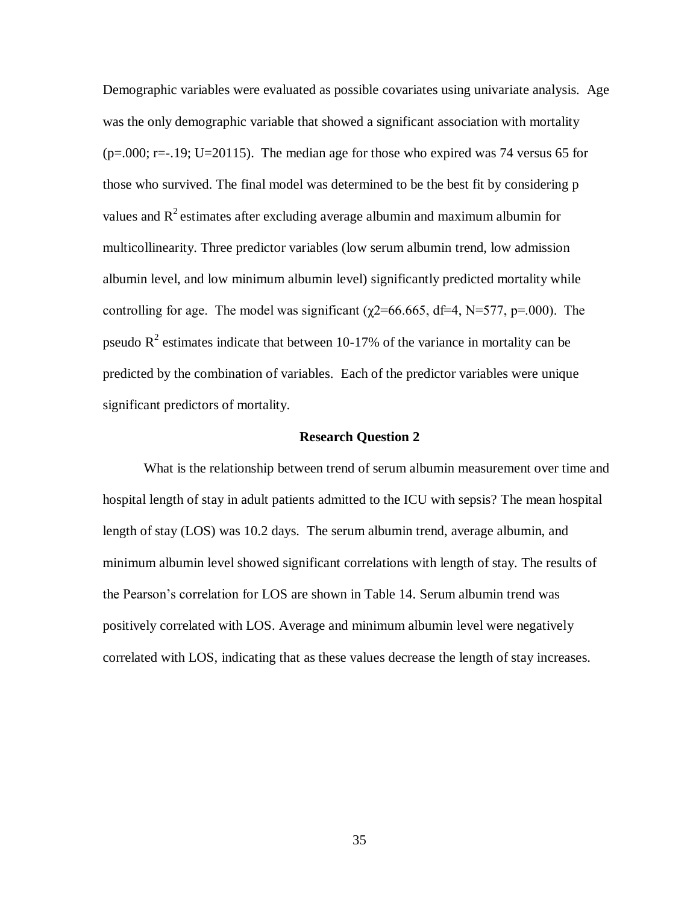Demographic variables were evaluated as possible covariates using univariate analysis. Age was the only demographic variable that showed a significant association with mortality ($p=.000$; $r=-.19$; $U=20115$). The median age for those who expired was 74 versus 65 for those who survived. The final model was determined to be the best fit by considering p values and $R^2$ estimates after excluding average albumin and maximum albumin for multicollinearity. Three predictor variables (low serum albumin trend, low admission albumin level, and low minimum albumin level) significantly predicted mortality while controlling for age. The model was significant ($\chi2=66.665$, $df=4$, $N=577$, $p=.000$). The pseudo $R^2$ estimates indicate that between 10-17% of the variance in mortality can be predicted by the combination of variables. Each of the predictor variables were unique significant predictors of mortality.

## Research Question 2

What is the relationship between trend of serum albumin measurement over time and hospital length of stay in adult patients admitted to the ICU with sepsis? The mean hospital length of stay (LOS) was 10.2 days. The serum albumin trend, average albumin, and minimum albumin level showed significant correlations with length of stay. The results of the Pearson's correlation for LOS are shown in Table 14. Serum albumin trend was positively correlated with LOS. Average and minimum albumin level were negatively correlated with LOS, indicating that as these values decrease the length of stay increases.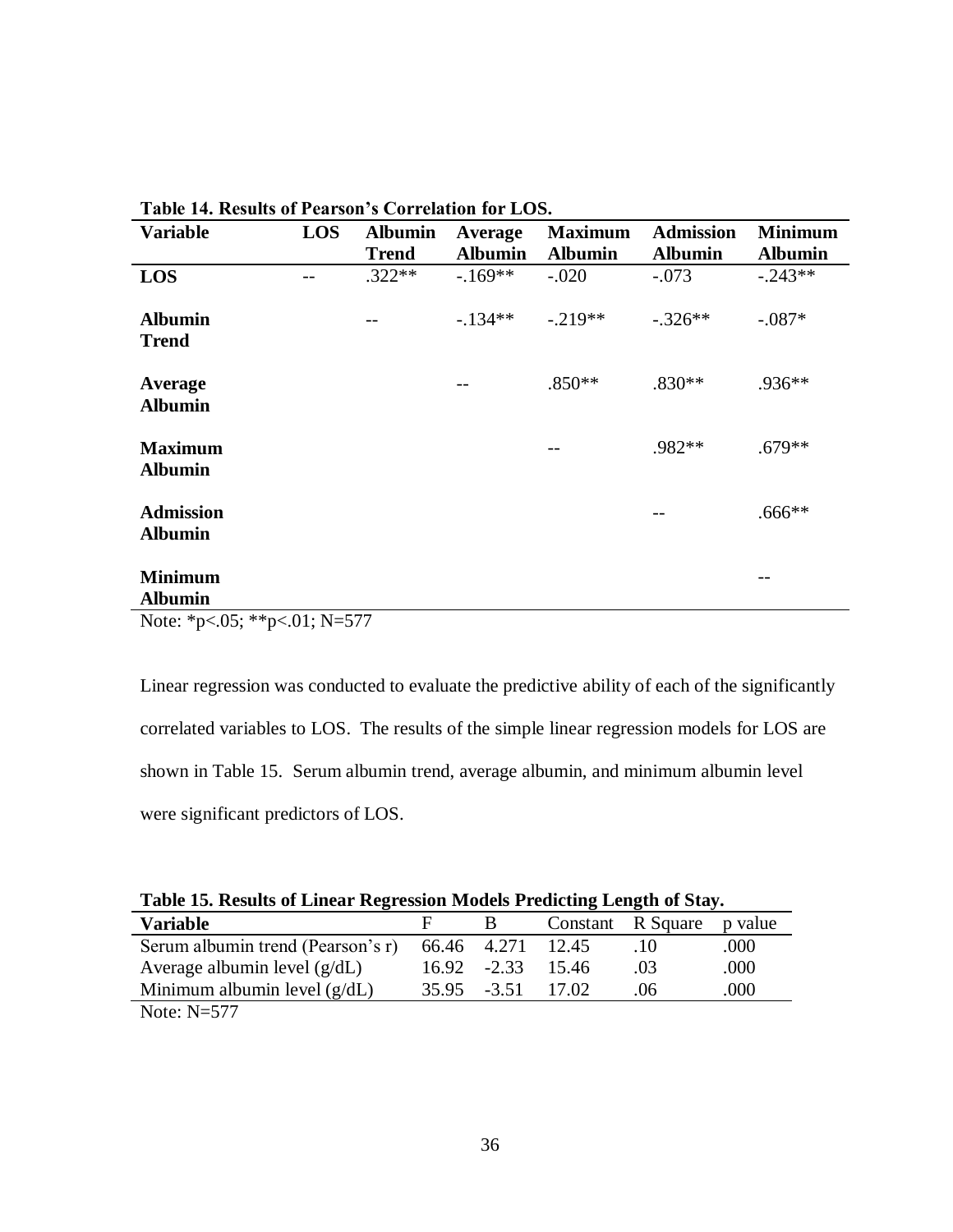**Table 14. Results of Pearson's Correlation for LOS.**

| Variable | LOS | Albumin Trend | Average Albumin | Maximum Albumin | Admission Albumin | Minimum Albumin |
|---|---|---|---|---|---|---|
| **LOS** | -- | .322** | -.169** | -.020 | -.073 | -.243** |
| **Albumin Trend** | | -- | -.134** | -.219** | -.326** | -.087* |
| **Average Albumin** | | | -- | .850** | .830** | .936** |
| **Maximum Albumin** | | | | -- | .982** | .679** |
| **Admission Albumin** | | | | | -- | .666** |
| **Minimum Albumin** | | | | | | -- |

Note: *p<.05; **p<.01; N=577

Linear regression was conducted to evaluate the predictive ability of each of the significantly correlated variables to LOS. The results of the simple linear regression models for LOS are shown in Table 15. Serum albumin trend, average albumin, and minimum albumin level were significant predictors of LOS.

**Table 15. Results of Linear Regression Models Predicting Length of Stay.**

| Variable | F | B | Constant | R Square | p value |
|---|---|---|---|---|---|
| Serum albumin trend (Pearson's r) | 66.46 | 4.271 | 12.45 | .10 | .000 |
| Average albumin level (g/dL) | 16.92 | -2.33 | 15.46 | .03 | .000 |
| Minimum albumin level (g/dL) | 35.95 | -3.51 | 17.02 | .06 | .000 |

Note: N=577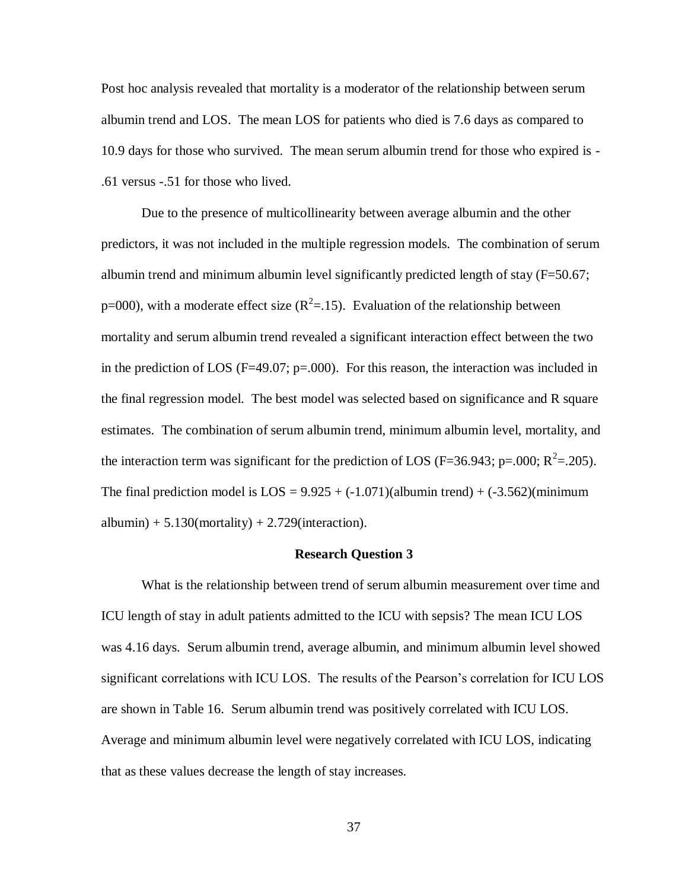Post hoc analysis revealed that mortality is a moderator of the relationship between serum albumin trend and LOS. The mean LOS for patients who died is 7.6 days as compared to 10.9 days for those who survived. The mean serum albumin trend for those who expired is -.61 versus -.51 for those who lived.

Due to the presence of multicollinearity between average albumin and the other predictors, it was not included in the multiple regression models. The combination of serum albumin trend and minimum albumin level significantly predicted length of stay ($F$=50.67; $p$=000), with a moderate effect size ($R^2$=.15). Evaluation of the relationship between mortality and serum albumin trend revealed a significant interaction effect between the two in the prediction of LOS ($F$=49.07; $p$=.000). For this reason, the interaction was included in the final regression model. The best model was selected based on significance and R square estimates. The combination of serum albumin trend, minimum albumin level, mortality, and the interaction term was significant for the prediction of LOS ($F$=36.943; $p$=.000; $R^2$=.205). The final prediction model is LOS = 9.925 + (-1.071)(albumin trend) + (-3.562)(minimum albumin) + 5.130(mortality) + 2.729(interaction).

### Research Question 3

What is the relationship between trend of serum albumin measurement over time and ICU length of stay in adult patients admitted to the ICU with sepsis? The mean ICU LOS was 4.16 days. Serum albumin trend, average albumin, and minimum albumin level showed significant correlations with ICU LOS. The results of the Pearson's correlation for ICU LOS are shown in Table 16. Serum albumin trend was positively correlated with ICU LOS. Average and minimum albumin level were negatively correlated with ICU LOS, indicating that as these values decrease the length of stay increases.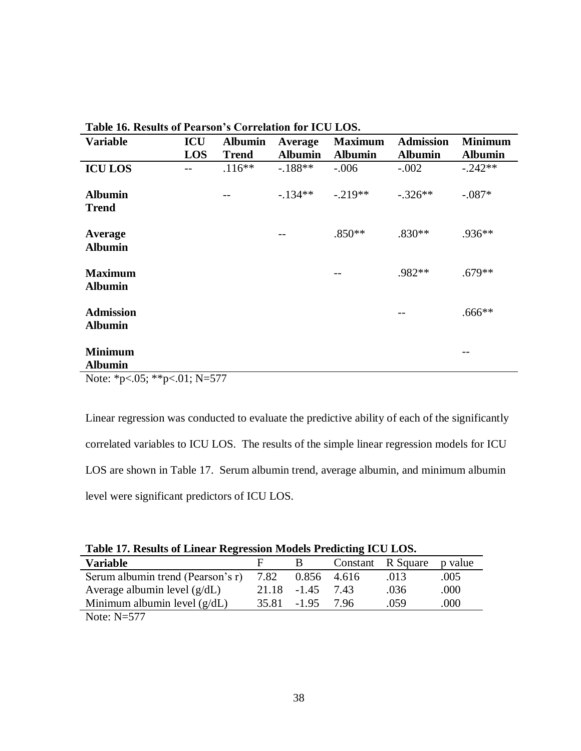**Table 16. Results of Pearson's Correlation for ICU LOS.**

| Variable | ICU LOS | Albumin Trend | Average Albumin | Maximum Albumin | Admission Albumin | Minimum Albumin |
|---|---|---|---|---|---|---|
| **ICU LOS** | -- | .116** | -.188** | -.006 | -.002 | -.242** |
| **Albumin Trend** | | -- | -.134** | -.219** | -.326** | -.087* |
| **Average Albumin** | | | -- | .850** | .830** | .936** |
| **Maximum Albumin** | | | | -- | .982** | .679** |
| **Admission Albumin** | | | | | -- | .666** |
| **Minimum Albumin** | | | | | | -- |

Note: *p<.05; **p<.01; N=577

Linear regression was conducted to evaluate the predictive ability of each of the significantly correlated variables to ICU LOS. The results of the simple linear regression models for ICU LOS are shown in Table 17. Serum albumin trend, average albumin, and minimum albumin level were significant predictors of ICU LOS.

**Table 17. Results of Linear Regression Models Predicting ICU LOS.**

| Variable | F | B | Constant | R Square | p value |
|---|---|---|---|---|---|
| Serum albumin trend (Pearson's r) | 7.82 | 0.856 | 4.616 | .013 | .005 |
| Average albumin level (g/dL) | 21.18 | -1.45 | 7.43 | .036 | .000 |
| Minimum albumin level (g/dL) | 35.81 | -1.95 | 7.96 | .059 | .000 |

Note: N=577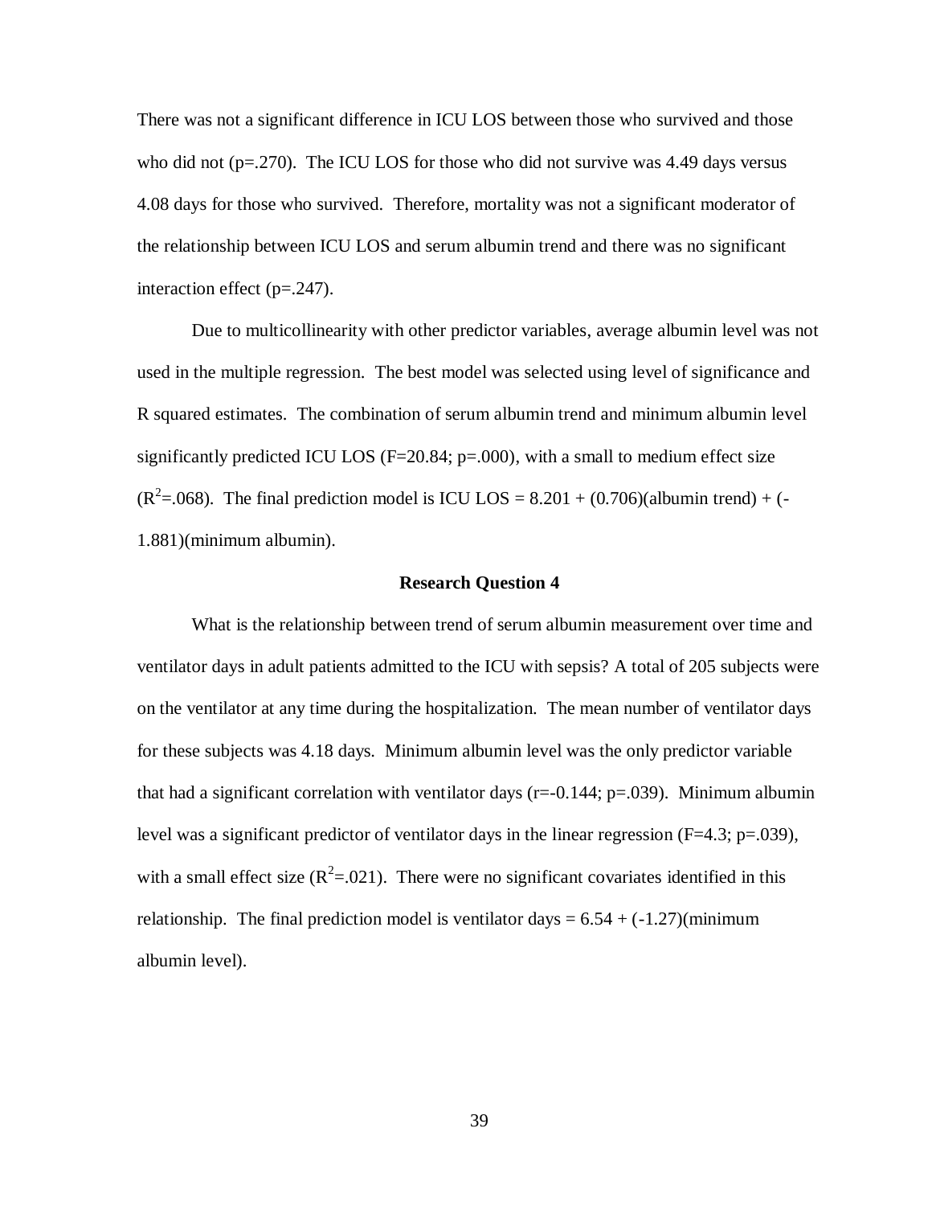There was not a significant difference in ICU LOS between those who survived and those who did not ($p=.270$). The ICU LOS for those who did not survive was 4.49 days versus 4.08 days for those who survived. Therefore, mortality was not a significant moderator of the relationship between ICU LOS and serum albumin trend and there was no significant interaction effect ($p=.247$).

Due to multicollinearity with other predictor variables, average albumin level was not used in the multiple regression. The best model was selected using level of significance and R squared estimates. The combination of serum albumin trend and minimum albumin level significantly predicted ICU LOS ($F=20.84$; $p=.000$), with a small to medium effect size ($R^2=.068$). The final prediction model is ICU LOS = 8.201 + (0.706)(albumin trend) + (-1.881)(minimum albumin).

### Research Question 4

What is the relationship between trend of serum albumin measurement over time and ventilator days in adult patients admitted to the ICU with sepsis? A total of 205 subjects were on the ventilator at any time during the hospitalization. The mean number of ventilator days for these subjects was 4.18 days. Minimum albumin level was the only predictor variable that had a significant correlation with ventilator days ($r=-0.144$; $p=.039$). Minimum albumin level was a significant predictor of ventilator days in the linear regression ($F=4.3$; $p=.039$), with a small effect size ($R^2=.021$). There were no significant covariates identified in this relationship. The final prediction model is ventilator days = 6.54 + (-1.27)(minimum albumin level).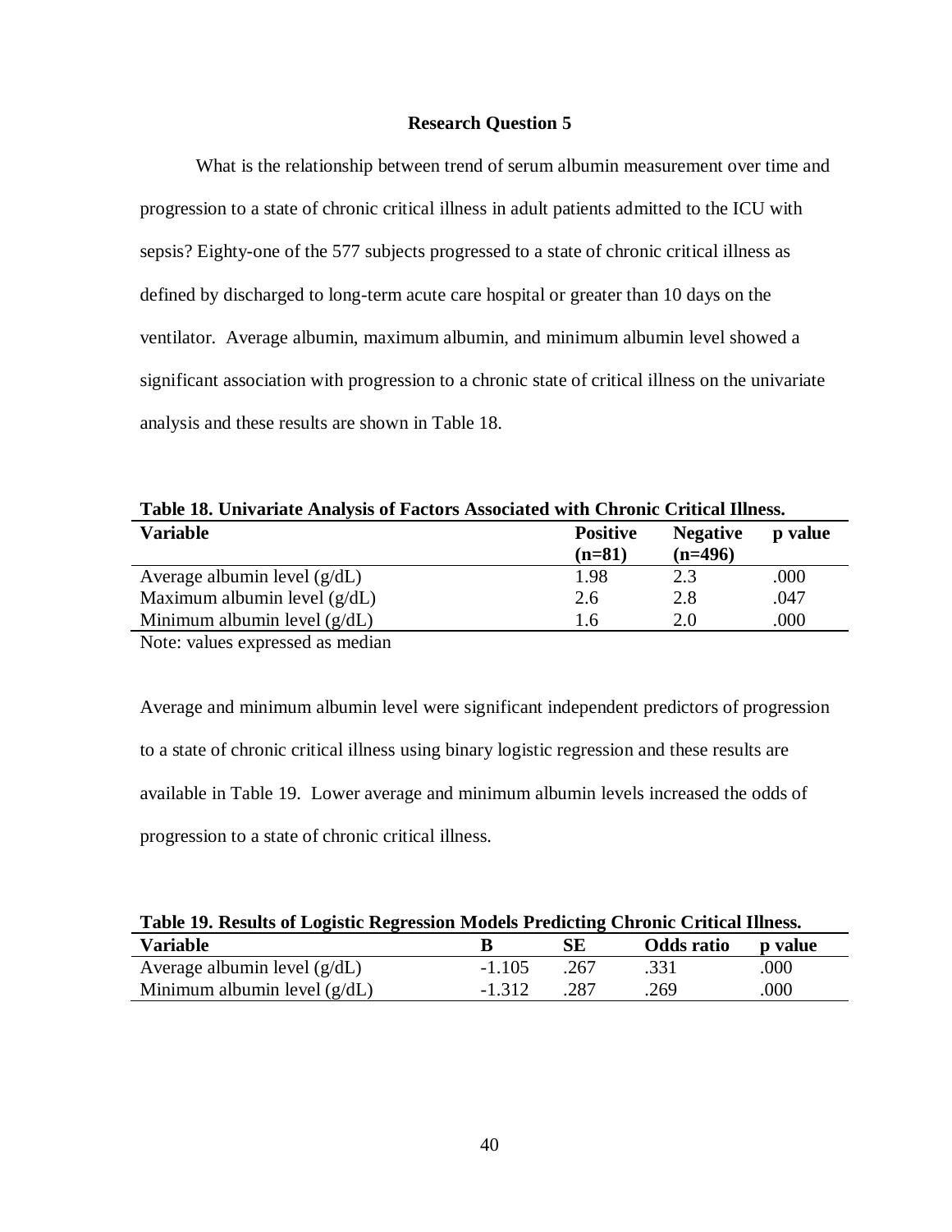### Research Question 5

What is the relationship between trend of serum albumin measurement over time and progression to a state of chronic critical illness in adult patients admitted to the ICU with sepsis? Eighty-one of the 577 subjects progressed to a state of chronic critical illness as defined by discharged to long-term acute care hospital or greater than 10 days on the ventilator. Average albumin, maximum albumin, and minimum albumin level showed a significant association with progression to a chronic state of critical illness on the univariate analysis and these results are shown in Table 18.

**Table 18. Univariate Analysis of Factors Associated with Chronic Critical Illness.**

| Variable | Positive (n=81) | Negative (n=496) | p value |
|---|---|---|---|
| Average albumin level (g/dL) | 1.98 | 2.3 | .000 |
| Maximum albumin level (g/dL) | 2.6 | 2.8 | .047 |
| Minimum albumin level (g/dL) | 1.6 | 2.0 | .000 |

Note: values expressed as median

Average and minimum albumin level were significant independent predictors of progression to a state of chronic critical illness using binary logistic regression and these results are available in Table 19. Lower average and minimum albumin levels increased the odds of progression to a state of chronic critical illness.

**Table 19. Results of Logistic Regression Models Predicting Chronic Critical Illness.**

| Variable | B | SE | Odds ratio | p value |
|---|---|---|---|---|
| Average albumin level (g/dL) | -1.105 | .267 | .331 | .000 |
| Minimum albumin level (g/dL) | -1.312 | .287 | .269 | .000 |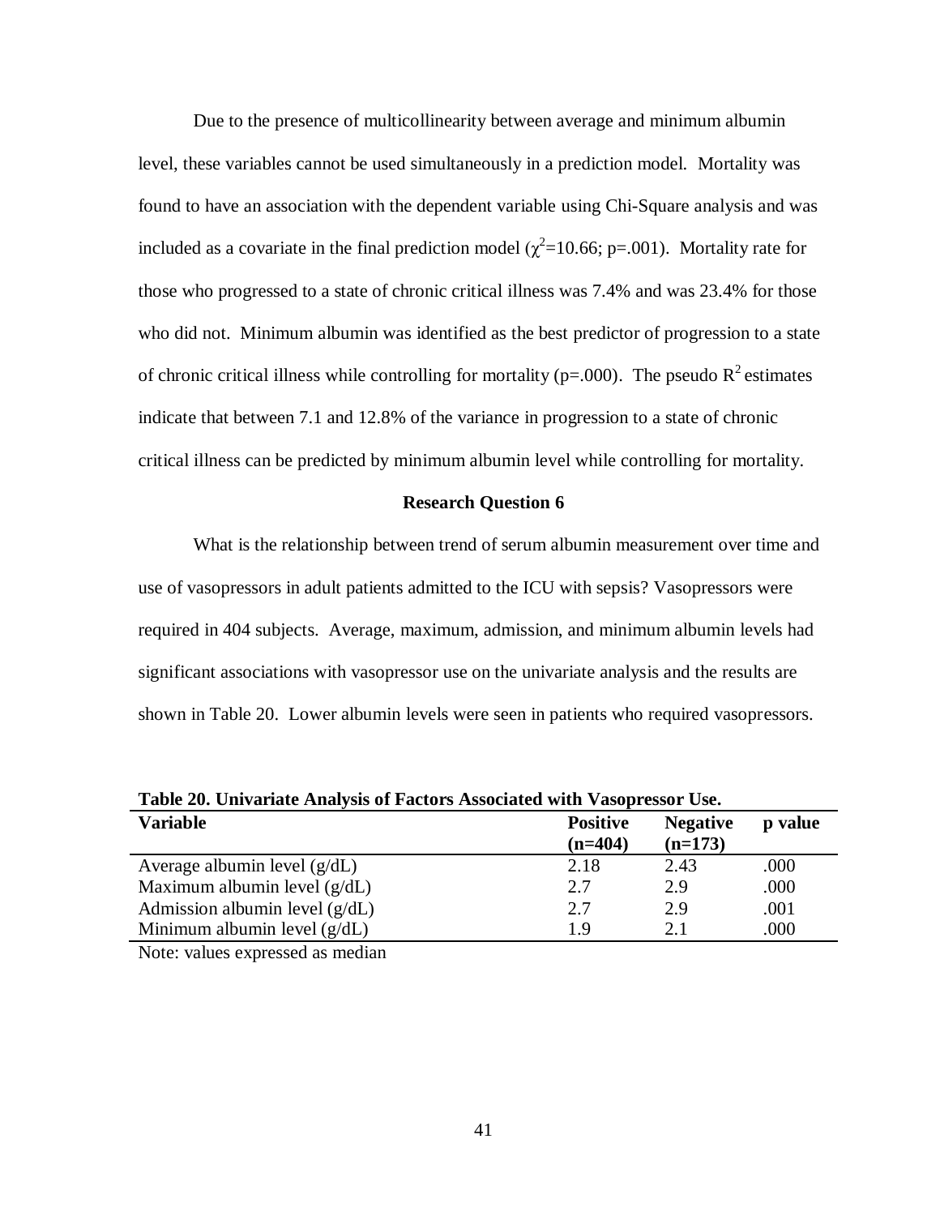Due to the presence of multicollinearity between average and minimum albumin level, these variables cannot be used simultaneously in a prediction model. Mortality was found to have an association with the dependent variable using Chi-Square analysis and was included as a covariate in the final prediction model ($\chi^2$=10.66; p=.001). Mortality rate for those who progressed to a state of chronic critical illness was 7.4% and was 23.4% for those who did not. Minimum albumin was identified as the best predictor of progression to a state of chronic critical illness while controlling for mortality (p=.000). The pseudo $R^2$ estimates indicate that between 7.1 and 12.8% of the variance in progression to a state of chronic critical illness can be predicted by minimum albumin level while controlling for mortality.

### Research Question 6

What is the relationship between trend of serum albumin measurement over time and use of vasopressors in adult patients admitted to the ICU with sepsis? Vasopressors were required in 404 subjects. Average, maximum, admission, and minimum albumin levels had significant associations with vasopressor use on the univariate analysis and the results are shown in Table 20. Lower albumin levels were seen in patients who required vasopressors.

**Table 20. Univariate Analysis of Factors Associated with Vasopressor Use.**

| Variable | Positive (n=404) | Negative (n=173) | p value |
|---|---|---|---|
| Average albumin level (g/dL) | 2.18 | 2.43 | .000 |
| Maximum albumin level (g/dL) | 2.7 | 2.9 | .000 |
| Admission albumin level (g/dL) | 2.7 | 2.9 | .001 |
| Minimum albumin level (g/dL) | 1.9 | 2.1 | .000 |

Note: values expressed as median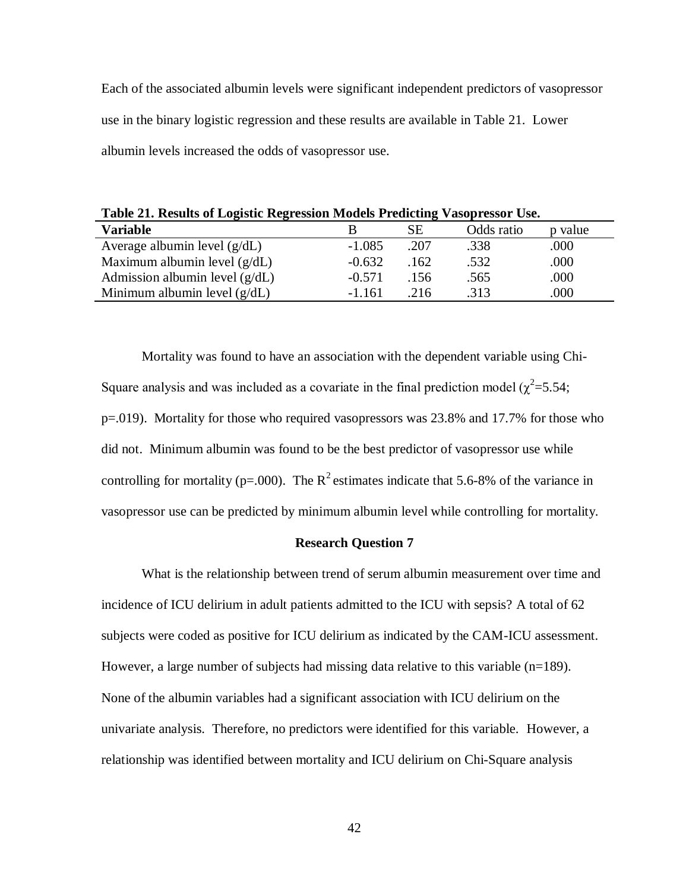Each of the associated albumin levels were significant independent predictors of vasopressor use in the binary logistic regression and these results are available in Table 21. Lower albumin levels increased the odds of vasopressor use.

**Table 21. Results of Logistic Regression Models Predicting Vasopressor Use.**

| Variable | B | SE | Odds ratio | p value |
|---|---|---|---|---|
| Average albumin level (g/dL) | -1.085 | .207 | .338 | .000 |
| Maximum albumin level (g/dL) | -0.632 | .162 | .532 | .000 |
| Admission albumin level (g/dL) | -0.571 | .156 | .565 | .000 |
| Minimum albumin level (g/dL) | -1.161 | .216 | .313 | .000 |

Mortality was found to have an association with the dependent variable using Chi-Square analysis and was included as a covariate in the final prediction model ($\chi^2$=5.54; p=.019). Mortality for those who required vasopressors was 23.8% and 17.7% for those who did not. Minimum albumin was found to be the best predictor of vasopressor use while controlling for mortality (p=.000). The $R^2$ estimates indicate that 5.6-8% of the variance in vasopressor use can be predicted by minimum albumin level while controlling for mortality.

### Research Question 7

What is the relationship between trend of serum albumin measurement over time and incidence of ICU delirium in adult patients admitted to the ICU with sepsis? A total of 62 subjects were coded as positive for ICU delirium as indicated by the CAM-ICU assessment. However, a large number of subjects had missing data relative to this variable (n=189). None of the albumin variables had a significant association with ICU delirium on the univariate analysis. Therefore, no predictors were identified for this variable. However, a relationship was identified between mortality and ICU delirium on Chi-Square analysis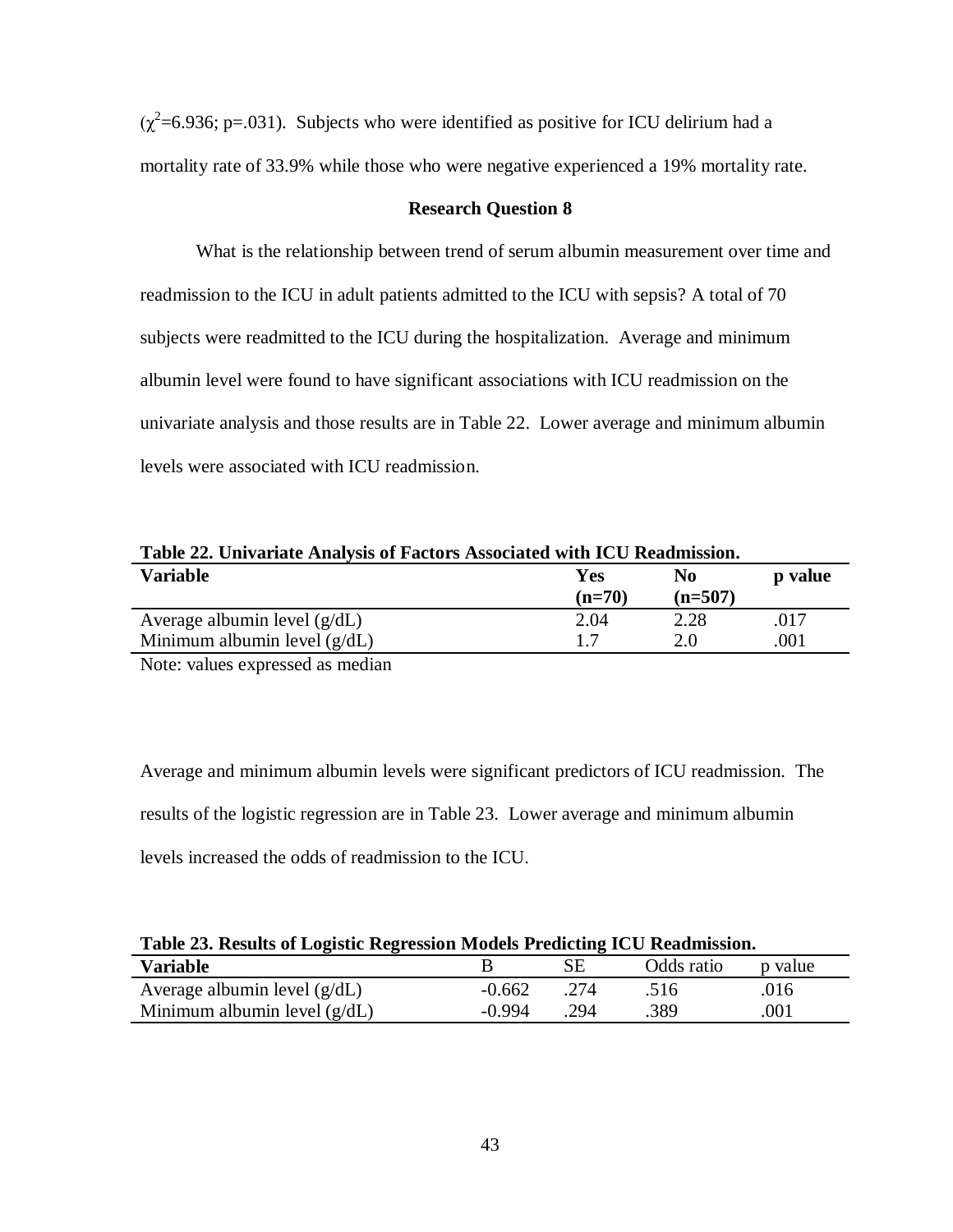($\chi^2$=6.936; p=.031). Subjects who were identified as positive for ICU delirium had a mortality rate of 33.9% while those who were negative experienced a 19% mortality rate.

### Research Question 8

What is the relationship between trend of serum albumin measurement over time and readmission to the ICU in adult patients admitted to the ICU with sepsis? A total of 70 subjects were readmitted to the ICU during the hospitalization. Average and minimum albumin level were found to have significant associations with ICU readmission on the univariate analysis and those results are in Table 22. Lower average and minimum albumin levels were associated with ICU readmission.

**Table 22. Univariate Analysis of Factors Associated with ICU Readmission.**

| Variable | Yes (n=70) | No (n=507) | p value |
|---|---|---|---|
| Average albumin level (g/dL) | 2.04 | 2.28 | .017 |
| Minimum albumin level (g/dL) | 1.7 | 2.0 | .001 |

Note: values expressed as median

Average and minimum albumin levels were significant predictors of ICU readmission. The results of the logistic regression are in Table 23. Lower average and minimum albumin levels increased the odds of readmission to the ICU.

**Table 23. Results of Logistic Regression Models Predicting ICU Readmission.**

| Variable | B | SE | Odds ratio | p value |
|---|---|---|---|---|
| Average albumin level (g/dL) | -0.662 | .274 | .516 | .016 |
| Minimum albumin level (g/dL) | -0.994 | .294 | .389 | .001 |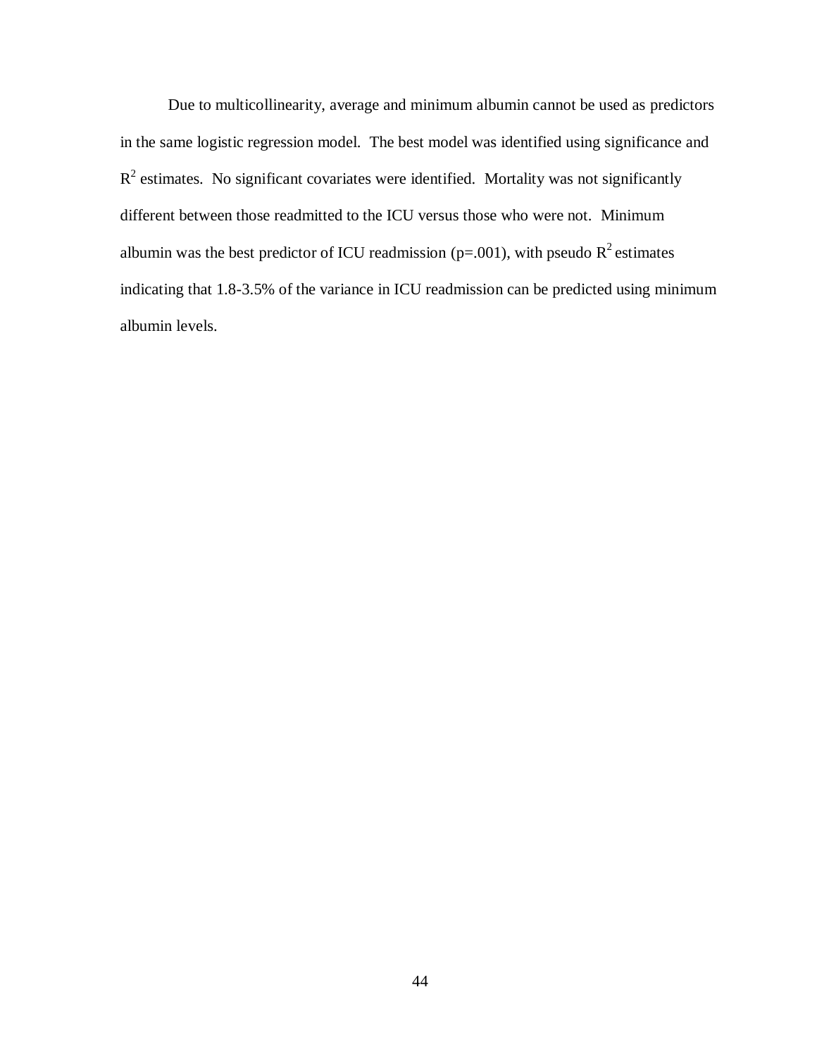Due to multicollinearity, average and minimum albumin cannot be used as predictors in the same logistic regression model. The best model was identified using significance and $R^2$ estimates. No significant covariates were identified. Mortality was not significantly different between those readmitted to the ICU versus those who were not. Minimum albumin was the best predictor of ICU readmission ($p=.001$), with pseudo $R^2$ estimates indicating that 1.8-3.5% of the variance in ICU readmission can be predicted using minimum albumin levels.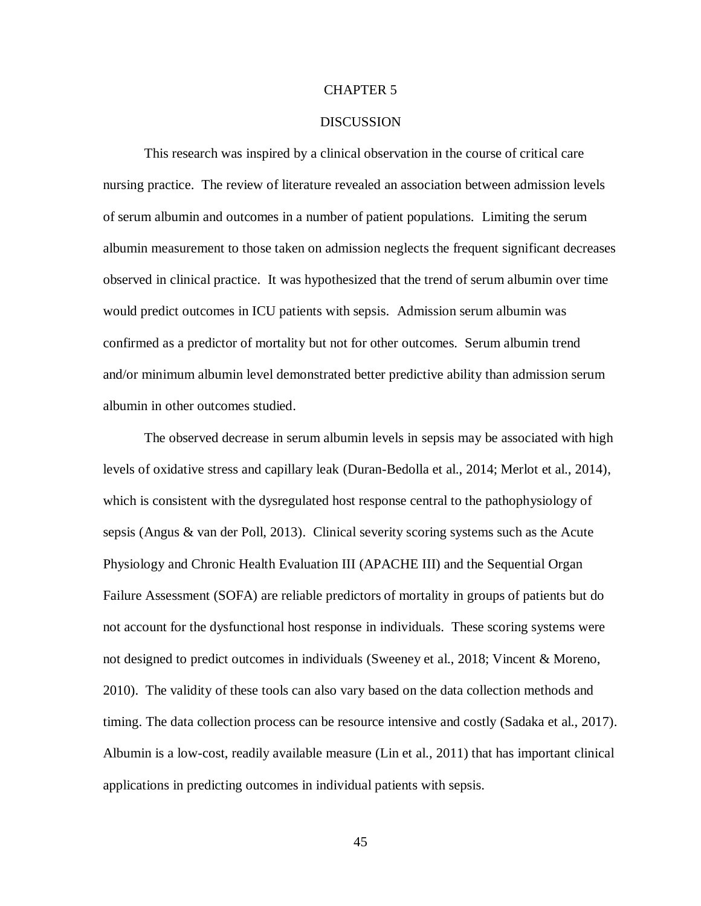# CHAPTER 5

# DISCUSSION

This research was inspired by a clinical observation in the course of critical care nursing practice. The review of literature revealed an association between admission levels of serum albumin and outcomes in a number of patient populations. Limiting the serum albumin measurement to those taken on admission neglects the frequent significant decreases observed in clinical practice. It was hypothesized that the trend of serum albumin over time would predict outcomes in ICU patients with sepsis. Admission serum albumin was confirmed as a predictor of mortality but not for other outcomes. Serum albumin trend and/or minimum albumin level demonstrated better predictive ability than admission serum albumin in other outcomes studied.

The observed decrease in serum albumin levels in sepsis may be associated with high levels of oxidative stress and capillary leak (Duran-Bedolla et al., 2014; Merlot et al., 2014), which is consistent with the dysregulated host response central to the pathophysiology of sepsis (Angus & van der Poll, 2013). Clinical severity scoring systems such as the Acute Physiology and Chronic Health Evaluation III (APACHE III) and the Sequential Organ Failure Assessment (SOFA) are reliable predictors of mortality in groups of patients but do not account for the dysfunctional host response in individuals. These scoring systems were not designed to predict outcomes in individuals (Sweeney et al., 2018; Vincent & Moreno, 2010). The validity of these tools can also vary based on the data collection methods and timing. The data collection process can be resource intensive and costly (Sadaka et al., 2017). Albumin is a low-cost, readily available measure (Lin et al., 2011) that has important clinical applications in predicting outcomes in individual patients with sepsis.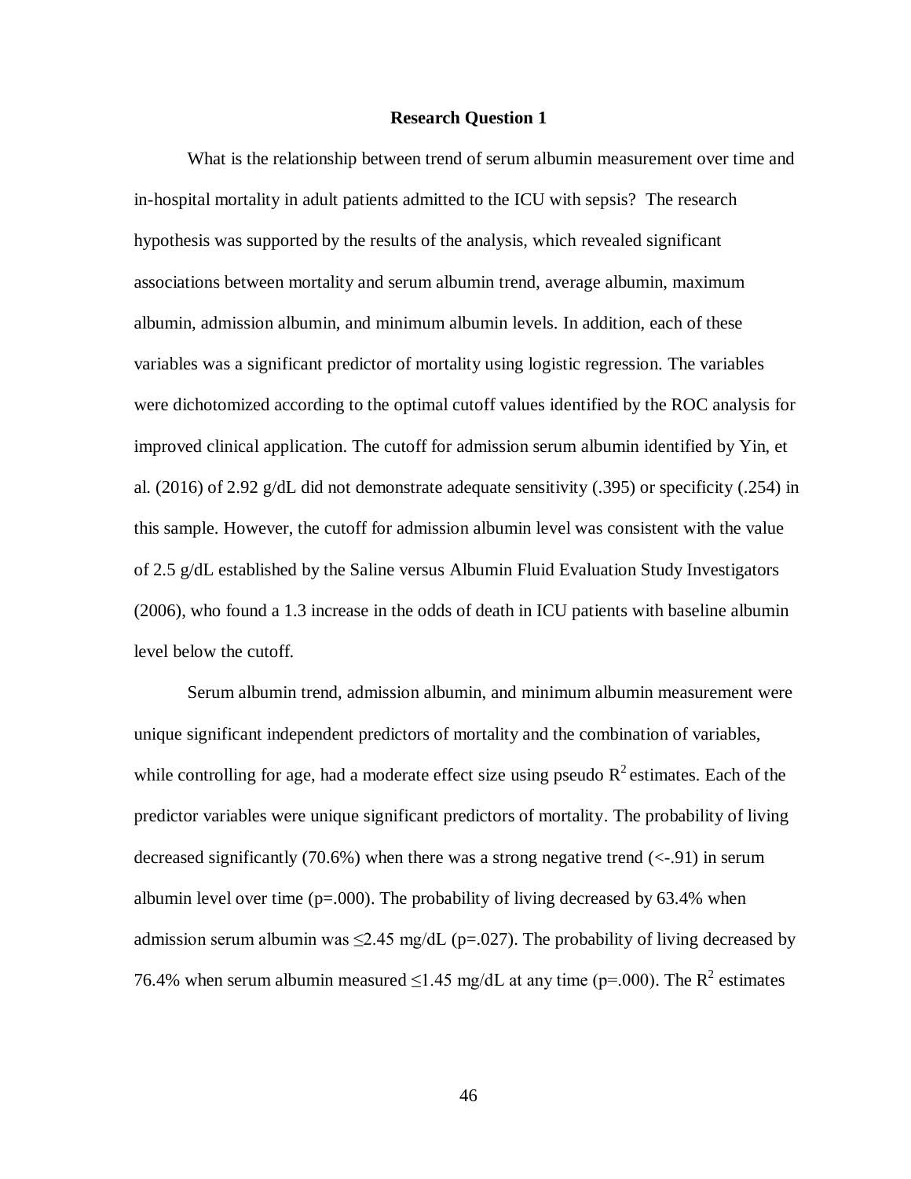**Research Question 1**

What is the relationship between trend of serum albumin measurement over time and in-hospital mortality in adult patients admitted to the ICU with sepsis? The research hypothesis was supported by the results of the analysis, which revealed significant associations between mortality and serum albumin trend, average albumin, maximum albumin, admission albumin, and minimum albumin levels. In addition, each of these variables was a significant predictor of mortality using logistic regression. The variables were dichotomized according to the optimal cutoff values identified by the ROC analysis for improved clinical application. The cutoff for admission serum albumin identified by Yin, et al. (2016) of 2.92 g/dL did not demonstrate adequate sensitivity (.395) or specificity (.254) in this sample. However, the cutoff for admission albumin level was consistent with the value of 2.5 g/dL established by the Saline versus Albumin Fluid Evaluation Study Investigators (2006), who found a 1.3 increase in the odds of death in ICU patients with baseline albumin level below the cutoff.

Serum albumin trend, admission albumin, and minimum albumin measurement were unique significant independent predictors of mortality and the combination of variables, while controlling for age, had a moderate effect size using pseudo $R^2$ estimates. Each of the predictor variables were unique significant predictors of mortality. The probability of living decreased significantly (70.6%) when there was a strong negative trend (<-.91) in serum albumin level over time (p=.000). The probability of living decreased by 63.4% when admission serum albumin was ≤2.45 mg/dL (p=.027). The probability of living decreased by 76.4% when serum albumin measured ≤1.45 mg/dL at any time (p=.000). The $R^2$ estimates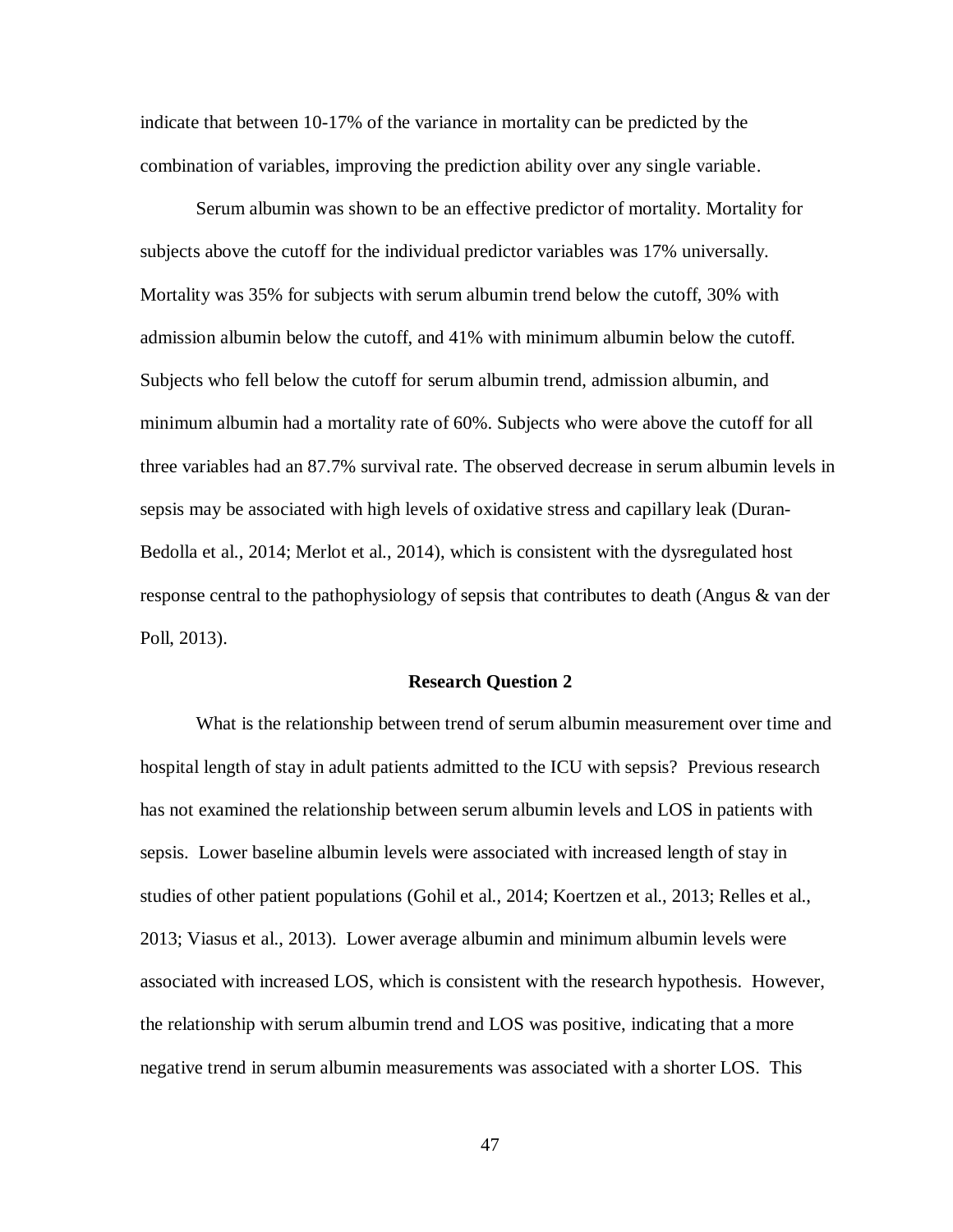indicate that between 10-17% of the variance in mortality can be predicted by the combination of variables, improving the prediction ability over any single variable.

Serum albumin was shown to be an effective predictor of mortality. Mortality for subjects above the cutoff for the individual predictor variables was 17% universally. Mortality was 35% for subjects with serum albumin trend below the cutoff, 30% with admission albumin below the cutoff, and 41% with minimum albumin below the cutoff. Subjects who fell below the cutoff for serum albumin trend, admission albumin, and minimum albumin had a mortality rate of 60%. Subjects who were above the cutoff for all three variables had an 87.7% survival rate. The observed decrease in serum albumin levels in sepsis may be associated with high levels of oxidative stress and capillary leak (Duran-Bedolla et al., 2014; Merlot et al., 2014), which is consistent with the dysregulated host response central to the pathophysiology of sepsis that contributes to death (Angus & van der Poll, 2013).

### Research Question 2

What is the relationship between trend of serum albumin measurement over time and hospital length of stay in adult patients admitted to the ICU with sepsis? Previous research has not examined the relationship between serum albumin levels and LOS in patients with sepsis. Lower baseline albumin levels were associated with increased length of stay in studies of other patient populations (Gohil et al., 2014; Koertzen et al., 2013; Relles et al., 2013; Viasus et al., 2013). Lower average albumin and minimum albumin levels were associated with increased LOS, which is consistent with the research hypothesis. However, the relationship with serum albumin trend and LOS was positive, indicating that a more negative trend in serum albumin measurements was associated with a shorter LOS. This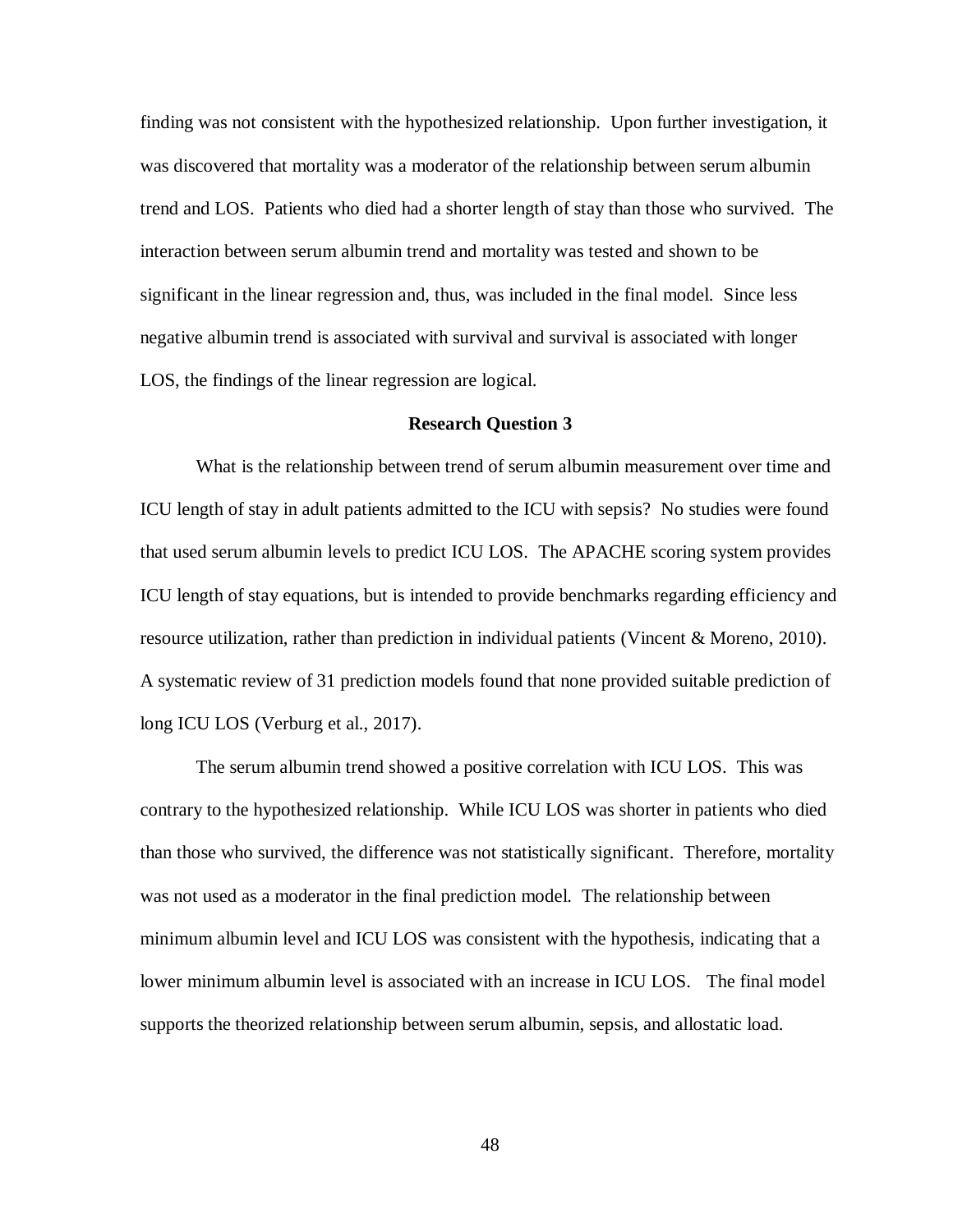finding was not consistent with the hypothesized relationship. Upon further investigation, it was discovered that mortality was a moderator of the relationship between serum albumin trend and LOS. Patients who died had a shorter length of stay than those who survived. The interaction between serum albumin trend and mortality was tested and shown to be significant in the linear regression and, thus, was included in the final model. Since less negative albumin trend is associated with survival and survival is associated with longer LOS, the findings of the linear regression are logical.

### Research Question 3

What is the relationship between trend of serum albumin measurement over time and ICU length of stay in adult patients admitted to the ICU with sepsis? No studies were found that used serum albumin levels to predict ICU LOS. The APACHE scoring system provides ICU length of stay equations, but is intended to provide benchmarks regarding efficiency and resource utilization, rather than prediction in individual patients (Vincent & Moreno, 2010). A systematic review of 31 prediction models found that none provided suitable prediction of long ICU LOS (Verburg et al., 2017).

The serum albumin trend showed a positive correlation with ICU LOS. This was contrary to the hypothesized relationship. While ICU LOS was shorter in patients who died than those who survived, the difference was not statistically significant. Therefore, mortality was not used as a moderator in the final prediction model. The relationship between minimum albumin level and ICU LOS was consistent with the hypothesis, indicating that a lower minimum albumin level is associated with an increase in ICU LOS. The final model supports the theorized relationship between serum albumin, sepsis, and allostatic load.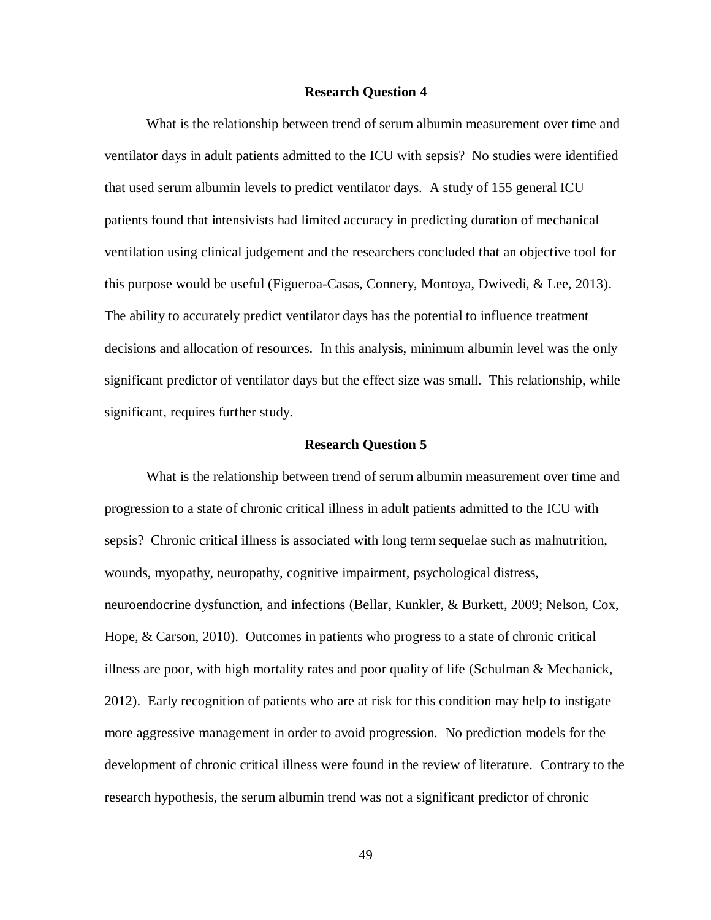## Research Question 4

What is the relationship between trend of serum albumin measurement over time and ventilator days in adult patients admitted to the ICU with sepsis? No studies were identified that used serum albumin levels to predict ventilator days. A study of 155 general ICU patients found that intensivists had limited accuracy in predicting duration of mechanical ventilation using clinical judgement and the researchers concluded that an objective tool for this purpose would be useful (Figueroa-Casas, Connery, Montoya, Dwivedi, & Lee, 2013). The ability to accurately predict ventilator days has the potential to influence treatment decisions and allocation of resources. In this analysis, minimum albumin level was the only significant predictor of ventilator days but the effect size was small. This relationship, while significant, requires further study.

## Research Question 5

What is the relationship between trend of serum albumin measurement over time and progression to a state of chronic critical illness in adult patients admitted to the ICU with sepsis? Chronic critical illness is associated with long term sequelae such as malnutrition, wounds, myopathy, neuropathy, cognitive impairment, psychological distress, neuroendocrine dysfunction, and infections (Bellar, Kunkler, & Burkett, 2009; Nelson, Cox, Hope, & Carson, 2010). Outcomes in patients who progress to a state of chronic critical illness are poor, with high mortality rates and poor quality of life (Schulman & Mechanick, 2012). Early recognition of patients who are at risk for this condition may help to instigate more aggressive management in order to avoid progression. No prediction models for the development of chronic critical illness were found in the review of literature. Contrary to the research hypothesis, the serum albumin trend was not a significant predictor of chronic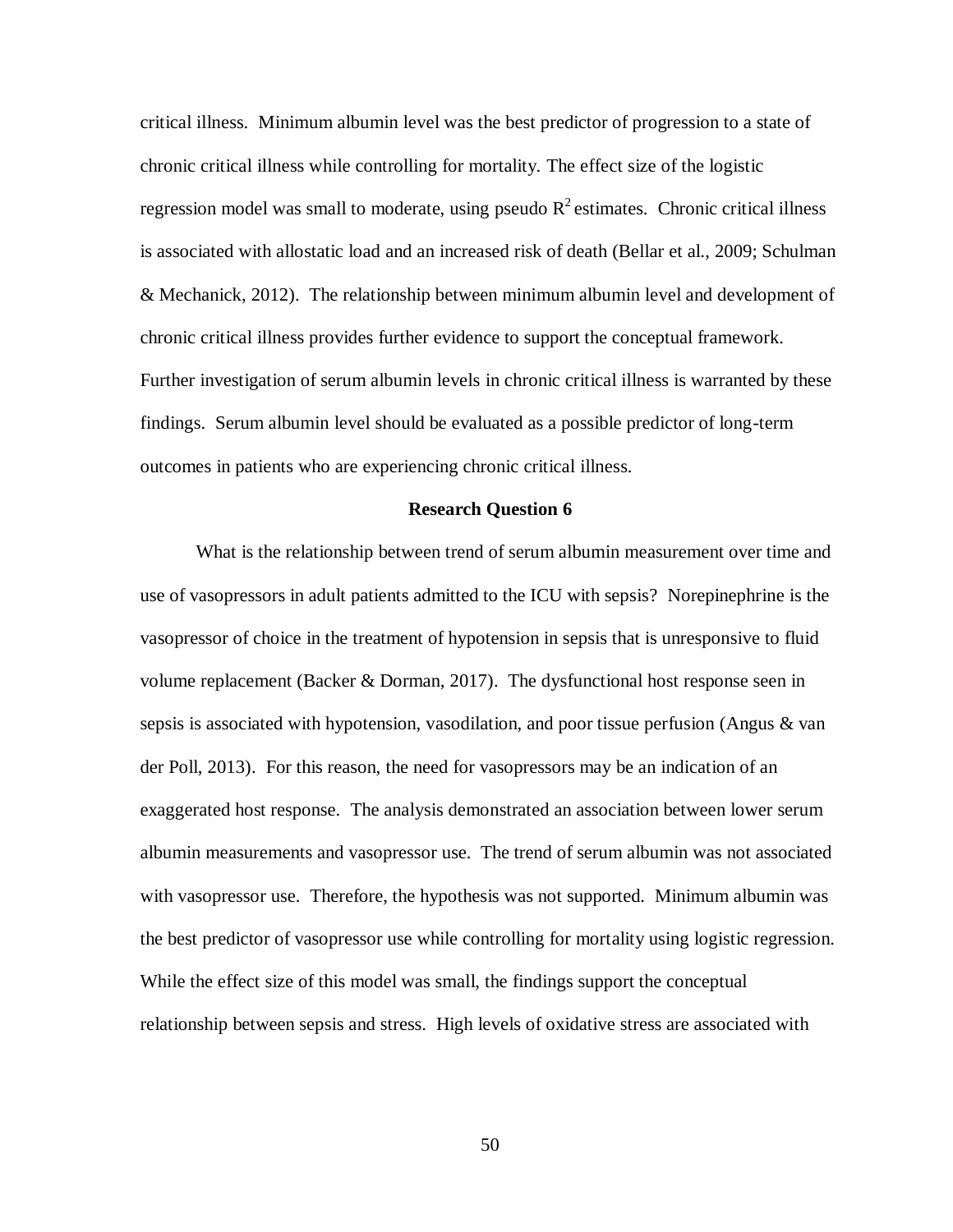critical illness. Minimum albumin level was the best predictor of progression to a state of chronic critical illness while controlling for mortality. The effect size of the logistic regression model was small to moderate, using pseudo $R^2$ estimates. Chronic critical illness is associated with allostatic load and an increased risk of death (Bellar et al., 2009; Schulman & Mechanick, 2012). The relationship between minimum albumin level and development of chronic critical illness provides further evidence to support the conceptual framework. Further investigation of serum albumin levels in chronic critical illness is warranted by these findings. Serum albumin level should be evaluated as a possible predictor of long-term outcomes in patients who are experiencing chronic critical illness.

### Research Question 6

What is the relationship between trend of serum albumin measurement over time and use of vasopressors in adult patients admitted to the ICU with sepsis? Norepinephrine is the vasopressor of choice in the treatment of hypotension in sepsis that is unresponsive to fluid volume replacement (Backer & Dorman, 2017). The dysfunctional host response seen in sepsis is associated with hypotension, vasodilation, and poor tissue perfusion (Angus & van der Poll, 2013). For this reason, the need for vasopressors may be an indication of an exaggerated host response. The analysis demonstrated an association between lower serum albumin measurements and vasopressor use. The trend of serum albumin was not associated with vasopressor use. Therefore, the hypothesis was not supported. Minimum albumin was the best predictor of vasopressor use while controlling for mortality using logistic regression. While the effect size of this model was small, the findings support the conceptual relationship between sepsis and stress. High levels of oxidative stress are associated with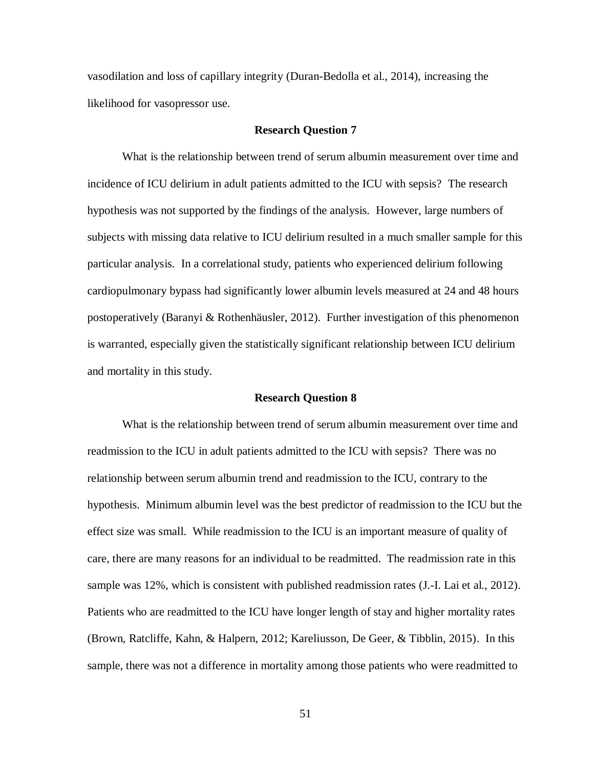vasodilation and loss of capillary integrity (Duran-Bedolla et al., 2014), increasing the likelihood for vasopressor use.

### Research Question 7

What is the relationship between trend of serum albumin measurement over time and incidence of ICU delirium in adult patients admitted to the ICU with sepsis? The research hypothesis was not supported by the findings of the analysis. However, large numbers of subjects with missing data relative to ICU delirium resulted in a much smaller sample for this particular analysis. In a correlational study, patients who experienced delirium following cardiopulmonary bypass had significantly lower albumin levels measured at 24 and 48 hours postoperatively (Baranyi & Rothenhäusler, 2012). Further investigation of this phenomenon is warranted, especially given the statistically significant relationship between ICU delirium and mortality in this study.

### Research Question 8

What is the relationship between trend of serum albumin measurement over time and readmission to the ICU in adult patients admitted to the ICU with sepsis? There was no relationship between serum albumin trend and readmission to the ICU, contrary to the hypothesis. Minimum albumin level was the best predictor of readmission to the ICU but the effect size was small. While readmission to the ICU is an important measure of quality of care, there are many reasons for an individual to be readmitted. The readmission rate in this sample was 12%, which is consistent with published readmission rates (J.-I. Lai et al., 2012). Patients who are readmitted to the ICU have longer length of stay and higher mortality rates (Brown, Ratcliffe, Kahn, & Halpern, 2012; Kareliusson, De Geer, & Tibblin, 2015). In this sample, there was not a difference in mortality among those patients who were readmitted to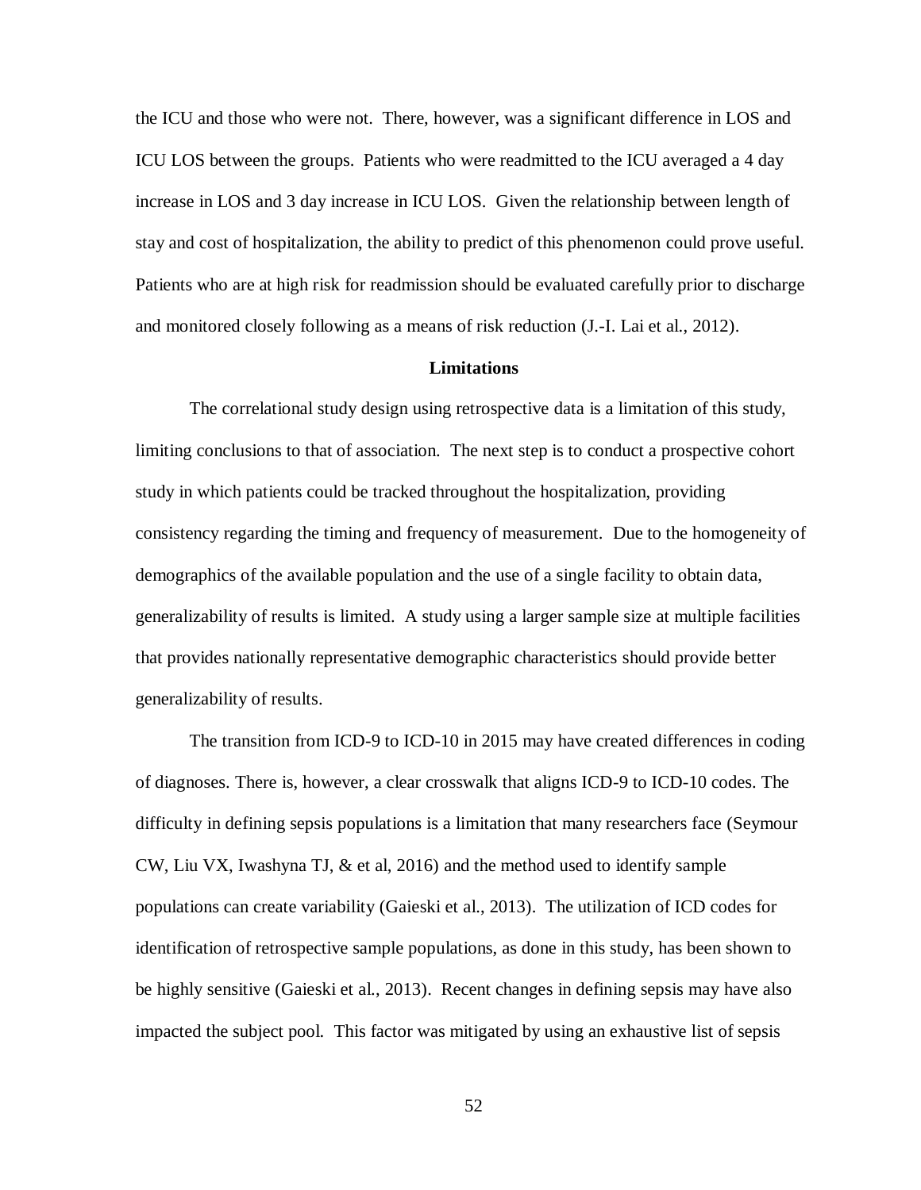the ICU and those who were not. There, however, was a significant difference in LOS and ICU LOS between the groups. Patients who were readmitted to the ICU averaged a 4 day increase in LOS and 3 day increase in ICU LOS. Given the relationship between length of stay and cost of hospitalization, the ability to predict of this phenomenon could prove useful. Patients who are at high risk for readmission should be evaluated carefully prior to discharge and monitored closely following as a means of risk reduction (J.-I. Lai et al., 2012).

## Limitations

The correlational study design using retrospective data is a limitation of this study, limiting conclusions to that of association. The next step is to conduct a prospective cohort study in which patients could be tracked throughout the hospitalization, providing consistency regarding the timing and frequency of measurement. Due to the homogeneity of demographics of the available population and the use of a single facility to obtain data, generalizability of results is limited. A study using a larger sample size at multiple facilities that provides nationally representative demographic characteristics should provide better generalizability of results.

The transition from ICD-9 to ICD-10 in 2015 may have created differences in coding of diagnoses. There is, however, a clear crosswalk that aligns ICD-9 to ICD-10 codes. The difficulty in defining sepsis populations is a limitation that many researchers face (Seymour CW, Liu VX, Iwashyna TJ, & et al, 2016) and the method used to identify sample populations can create variability (Gaieski et al., 2013). The utilization of ICD codes for identification of retrospective sample populations, as done in this study, has been shown to be highly sensitive (Gaieski et al., 2013). Recent changes in defining sepsis may have also impacted the subject pool. This factor was mitigated by using an exhaustive list of sepsis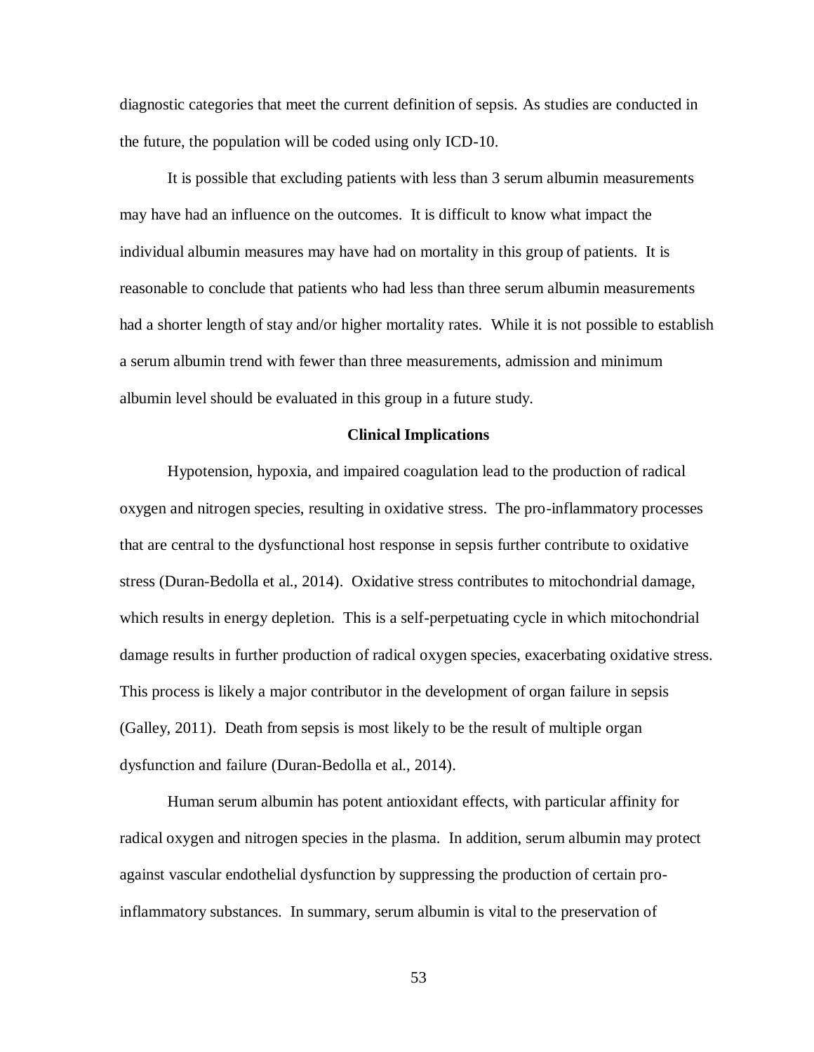diagnostic categories that meet the current definition of sepsis. As studies are conducted in the future, the population will be coded using only ICD-10.

It is possible that excluding patients with less than 3 serum albumin measurements may have had an influence on the outcomes. It is difficult to know what impact the individual albumin measures may have had on mortality in this group of patients. It is reasonable to conclude that patients who had less than three serum albumin measurements had a shorter length of stay and/or higher mortality rates. While it is not possible to establish a serum albumin trend with fewer than three measurements, admission and minimum albumin level should be evaluated in this group in a future study.

## Clinical Implications

Hypotension, hypoxia, and impaired coagulation lead to the production of radical oxygen and nitrogen species, resulting in oxidative stress. The pro-inflammatory processes that are central to the dysfunctional host response in sepsis further contribute to oxidative stress (Duran-Bedolla et al., 2014). Oxidative stress contributes to mitochondrial damage, which results in energy depletion. This is a self-perpetuating cycle in which mitochondrial damage results in further production of radical oxygen species, exacerbating oxidative stress. This process is likely a major contributor in the development of organ failure in sepsis (Galley, 2011). Death from sepsis is most likely to be the result of multiple organ dysfunction and failure (Duran-Bedolla et al., 2014).

Human serum albumin has potent antioxidant effects, with particular affinity for radical oxygen and nitrogen species in the plasma. In addition, serum albumin may protect against vascular endothelial dysfunction by suppressing the production of certain pro-inflammatory substances. In summary, serum albumin is vital to the preservation of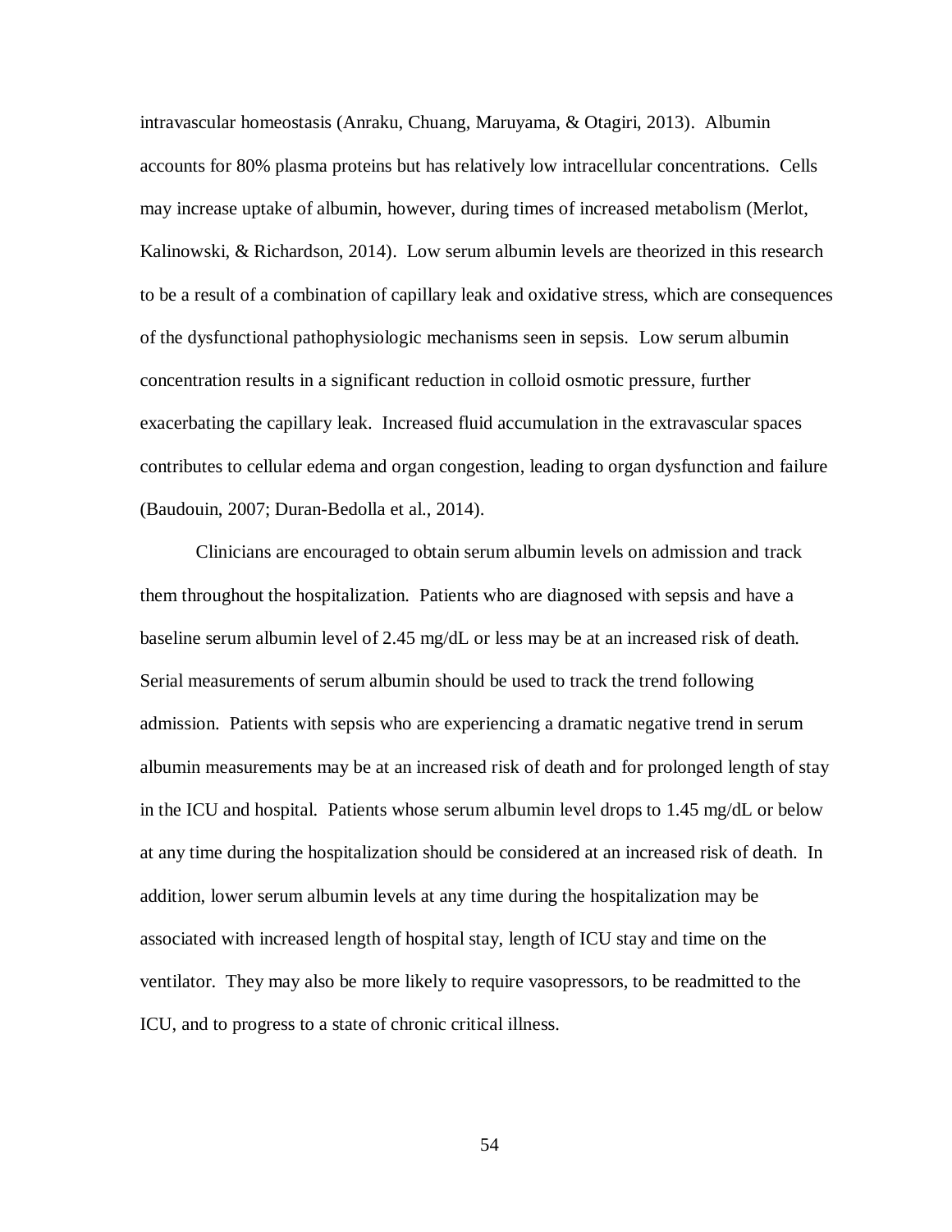intravascular homeostasis (Anraku, Chuang, Maruyama, & Otagiri, 2013). Albumin accounts for 80% plasma proteins but has relatively low intracellular concentrations. Cells may increase uptake of albumin, however, during times of increased metabolism (Merlot, Kalinowski, & Richardson, 2014). Low serum albumin levels are theorized in this research to be a result of a combination of capillary leak and oxidative stress, which are consequences of the dysfunctional pathophysiologic mechanisms seen in sepsis. Low serum albumin concentration results in a significant reduction in colloid osmotic pressure, further exacerbating the capillary leak. Increased fluid accumulation in the extravascular spaces contributes to cellular edema and organ congestion, leading to organ dysfunction and failure (Baudouin, 2007; Duran-Bedolla et al., 2014).

Clinicians are encouraged to obtain serum albumin levels on admission and track them throughout the hospitalization. Patients who are diagnosed with sepsis and have a baseline serum albumin level of 2.45 mg/dL or less may be at an increased risk of death. Serial measurements of serum albumin should be used to track the trend following admission. Patients with sepsis who are experiencing a dramatic negative trend in serum albumin measurements may be at an increased risk of death and for prolonged length of stay in the ICU and hospital. Patients whose serum albumin level drops to 1.45 mg/dL or below at any time during the hospitalization should be considered at an increased risk of death. In addition, lower serum albumin levels at any time during the hospitalization may be associated with increased length of hospital stay, length of ICU stay and time on the ventilator. They may also be more likely to require vasopressors, to be readmitted to the ICU, and to progress to a state of chronic critical illness.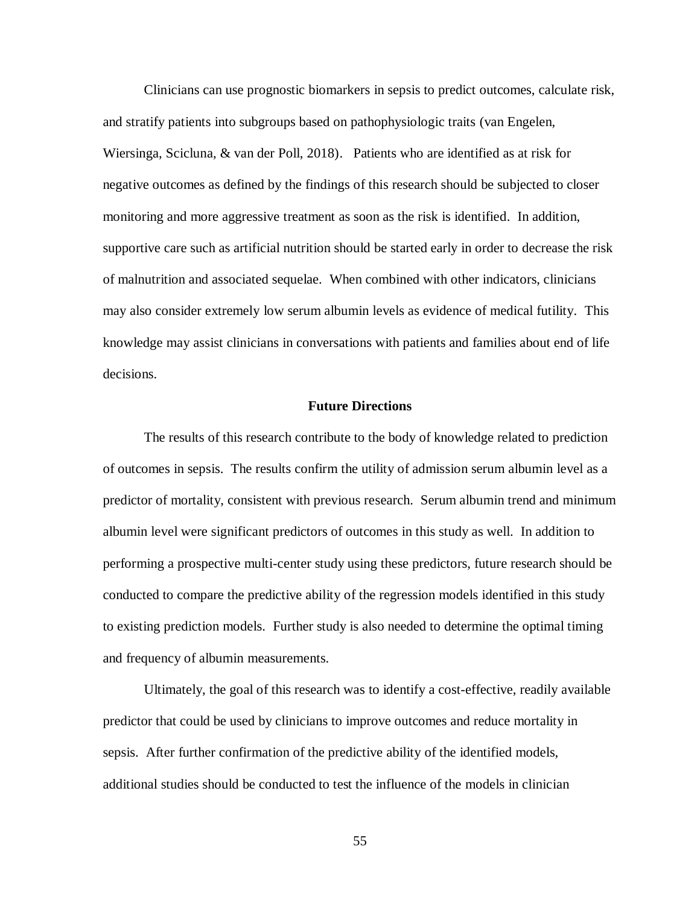Clinicians can use prognostic biomarkers in sepsis to predict outcomes, calculate risk, and stratify patients into subgroups based on pathophysiologic traits (van Engelen, Wiersinga, Scicluna, & van der Poll, 2018). Patients who are identified as at risk for negative outcomes as defined by the findings of this research should be subjected to closer monitoring and more aggressive treatment as soon as the risk is identified. In addition, supportive care such as artificial nutrition should be started early in order to decrease the risk of malnutrition and associated sequelae. When combined with other indicators, clinicians may also consider extremely low serum albumin levels as evidence of medical futility. This knowledge may assist clinicians in conversations with patients and families about end of life decisions.

## Future Directions

The results of this research contribute to the body of knowledge related to prediction of outcomes in sepsis. The results confirm the utility of admission serum albumin level as a predictor of mortality, consistent with previous research. Serum albumin trend and minimum albumin level were significant predictors of outcomes in this study as well. In addition to performing a prospective multi-center study using these predictors, future research should be conducted to compare the predictive ability of the regression models identified in this study to existing prediction models. Further study is also needed to determine the optimal timing and frequency of albumin measurements.

Ultimately, the goal of this research was to identify a cost-effective, readily available predictor that could be used by clinicians to improve outcomes and reduce mortality in sepsis. After further confirmation of the predictive ability of the identified models, additional studies should be conducted to test the influence of the models in clinician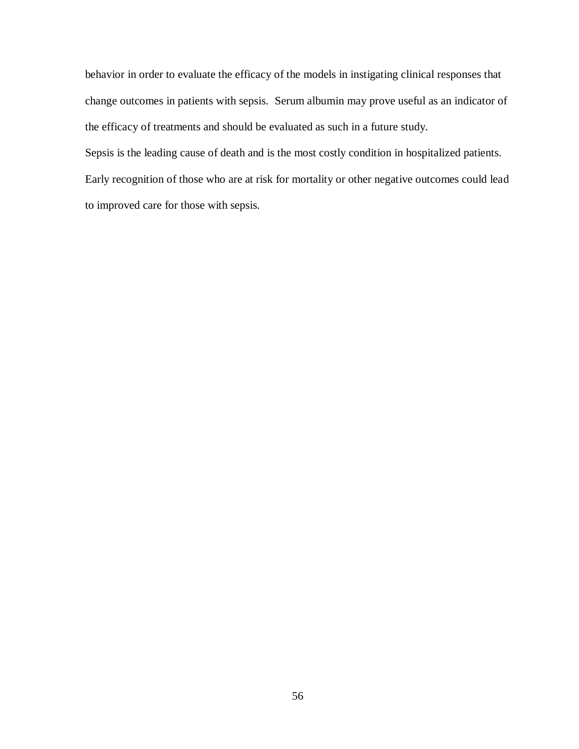behavior in order to evaluate the efficacy of the models in instigating clinical responses that change outcomes in patients with sepsis. Serum albumin may prove useful as an indicator of the efficacy of treatments and should be evaluated as such in a future study.

Sepsis is the leading cause of death and is the most costly condition in hospitalized patients. Early recognition of those who are at risk for mortality or other negative outcomes could lead to improved care for those with sepsis.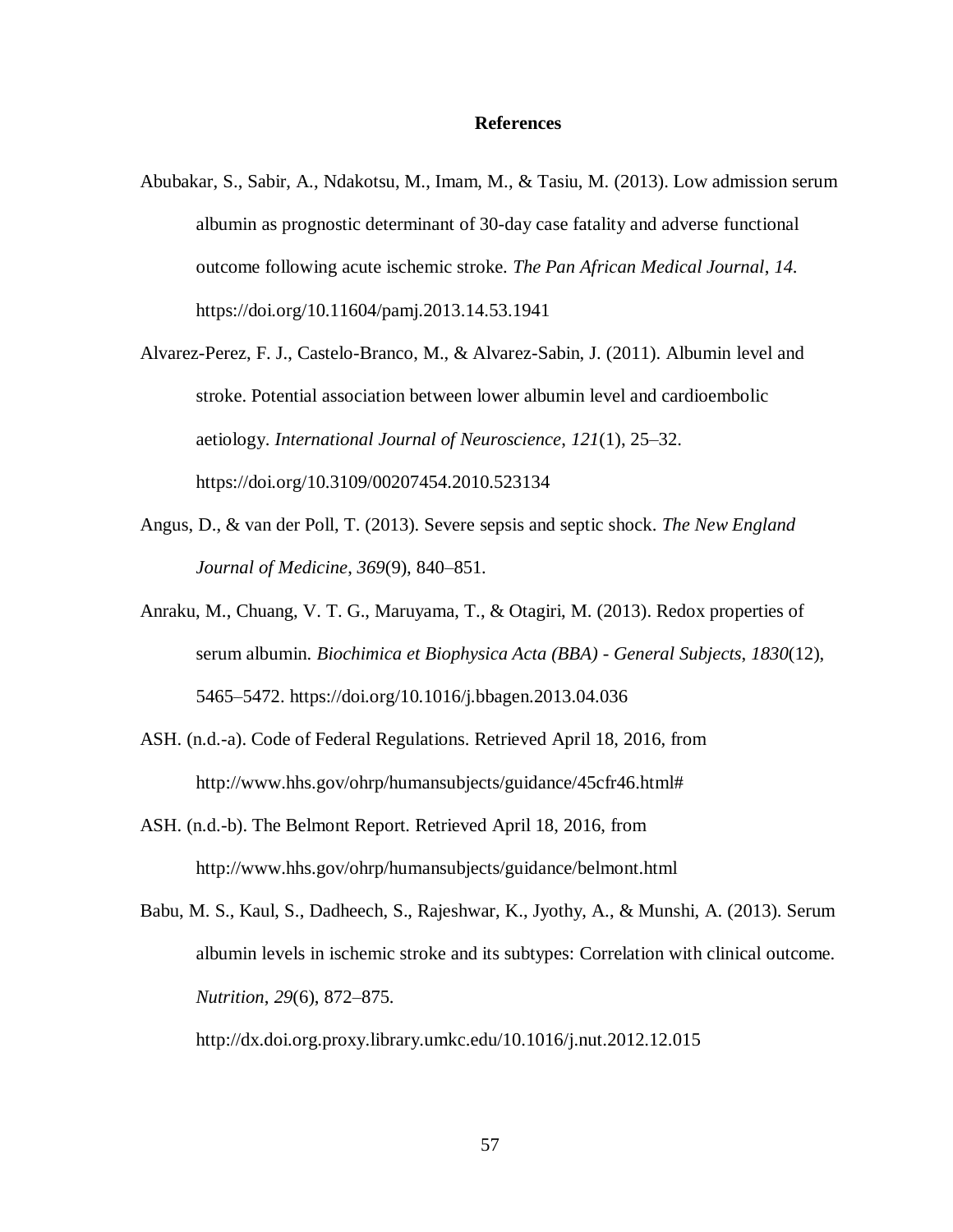# References

Abubakar, S., Sabir, A., Ndakotsu, M., Imam, M., & Tasiu, M. (2013). Low admission serum albumin as prognostic determinant of 30-day case fatality and adverse functional outcome following acute ischemic stroke. *The Pan African Medical Journal*, *14*. https://doi.org/10.11604/pamj.2013.14.53.1941

Alvarez-Perez, F. J., Castelo-Branco, M., & Alvarez-Sabin, J. (2011). Albumin level and stroke. Potential association between lower albumin level and cardioembolic aetiology. *International Journal of Neuroscience*, *121*(1), 25–32. https://doi.org/10.3109/00207454.2010.523134

Angus, D., & van der Poll, T. (2013). Severe sepsis and septic shock. *The New England Journal of Medicine*, *369*(9), 840–851.

Anraku, M., Chuang, V. T. G., Maruyama, T., & Otagiri, M. (2013). Redox properties of serum albumin. *Biochimica et Biophysica Acta (BBA) - General Subjects*, *1830*(12), 5465–5472. https://doi.org/10.1016/j.bbagen.2013.04.036

ASH. (n.d.-a). Code of Federal Regulations. Retrieved April 18, 2016, from http://www.hhs.gov/ohrp/humansubjects/guidance/45cfr46.html#

ASH. (n.d.-b). The Belmont Report. Retrieved April 18, 2016, from http://www.hhs.gov/ohrp/humansubjects/guidance/belmont.html

Babu, M. S., Kaul, S., Dadheech, S., Rajeshwar, K., Jyothy, A., & Munshi, A. (2013). Serum albumin levels in ischemic stroke and its subtypes: Correlation with clinical outcome. *Nutrition*, *29*(6), 872–875. http://dx.doi.org.proxy.library.umkc.edu/10.1016/j.nut.2012.12.015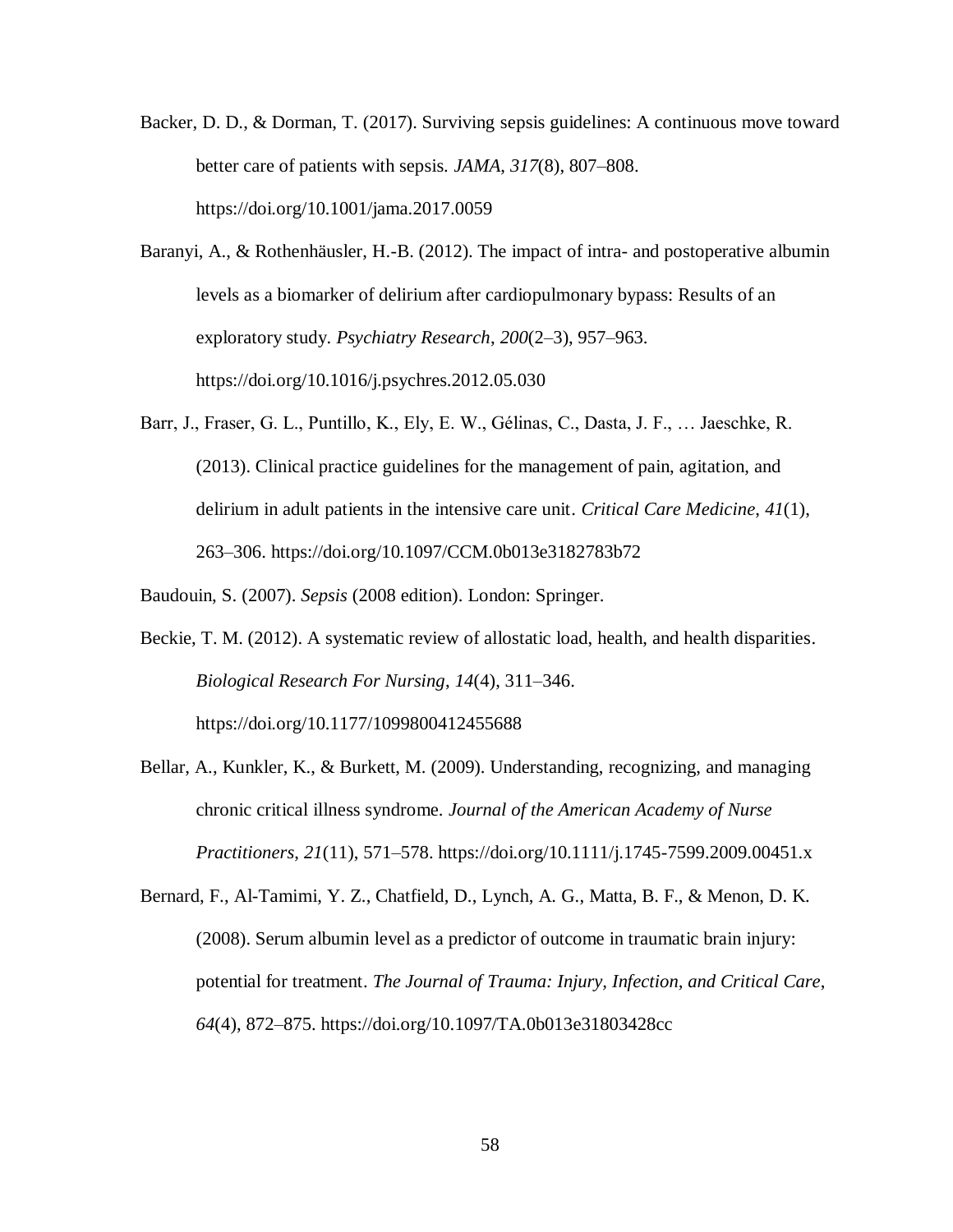Backer, D. D., & Dorman, T. (2017). Surviving sepsis guidelines: A continuous move toward better care of patients with sepsis. *JAMA*, *317*(8), 807–808. https://doi.org/10.1001/jama.2017.0059

Baranyi, A., & Rothenhäusler, H.-B. (2012). The impact of intra- and postoperative albumin levels as a biomarker of delirium after cardiopulmonary bypass: Results of an exploratory study. *Psychiatry Research*, *200*(2–3), 957–963. https://doi.org/10.1016/j.psychres.2012.05.030

Barr, J., Fraser, G. L., Puntillo, K., Ely, E. W., Gélinas, C., Dasta, J. F., … Jaeschke, R. (2013). Clinical practice guidelines for the management of pain, agitation, and delirium in adult patients in the intensive care unit. *Critical Care Medicine*, *41*(1), 263–306. https://doi.org/10.1097/CCM.0b013e3182783b72

Baudouin, S. (2007). *Sepsis* (2008 edition). London: Springer.

Beckie, T. M. (2012). A systematic review of allostatic load, health, and health disparities. *Biological Research For Nursing*, *14*(4), 311–346. https://doi.org/10.1177/1099800412455688

Bellar, A., Kunkler, K., & Burkett, M. (2009). Understanding, recognizing, and managing chronic critical illness syndrome. *Journal of the American Academy of Nurse Practitioners*, *21*(11), 571–578. https://doi.org/10.1111/j.1745-7599.2009.00451.x

Bernard, F., Al-Tamimi, Y. Z., Chatfield, D., Lynch, A. G., Matta, B. F., & Menon, D. K. (2008). Serum albumin level as a predictor of outcome in traumatic brain injury: potential for treatment. *The Journal of Trauma: Injury, Infection, and Critical Care*, *64*(4), 872–875. https://doi.org/10.1097/TA.0b013e31803428cc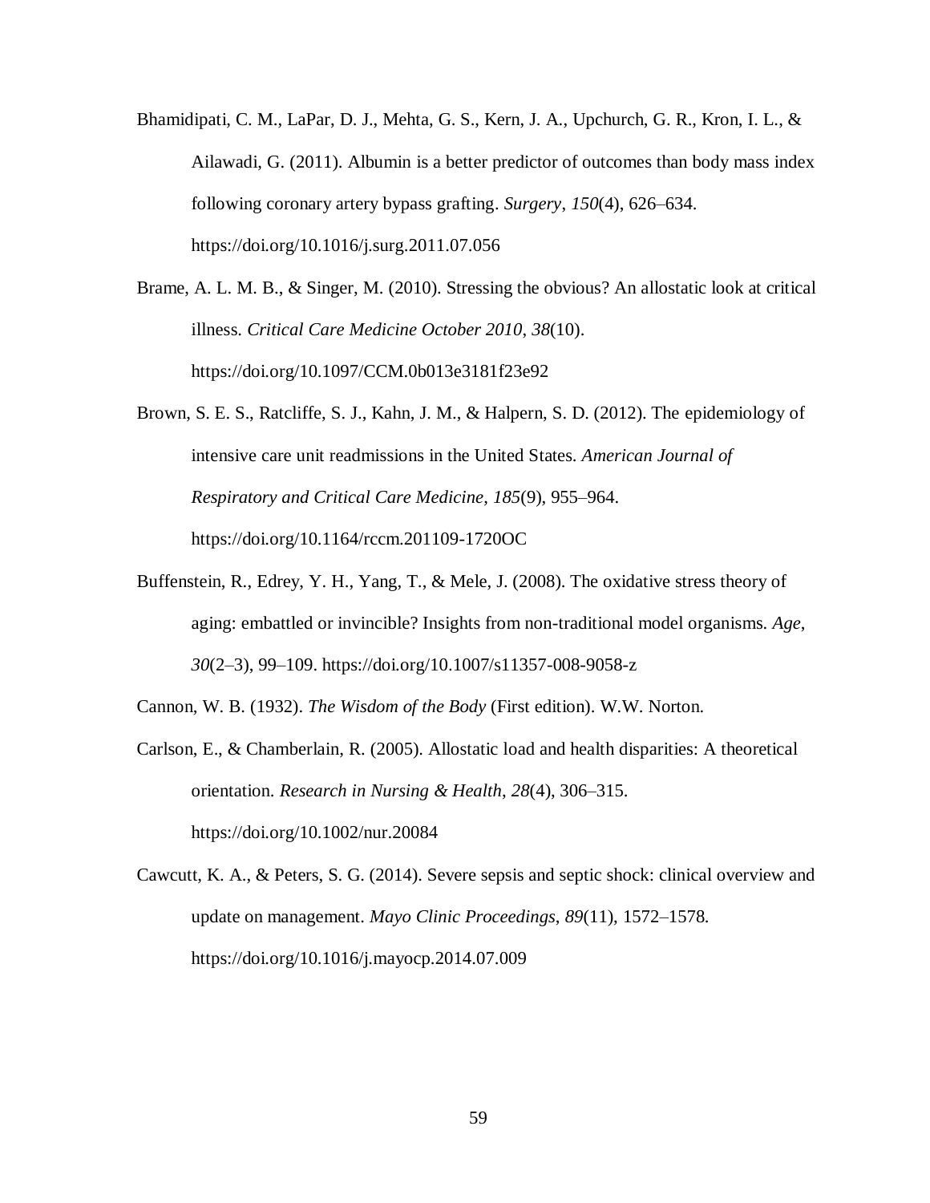Bhamidipati, C. M., LaPar, D. J., Mehta, G. S., Kern, J. A., Upchurch, G. R., Kron, I. L., & Ailawadi, G. (2011). Albumin is a better predictor of outcomes than body mass index following coronary artery bypass grafting. *Surgery*, *150*(4), 626–634. https://doi.org/10.1016/j.surg.2011.07.056

Brame, A. L. M. B., & Singer, M. (2010). Stressing the obvious? An allostatic look at critical illness. *Critical Care Medicine October 2010*, *38*(10). https://doi.org/10.1097/CCM.0b013e3181f23e92

Brown, S. E. S., Ratcliffe, S. J., Kahn, J. M., & Halpern, S. D. (2012). The epidemiology of intensive care unit readmissions in the United States. *American Journal of Respiratory and Critical Care Medicine*, *185*(9), 955–964. https://doi.org/10.1164/rccm.201109-1720OC

Buffenstein, R., Edrey, Y. H., Yang, T., & Mele, J. (2008). The oxidative stress theory of aging: embattled or invincible? Insights from non-traditional model organisms. *Age*, *30*(2–3), 99–109. https://doi.org/10.1007/s11357-008-9058-z

Cannon, W. B. (1932). *The Wisdom of the Body* (First edition). W.W. Norton.

Carlson, E., & Chamberlain, R. (2005). Allostatic load and health disparities: A theoretical orientation. *Research in Nursing & Health*, *28*(4), 306–315. https://doi.org/10.1002/nur.20084

Cawcutt, K. A., & Peters, S. G. (2014). Severe sepsis and septic shock: clinical overview and update on management. *Mayo Clinic Proceedings*, *89*(11), 1572–1578. https://doi.org/10.1016/j.mayocp.2014.07.009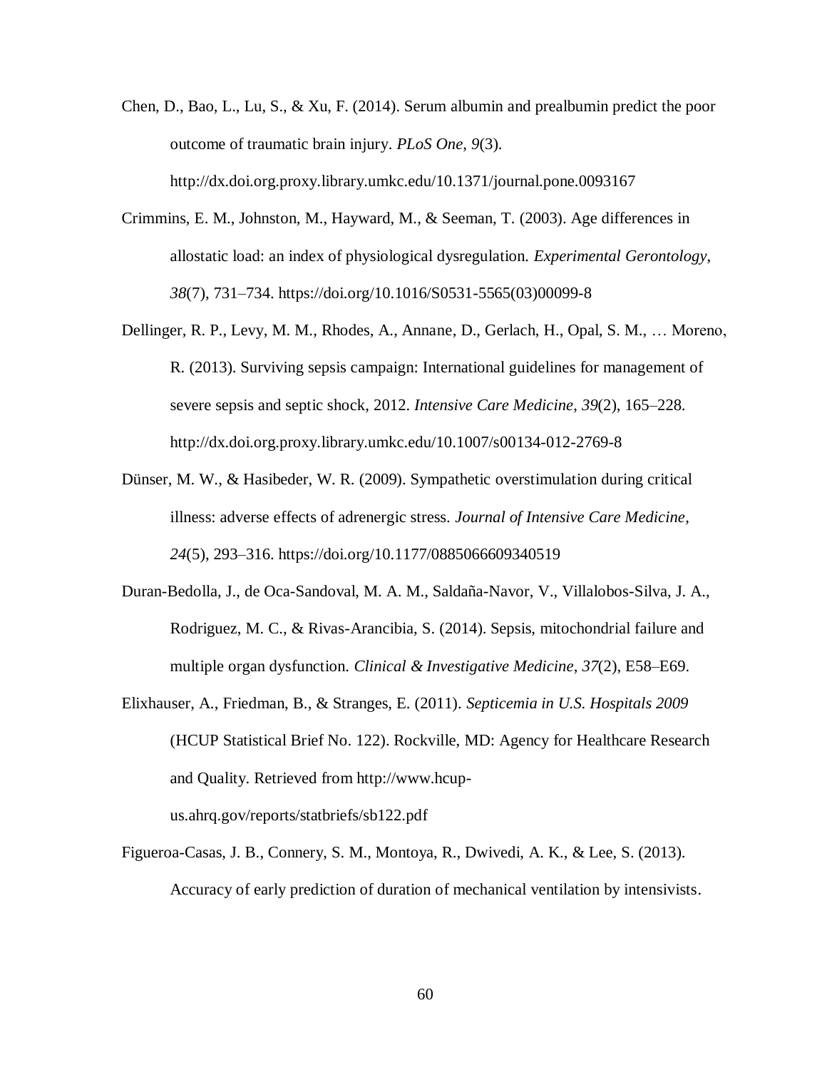Chen, D., Bao, L., Lu, S., & Xu, F. (2014). Serum albumin and prealbumin predict the poor outcome of traumatic brain injury. *PLoS One*, *9*(3). http://dx.doi.org.proxy.library.umkc.edu/10.1371/journal.pone.0093167

Crimmins, E. M., Johnston, M., Hayward, M., & Seeman, T. (2003). Age differences in allostatic load: an index of physiological dysregulation. *Experimental Gerontology*, *38*(7), 731–734. https://doi.org/10.1016/S0531-5565(03)00099-8

Dellinger, R. P., Levy, M. M., Rhodes, A., Annane, D., Gerlach, H., Opal, S. M., … Moreno, R. (2013). Surviving sepsis campaign: International guidelines for management of severe sepsis and septic shock, 2012. *Intensive Care Medicine*, *39*(2), 165–228. http://dx.doi.org.proxy.library.umkc.edu/10.1007/s00134-012-2769-8

Dünser, M. W., & Hasibeder, W. R. (2009). Sympathetic overstimulation during critical illness: adverse effects of adrenergic stress. *Journal of Intensive Care Medicine*, *24*(5), 293–316. https://doi.org/10.1177/0885066609340519

Duran-Bedolla, J., de Oca-Sandoval, M. A. M., Saldaña-Navor, V., Villalobos-Silva, J. A., Rodriguez, M. C., & Rivas-Arancibia, S. (2014). Sepsis, mitochondrial failure and multiple organ dysfunction. *Clinical & Investigative Medicine*, *37*(2), E58–E69.

Elixhauser, A., Friedman, B., & Stranges, E. (2011). *Septicemia in U.S. Hospitals 2009* (HCUP Statistical Brief No. 122). Rockville, MD: Agency for Healthcare Research and Quality. Retrieved from http://www.hcup-us.ahrq.gov/reports/statbriefs/sb122.pdf

Figueroa-Casas, J. B., Connery, S. M., Montoya, R., Dwivedi, A. K., & Lee, S. (2013). Accuracy of early prediction of duration of mechanical ventilation by intensivists.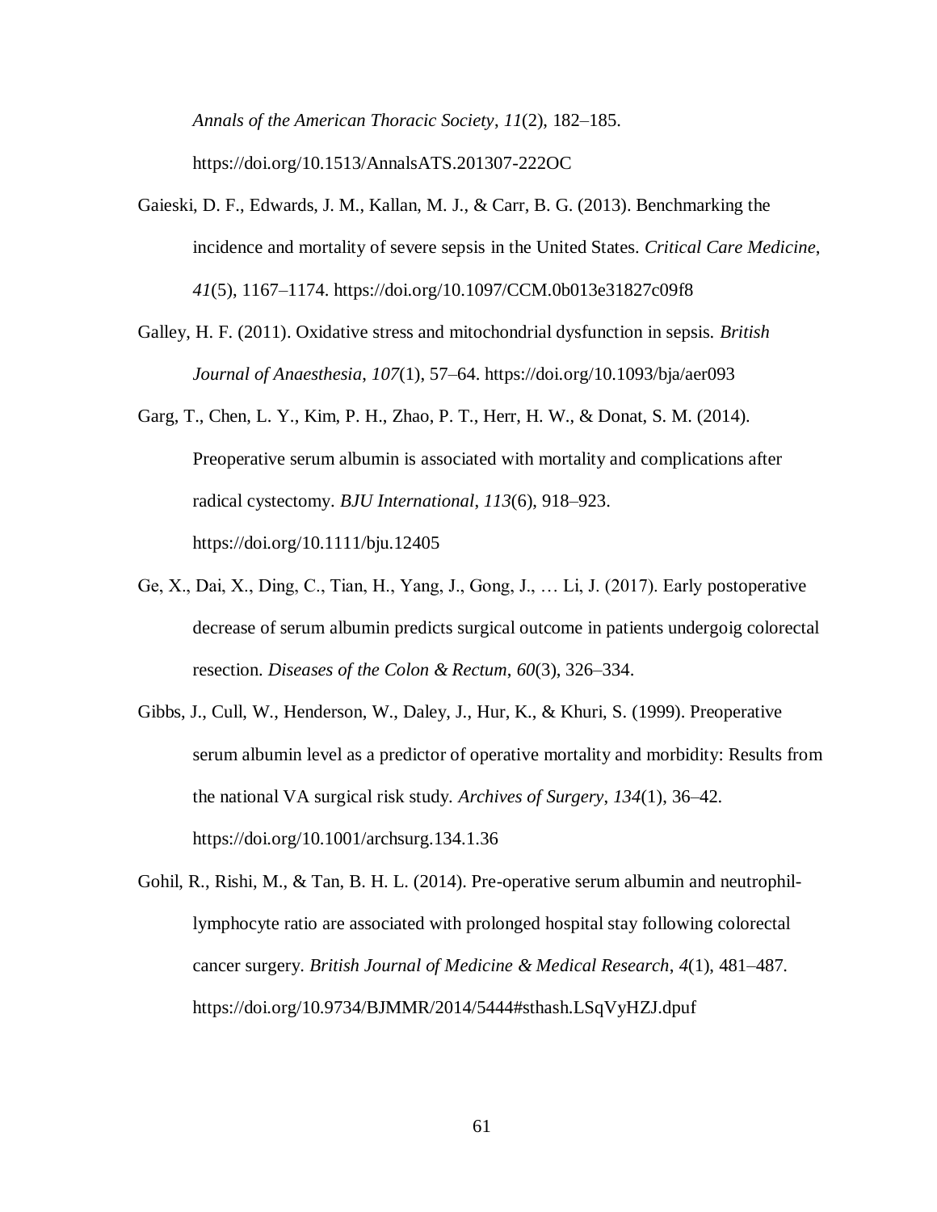*Annals of the American Thoracic Society*, *11*(2), 182–185. https://doi.org/10.1513/AnnalsATS.201307-222OC

Gaieski, D. F., Edwards, J. M., Kallan, M. J., & Carr, B. G. (2013). Benchmarking the incidence and mortality of severe sepsis in the United States. *Critical Care Medicine*, *41*(5), 1167–1174. https://doi.org/10.1097/CCM.0b013e31827c09f8

Galley, H. F. (2011). Oxidative stress and mitochondrial dysfunction in sepsis. *British Journal of Anaesthesia*, *107*(1), 57–64. https://doi.org/10.1093/bja/aer093

Garg, T., Chen, L. Y., Kim, P. H., Zhao, P. T., Herr, H. W., & Donat, S. M. (2014). Preoperative serum albumin is associated with mortality and complications after radical cystectomy. *BJU International*, *113*(6), 918–923. https://doi.org/10.1111/bju.12405

Ge, X., Dai, X., Ding, C., Tian, H., Yang, J., Gong, J., … Li, J. (2017). Early postoperative decrease of serum albumin predicts surgical outcome in patients undergoig colorectal resection. *Diseases of the Colon & Rectum*, *60*(3), 326–334.

Gibbs, J., Cull, W., Henderson, W., Daley, J., Hur, K., & Khuri, S. (1999). Preoperative serum albumin level as a predictor of operative mortality and morbidity: Results from the national VA surgical risk study. *Archives of Surgery*, *134*(1), 36–42. https://doi.org/10.1001/archsurg.134.1.36

Gohil, R., Rishi, M., & Tan, B. H. L. (2014). Pre-operative serum albumin and neutrophil-lymphocyte ratio are associated with prolonged hospital stay following colorectal cancer surgery. *British Journal of Medicine & Medical Research*, *4*(1), 481–487. https://doi.org/10.9734/BJMMR/2014/5444#sthash.LSqVyHZJ.dpuf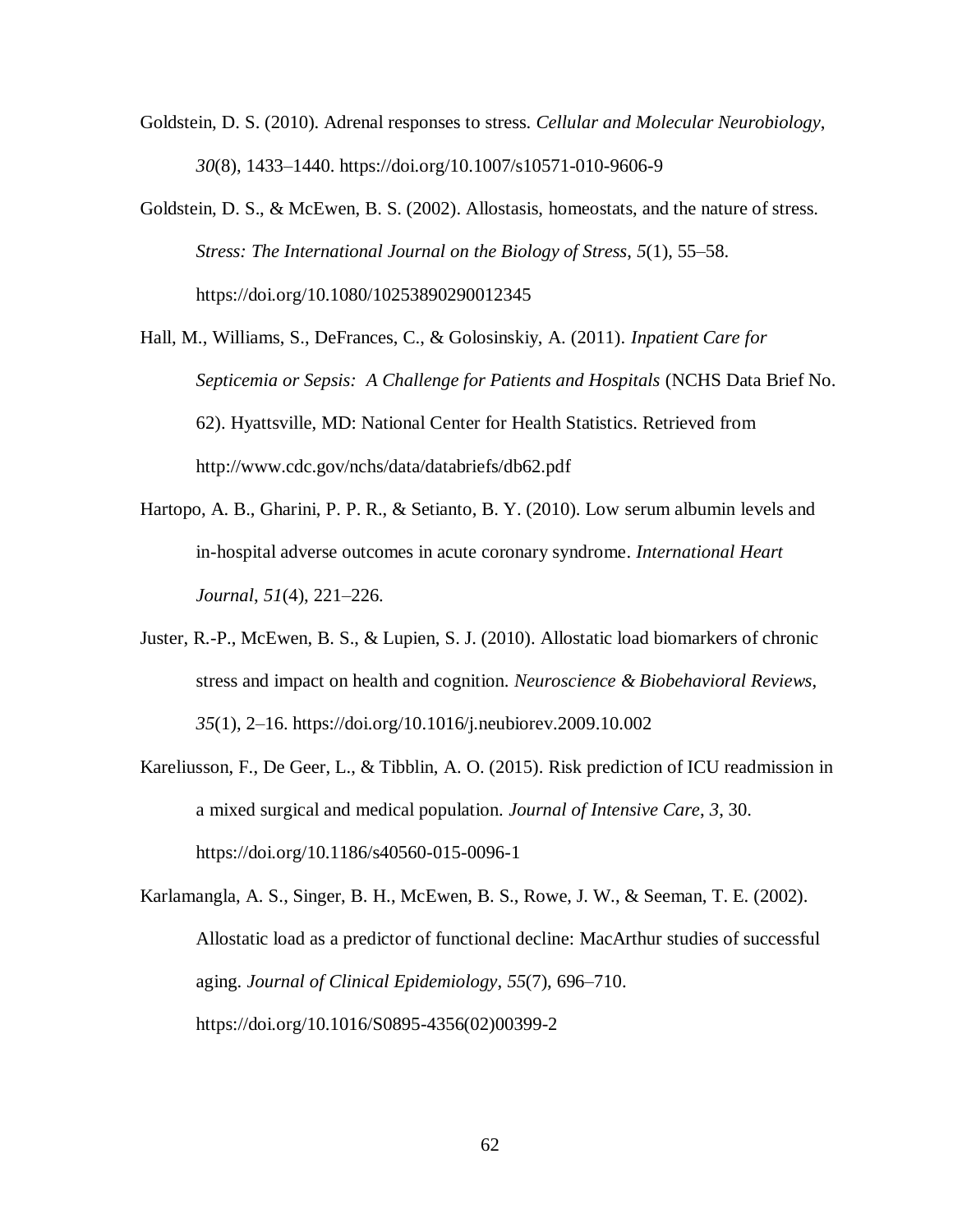Goldstein, D. S. (2010). Adrenal responses to stress. *Cellular and Molecular Neurobiology*, *30*(8), 1433–1440. https://doi.org/10.1007/s10571-010-9606-9

Goldstein, D. S., & McEwen, B. S. (2002). Allostasis, homeostats, and the nature of stress. *Stress: The International Journal on the Biology of Stress*, *5*(1), 55–58. https://doi.org/10.1080/10253890290012345

Hall, M., Williams, S., DeFrances, C., & Golosinskiy, A. (2011). *Inpatient Care for Septicemia or Sepsis: A Challenge for Patients and Hospitals* (NCHS Data Brief No. 62). Hyattsville, MD: National Center for Health Statistics. Retrieved from http://www.cdc.gov/nchs/data/databriefs/db62.pdf

Hartopo, A. B., Gharini, P. P. R., & Setianto, B. Y. (2010). Low serum albumin levels and in-hospital adverse outcomes in acute coronary syndrome. *International Heart Journal*, *51*(4), 221–226.

Juster, R.-P., McEwen, B. S., & Lupien, S. J. (2010). Allostatic load biomarkers of chronic stress and impact on health and cognition. *Neuroscience & Biobehavioral Reviews*, *35*(1), 2–16. https://doi.org/10.1016/j.neubiorev.2009.10.002

Kareliusson, F., De Geer, L., & Tibblin, A. O. (2015). Risk prediction of ICU readmission in a mixed surgical and medical population. *Journal of Intensive Care*, *3*, 30. https://doi.org/10.1186/s40560-015-0096-1

Karlamangla, A. S., Singer, B. H., McEwen, B. S., Rowe, J. W., & Seeman, T. E. (2002). Allostatic load as a predictor of functional decline: MacArthur studies of successful aging. *Journal of Clinical Epidemiology*, *55*(7), 696–710. https://doi.org/10.1016/S0895-4356(02)00399-2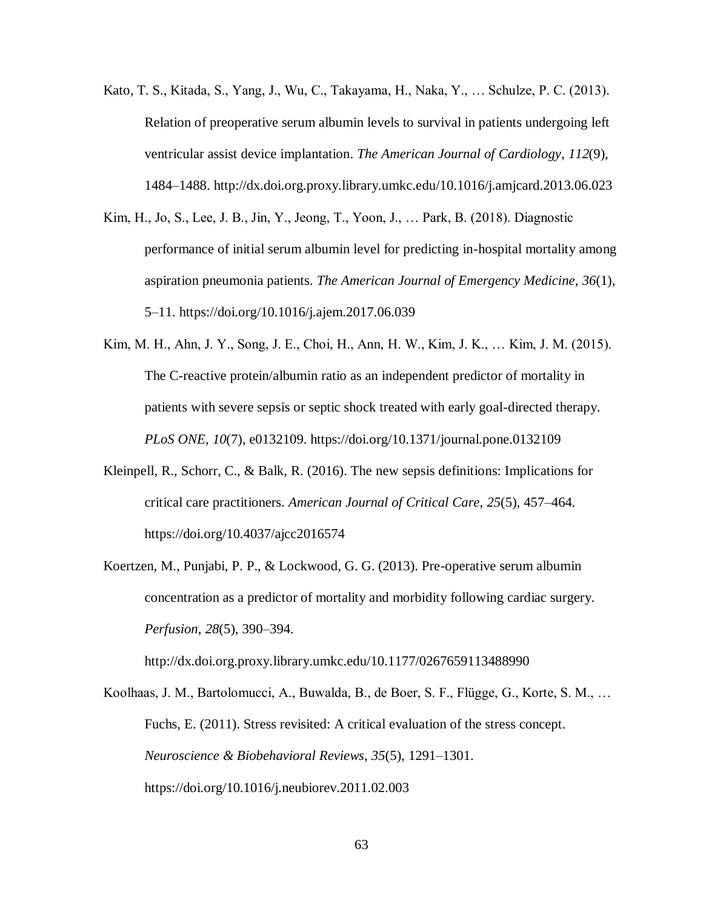Kato, T. S., Kitada, S., Yang, J., Wu, C., Takayama, H., Naka, Y., … Schulze, P. C. (2013). Relation of preoperative serum albumin levels to survival in patients undergoing left ventricular assist device implantation. *The American Journal of Cardiology*, *112*(9), 1484–1488. http://dx.doi.org.proxy.library.umkc.edu/10.1016/j.amjcard.2013.06.023

Kim, H., Jo, S., Lee, J. B., Jin, Y., Jeong, T., Yoon, J., … Park, B. (2018). Diagnostic performance of initial serum albumin level for predicting in-hospital mortality among aspiration pneumonia patients. *The American Journal of Emergency Medicine*, *36*(1), 5–11. https://doi.org/10.1016/j.ajem.2017.06.039

Kim, M. H., Ahn, J. Y., Song, J. E., Choi, H., Ann, H. W., Kim, J. K., … Kim, J. M. (2015). The C-reactive protein/albumin ratio as an independent predictor of mortality in patients with severe sepsis or septic shock treated with early goal-directed therapy. *PLoS ONE*, *10*(7), e0132109. https://doi.org/10.1371/journal.pone.0132109

Kleinpell, R., Schorr, C., & Balk, R. (2016). The new sepsis definitions: Implications for critical care practitioners. *American Journal of Critical Care*, *25*(5), 457–464. https://doi.org/10.4037/ajcc2016574

Koertzen, M., Punjabi, P. P., & Lockwood, G. G. (2013). Pre-operative serum albumin concentration as a predictor of mortality and morbidity following cardiac surgery. *Perfusion*, *28*(5), 390–394. http://dx.doi.org.proxy.library.umkc.edu/10.1177/0267659113488990

Koolhaas, J. M., Bartolomucci, A., Buwalda, B., de Boer, S. F., Flügge, G., Korte, S. M., … Fuchs, E. (2011). Stress revisited: A critical evaluation of the stress concept. *Neuroscience & Biobehavioral Reviews*, *35*(5), 1291–1301. https://doi.org/10.1016/j.neubiorev.2011.02.003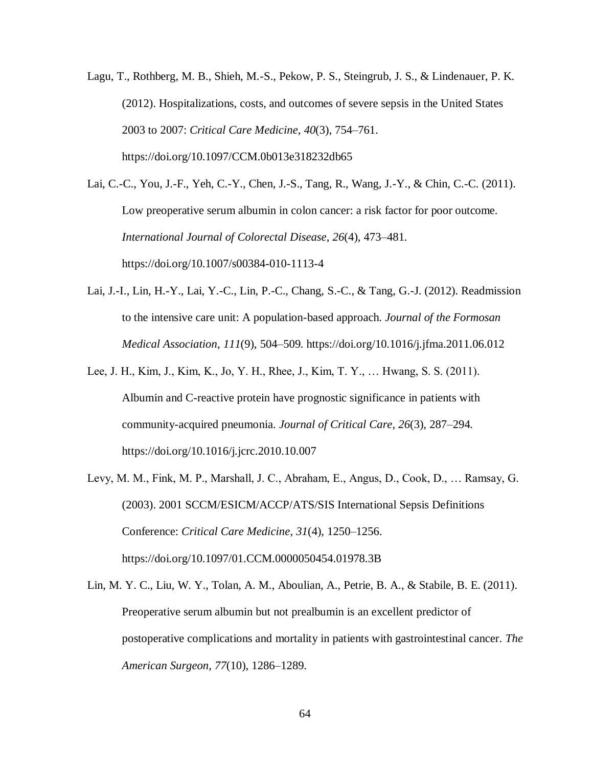Lagu, T., Rothberg, M. B., Shieh, M.-S., Pekow, P. S., Steingrub, J. S., & Lindenauer, P. K. (2012). Hospitalizations, costs, and outcomes of severe sepsis in the United States 2003 to 2007: *Critical Care Medicine*, *40*(3), 754–761. https://doi.org/10.1097/CCM.0b013e318232db65

Lai, C.-C., You, J.-F., Yeh, C.-Y., Chen, J.-S., Tang, R., Wang, J.-Y., & Chin, C.-C. (2011). Low preoperative serum albumin in colon cancer: a risk factor for poor outcome. *International Journal of Colorectal Disease*, *26*(4), 473–481. https://doi.org/10.1007/s00384-010-1113-4

Lai, J.-I., Lin, H.-Y., Lai, Y.-C., Lin, P.-C., Chang, S.-C., & Tang, G.-J. (2012). Readmission to the intensive care unit: A population-based approach. *Journal of the Formosan Medical Association*, *111*(9), 504–509. https://doi.org/10.1016/j.jfma.2011.06.012

Lee, J. H., Kim, J., Kim, K., Jo, Y. H., Rhee, J., Kim, T. Y., … Hwang, S. S. (2011). Albumin and C-reactive protein have prognostic significance in patients with community-acquired pneumonia. *Journal of Critical Care*, *26*(3), 287–294. https://doi.org/10.1016/j.jcrc.2010.10.007

Levy, M. M., Fink, M. P., Marshall, J. C., Abraham, E., Angus, D., Cook, D., … Ramsay, G. (2003). 2001 SCCM/ESICM/ACCP/ATS/SIS International Sepsis Definitions Conference: *Critical Care Medicine*, *31*(4), 1250–1256. https://doi.org/10.1097/01.CCM.0000050454.01978.3B

Lin, M. Y. C., Liu, W. Y., Tolan, A. M., Aboulian, A., Petrie, B. A., & Stabile, B. E. (2011). Preoperative serum albumin but not prealbumin is an excellent predictor of postoperative complications and mortality in patients with gastrointestinal cancer. *The American Surgeon*, *77*(10), 1286–1289.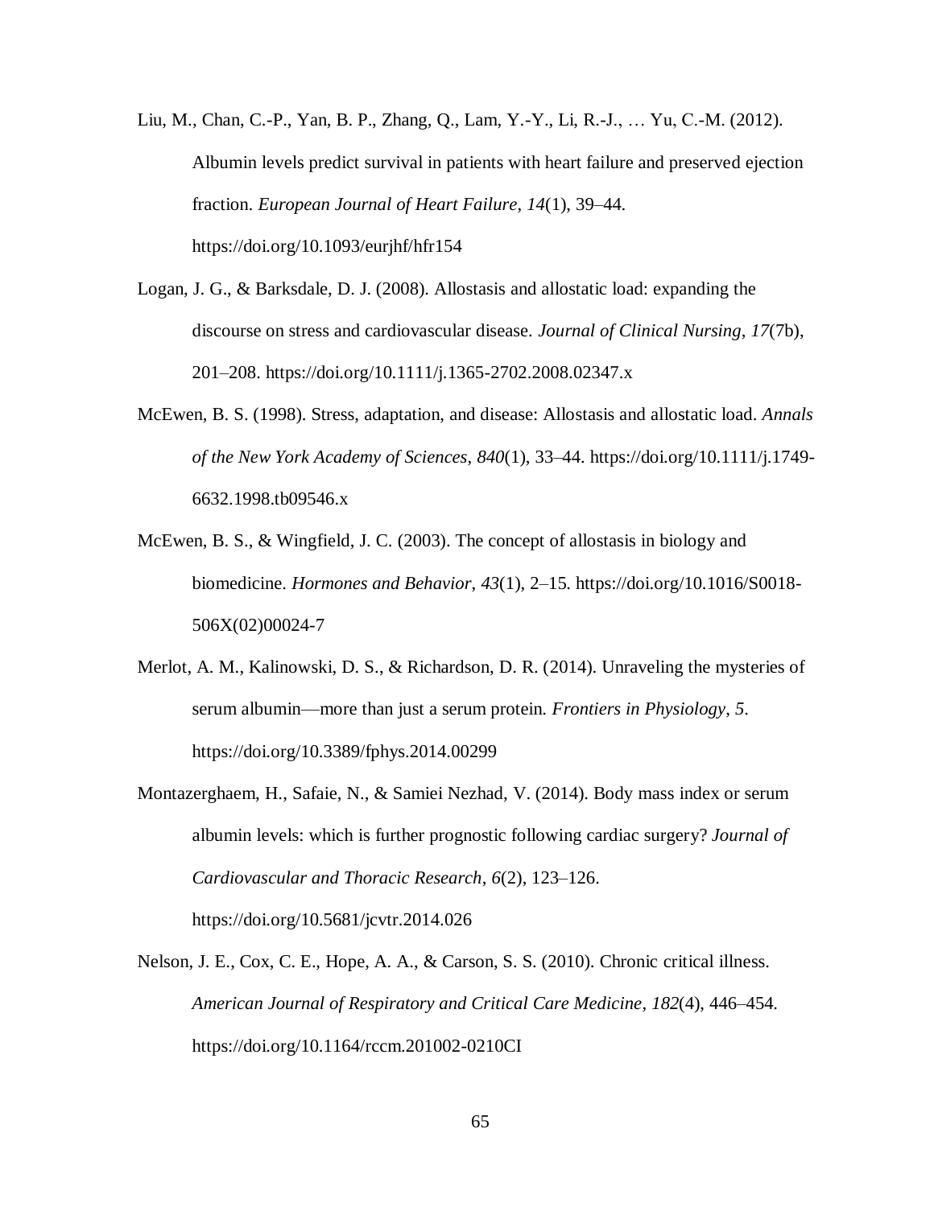Liu, M., Chan, C.-P., Yan, B. P., Zhang, Q., Lam, Y.-Y., Li, R.-J., … Yu, C.-M. (2012). Albumin levels predict survival in patients with heart failure and preserved ejection fraction. *European Journal of Heart Failure*, *14*(1), 39–44. https://doi.org/10.1093/eurjhf/hfr154

Logan, J. G., & Barksdale, D. J. (2008). Allostasis and allostatic load: expanding the discourse on stress and cardiovascular disease. *Journal of Clinical Nursing*, *17*(7b), 201–208. https://doi.org/10.1111/j.1365-2702.2008.02347.x

McEwen, B. S. (1998). Stress, adaptation, and disease: Allostasis and allostatic load. *Annals of the New York Academy of Sciences*, *840*(1), 33–44. https://doi.org/10.1111/j.1749-6632.1998.tb09546.x

McEwen, B. S., & Wingfield, J. C. (2003). The concept of allostasis in biology and biomedicine. *Hormones and Behavior*, *43*(1), 2–15. https://doi.org/10.1016/S0018-506X(02)00024-7

Merlot, A. M., Kalinowski, D. S., & Richardson, D. R. (2014). Unraveling the mysteries of serum albumin—more than just a serum protein. *Frontiers in Physiology*, *5*. https://doi.org/10.3389/fphys.2014.00299

Montazerghaem, H., Safaie, N., & Samiei Nezhad, V. (2014). Body mass index or serum albumin levels: which is further prognostic following cardiac surgery? *Journal of Cardiovascular and Thoracic Research*, *6*(2), 123–126. https://doi.org/10.5681/jcvtr.2014.026

Nelson, J. E., Cox, C. E., Hope, A. A., & Carson, S. S. (2010). Chronic critical illness. *American Journal of Respiratory and Critical Care Medicine*, *182*(4), 446–454. https://doi.org/10.1164/rccm.201002-0210CI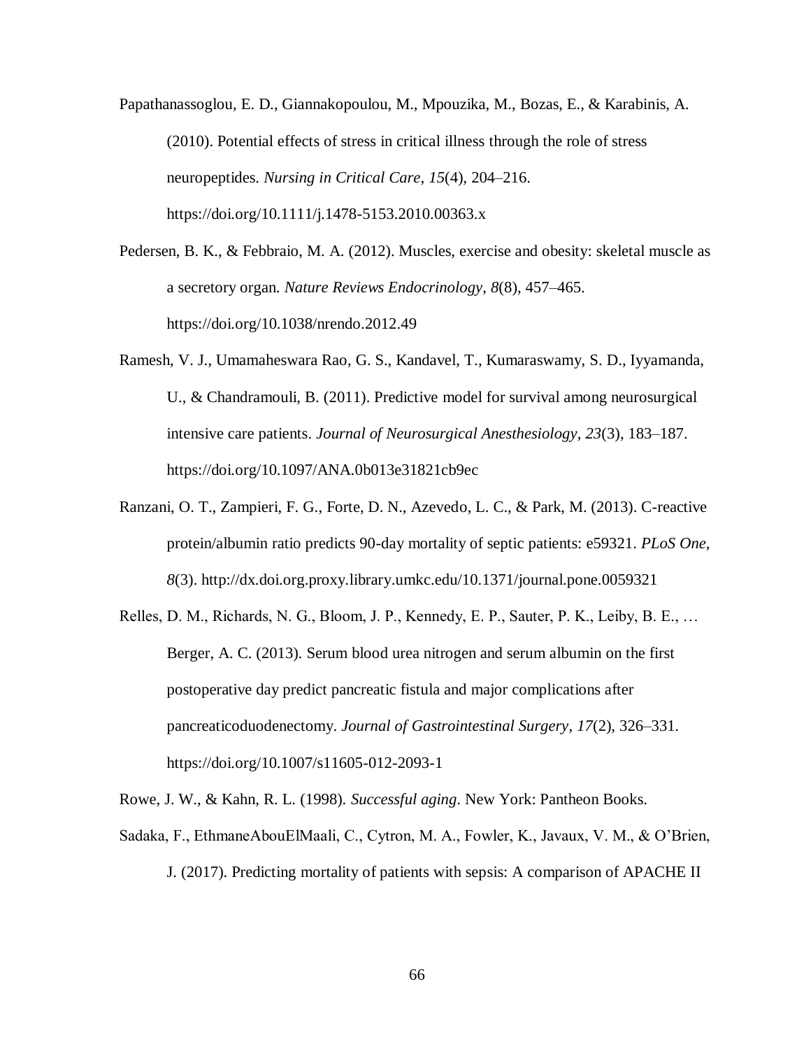Papathanassoglou, E. D., Giannakopoulou, M., Mpouzika, M., Bozas, E., & Karabinis, A. (2010). Potential effects of stress in critical illness through the role of stress neuropeptides. *Nursing in Critical Care*, *15*(4), 204–216. https://doi.org/10.1111/j.1478-5153.2010.00363.x

Pedersen, B. K., & Febbraio, M. A. (2012). Muscles, exercise and obesity: skeletal muscle as a secretory organ. *Nature Reviews Endocrinology*, *8*(8), 457–465. https://doi.org/10.1038/nrendo.2012.49

Ramesh, V. J., Umamaheswara Rao, G. S., Kandavel, T., Kumaraswamy, S. D., Iyyamanda, U., & Chandramouli, B. (2011). Predictive model for survival among neurosurgical intensive care patients. *Journal of Neurosurgical Anesthesiology*, *23*(3), 183–187. https://doi.org/10.1097/ANA.0b013e31821cb9ec

Ranzani, O. T., Zampieri, F. G., Forte, D. N., Azevedo, L. C., & Park, M. (2013). C-reactive protein/albumin ratio predicts 90-day mortality of septic patients: e59321. *PLoS One*, *8*(3). http://dx.doi.org.proxy.library.umkc.edu/10.1371/journal.pone.0059321

Relles, D. M., Richards, N. G., Bloom, J. P., Kennedy, E. P., Sauter, P. K., Leiby, B. E., … Berger, A. C. (2013). Serum blood urea nitrogen and serum albumin on the first postoperative day predict pancreatic fistula and major complications after pancreaticoduodenectomy. *Journal of Gastrointestinal Surgery*, *17*(2), 326–331. https://doi.org/10.1007/s11605-012-2093-1

Rowe, J. W., & Kahn, R. L. (1998). *Successful aging*. New York: Pantheon Books.

Sadaka, F., EthmaneAbouElMaali, C., Cytron, M. A., Fowler, K., Javaux, V. M., & O'Brien, J. (2017). Predicting mortality of patients with sepsis: A comparison of APACHE II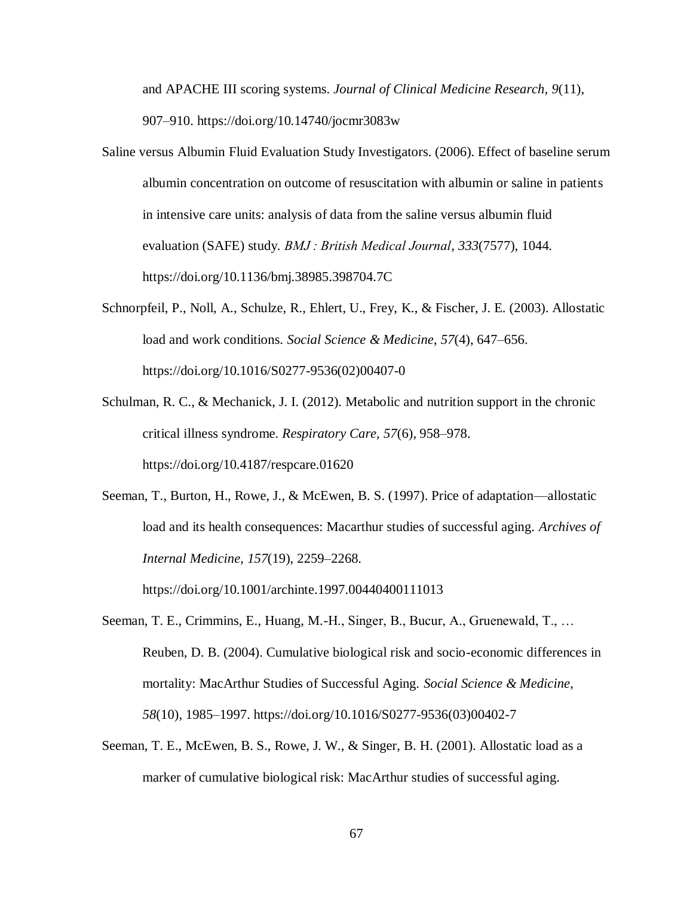and APACHE III scoring systems. *Journal of Clinical Medicine Research*, *9*(11), 907–910. https://doi.org/10.14740/jocmr3083w

Saline versus Albumin Fluid Evaluation Study Investigators. (2006). Effect of baseline serum albumin concentration on outcome of resuscitation with albumin or saline in patients in intensive care units: analysis of data from the saline versus albumin fluid evaluation (SAFE) study. *BMJ : British Medical Journal*, *333*(7577), 1044. https://doi.org/10.1136/bmj.38985.398704.7C

Schnorpfeil, P., Noll, A., Schulze, R., Ehlert, U., Frey, K., & Fischer, J. E. (2003). Allostatic load and work conditions. *Social Science & Medicine*, *57*(4), 647–656. https://doi.org/10.1016/S0277-9536(02)00407-0

Schulman, R. C., & Mechanick, J. I. (2012). Metabolic and nutrition support in the chronic critical illness syndrome. *Respiratory Care*, *57*(6), 958–978. https://doi.org/10.4187/respcare.01620

Seeman, T., Burton, H., Rowe, J., & McEwen, B. S. (1997). Price of adaptation—allostatic load and its health consequences: Macarthur studies of successful aging. *Archives of Internal Medicine*, *157*(19), 2259–2268. https://doi.org/10.1001/archinte.1997.00440400111013

Seeman, T. E., Crimmins, E., Huang, M.-H., Singer, B., Bucur, A., Gruenewald, T., … Reuben, D. B. (2004). Cumulative biological risk and socio-economic differences in mortality: MacArthur Studies of Successful Aging. *Social Science & Medicine*, *58*(10), 1985–1997. https://doi.org/10.1016/S0277-9536(03)00402-7

Seeman, T. E., McEwen, B. S., Rowe, J. W., & Singer, B. H. (2001). Allostatic load as a marker of cumulative biological risk: MacArthur studies of successful aging.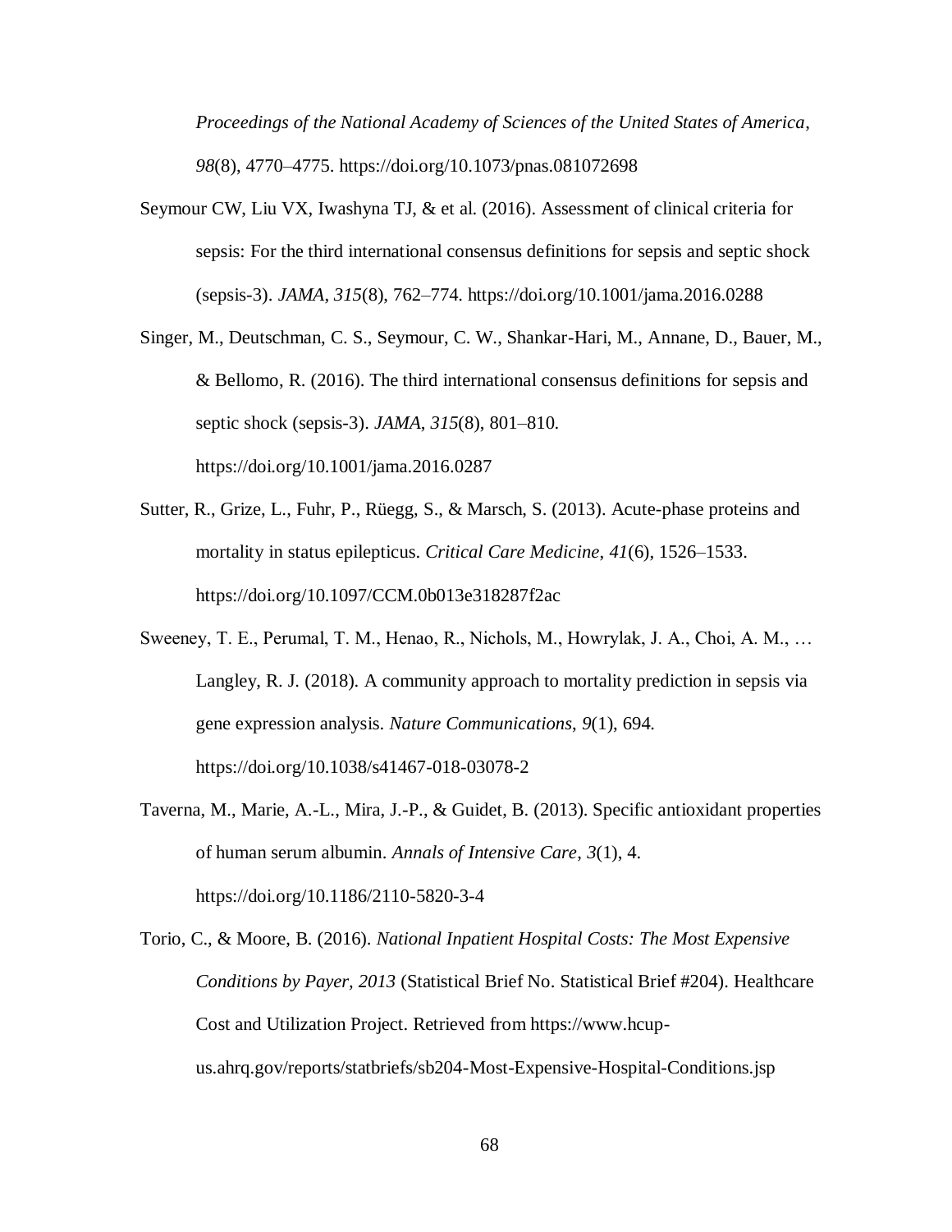*Proceedings of the National Academy of Sciences of the United States of America*, *98*(8), 4770–4775. https://doi.org/10.1073/pnas.081072698

Seymour CW, Liu VX, Iwashyna TJ, & et al. (2016). Assessment of clinical criteria for sepsis: For the third international consensus definitions for sepsis and septic shock (sepsis-3). *JAMA*, *315*(8), 762–774. https://doi.org/10.1001/jama.2016.0288

Singer, M., Deutschman, C. S., Seymour, C. W., Shankar-Hari, M., Annane, D., Bauer, M., & Bellomo, R. (2016). The third international consensus definitions for sepsis and septic shock (sepsis-3). *JAMA*, *315*(8), 801–810. https://doi.org/10.1001/jama.2016.0287

Sutter, R., Grize, L., Fuhr, P., Rüegg, S., & Marsch, S. (2013). Acute-phase proteins and mortality in status epilepticus. *Critical Care Medicine*, *41*(6), 1526–1533. https://doi.org/10.1097/CCM.0b013e318287f2ac

Sweeney, T. E., Perumal, T. M., Henao, R., Nichols, M., Howrylak, J. A., Choi, A. M., … Langley, R. J. (2018). A community approach to mortality prediction in sepsis via gene expression analysis. *Nature Communications*, *9*(1), 694. https://doi.org/10.1038/s41467-018-03078-2

Taverna, M., Marie, A.-L., Mira, J.-P., & Guidet, B. (2013). Specific antioxidant properties of human serum albumin. *Annals of Intensive Care*, *3*(1), 4. https://doi.org/10.1186/2110-5820-3-4

Torio, C., & Moore, B. (2016). *National Inpatient Hospital Costs: The Most Expensive Conditions by Payer, 2013* (Statistical Brief No. Statistical Brief #204). Healthcare Cost and Utilization Project. Retrieved from https://www.hcup-us.ahrq.gov/reports/statbriefs/sb204-Most-Expensive-Hospital-Conditions.jsp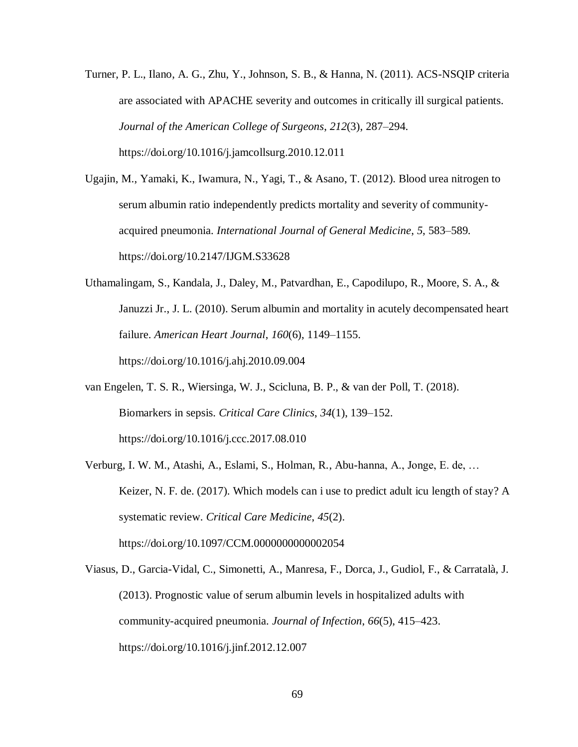Turner, P. L., Ilano, A. G., Zhu, Y., Johnson, S. B., & Hanna, N. (2011). ACS-NSQIP criteria are associated with APACHE severity and outcomes in critically ill surgical patients. *Journal of the American College of Surgeons*, *212*(3), 287–294. https://doi.org/10.1016/j.jamcollsurg.2010.12.011

Ugajin, M., Yamaki, K., Iwamura, N., Yagi, T., & Asano, T. (2012). Blood urea nitrogen to serum albumin ratio independently predicts mortality and severity of community-acquired pneumonia. *International Journal of General Medicine*, *5*, 583–589. https://doi.org/10.2147/IJGM.S33628

Uthamalingam, S., Kandala, J., Daley, M., Patvardhan, E., Capodilupo, R., Moore, S. A., & Januzzi Jr., J. L. (2010). Serum albumin and mortality in acutely decompensated heart failure. *American Heart Journal*, *160*(6), 1149–1155. https://doi.org/10.1016/j.ahj.2010.09.004

van Engelen, T. S. R., Wiersinga, W. J., Scicluna, B. P., & van der Poll, T. (2018). Biomarkers in sepsis. *Critical Care Clinics*, *34*(1), 139–152. https://doi.org/10.1016/j.ccc.2017.08.010

Verburg, I. W. M., Atashi, A., Eslami, S., Holman, R., Abu-hanna, A., Jonge, E. de, … Keizer, N. F. de. (2017). Which models can i use to predict adult icu length of stay? A systematic review. *Critical Care Medicine*, *45*(2). https://doi.org/10.1097/CCM.0000000000002054

Viasus, D., Garcia-Vidal, C., Simonetti, A., Manresa, F., Dorca, J., Gudiol, F., & Carratalà, J. (2013). Prognostic value of serum albumin levels in hospitalized adults with community-acquired pneumonia. *Journal of Infection*, *66*(5), 415–423. https://doi.org/10.1016/j.jinf.2012.12.007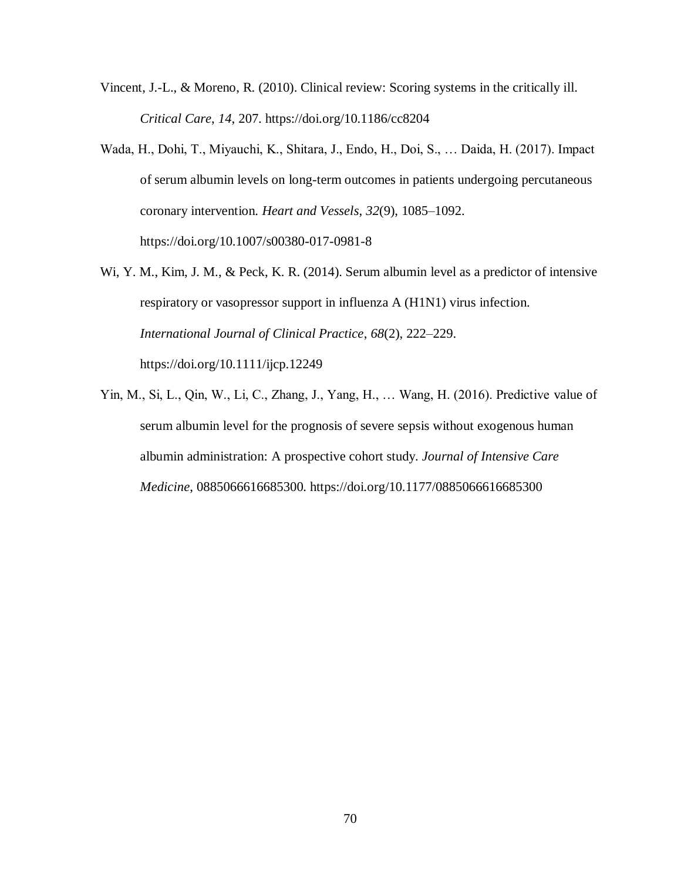Vincent, J.-L., & Moreno, R. (2010). Clinical review: Scoring systems in the critically ill. *Critical Care, 14*, 207. https://doi.org/10.1186/cc8204

Wada, H., Dohi, T., Miyauchi, K., Shitara, J., Endo, H., Doi, S., … Daida, H. (2017). Impact of serum albumin levels on long-term outcomes in patients undergoing percutaneous coronary intervention. *Heart and Vessels*, *32*(9), 1085–1092. https://doi.org/10.1007/s00380-017-0981-8

Wi, Y. M., Kim, J. M., & Peck, K. R. (2014). Serum albumin level as a predictor of intensive respiratory or vasopressor support in influenza A (H1N1) virus infection. *International Journal of Clinical Practice*, *68*(2), 222–229. https://doi.org/10.1111/ijcp.12249

Yin, M., Si, L., Qin, W., Li, C., Zhang, J., Yang, H., … Wang, H. (2016). Predictive value of serum albumin level for the prognosis of severe sepsis without exogenous human albumin administration: A prospective cohort study. *Journal of Intensive Care Medicine*, 0885066616685300. https://doi.org/10.1177/0885066616685300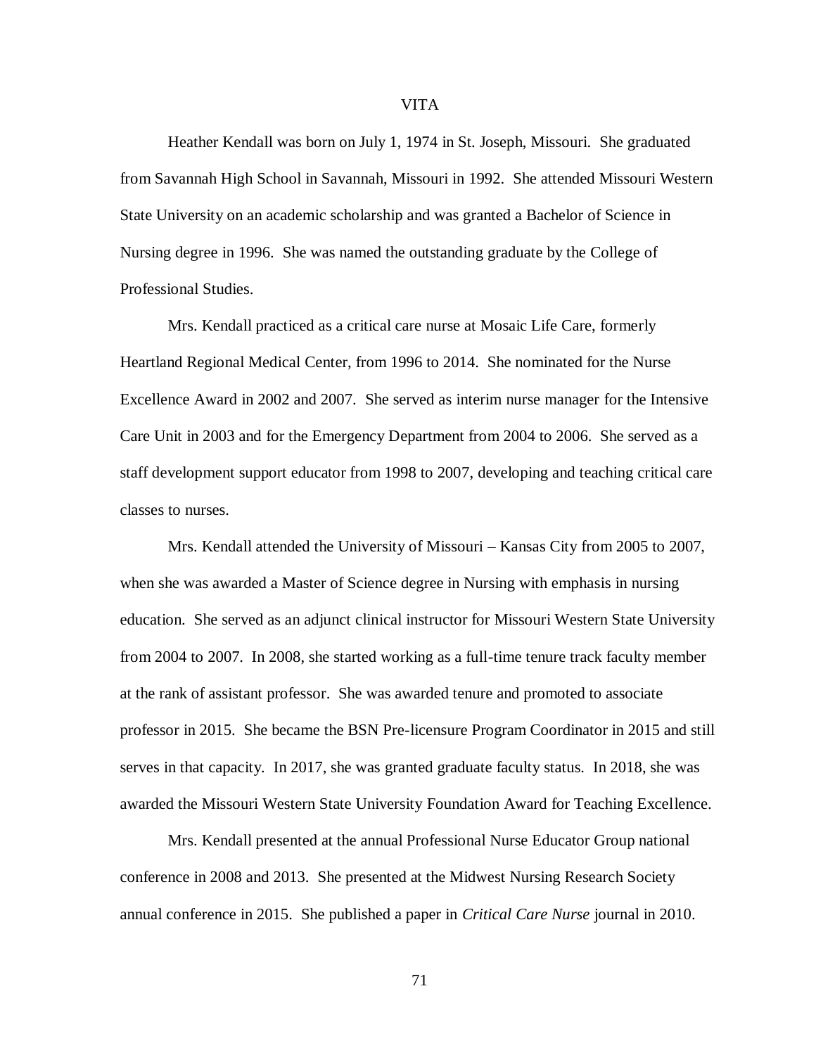# VITA

Heather Kendall was born on July 1, 1974 in St. Joseph, Missouri. She graduated from Savannah High School in Savannah, Missouri in 1992. She attended Missouri Western State University on an academic scholarship and was granted a Bachelor of Science in Nursing degree in 1996. She was named the outstanding graduate by the College of Professional Studies.

Mrs. Kendall practiced as a critical care nurse at Mosaic Life Care, formerly Heartland Regional Medical Center, from 1996 to 2014. She nominated for the Nurse Excellence Award in 2002 and 2007. She served as interim nurse manager for the Intensive Care Unit in 2003 and for the Emergency Department from 2004 to 2006. She served as a staff development support educator from 1998 to 2007, developing and teaching critical care classes to nurses.

Mrs. Kendall attended the University of Missouri – Kansas City from 2005 to 2007, when she was awarded a Master of Science degree in Nursing with emphasis in nursing education. She served as an adjunct clinical instructor for Missouri Western State University from 2004 to 2007. In 2008, she started working as a full-time tenure track faculty member at the rank of assistant professor. She was awarded tenure and promoted to associate professor in 2015. She became the BSN Pre-licensure Program Coordinator in 2015 and still serves in that capacity. In 2017, she was granted graduate faculty status. In 2018, she was awarded the Missouri Western State University Foundation Award for Teaching Excellence.

Mrs. Kendall presented at the annual Professional Nurse Educator Group national conference in 2008 and 2013. She presented at the Midwest Nursing Research Society annual conference in 2015. She published a paper in *Critical Care Nurse* journal in 2010.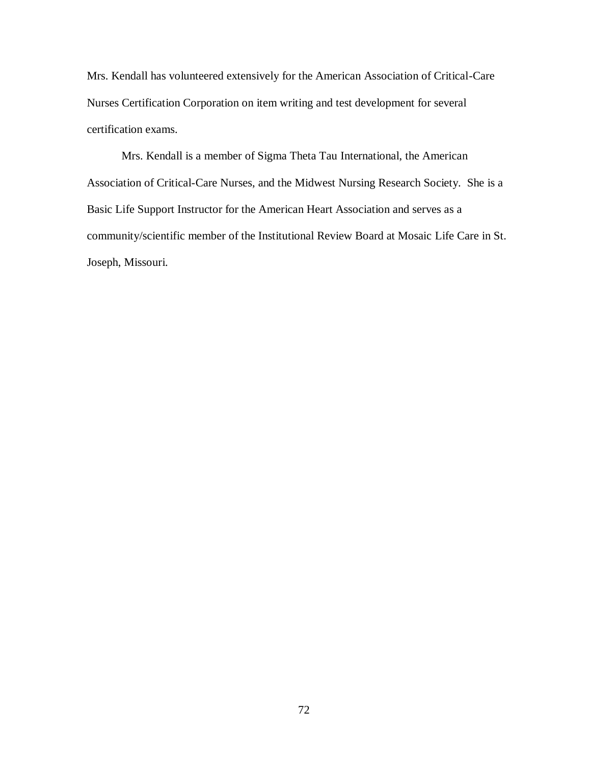Mrs. Kendall has volunteered extensively for the American Association of Critical-Care Nurses Certification Corporation on item writing and test development for several certification exams.

Mrs. Kendall is a member of Sigma Theta Tau International, the American Association of Critical-Care Nurses, and the Midwest Nursing Research Society. She is a Basic Life Support Instructor for the American Heart Association and serves as a community/scientific member of the Institutional Review Board at Mosaic Life Care in St. Joseph, Missouri.